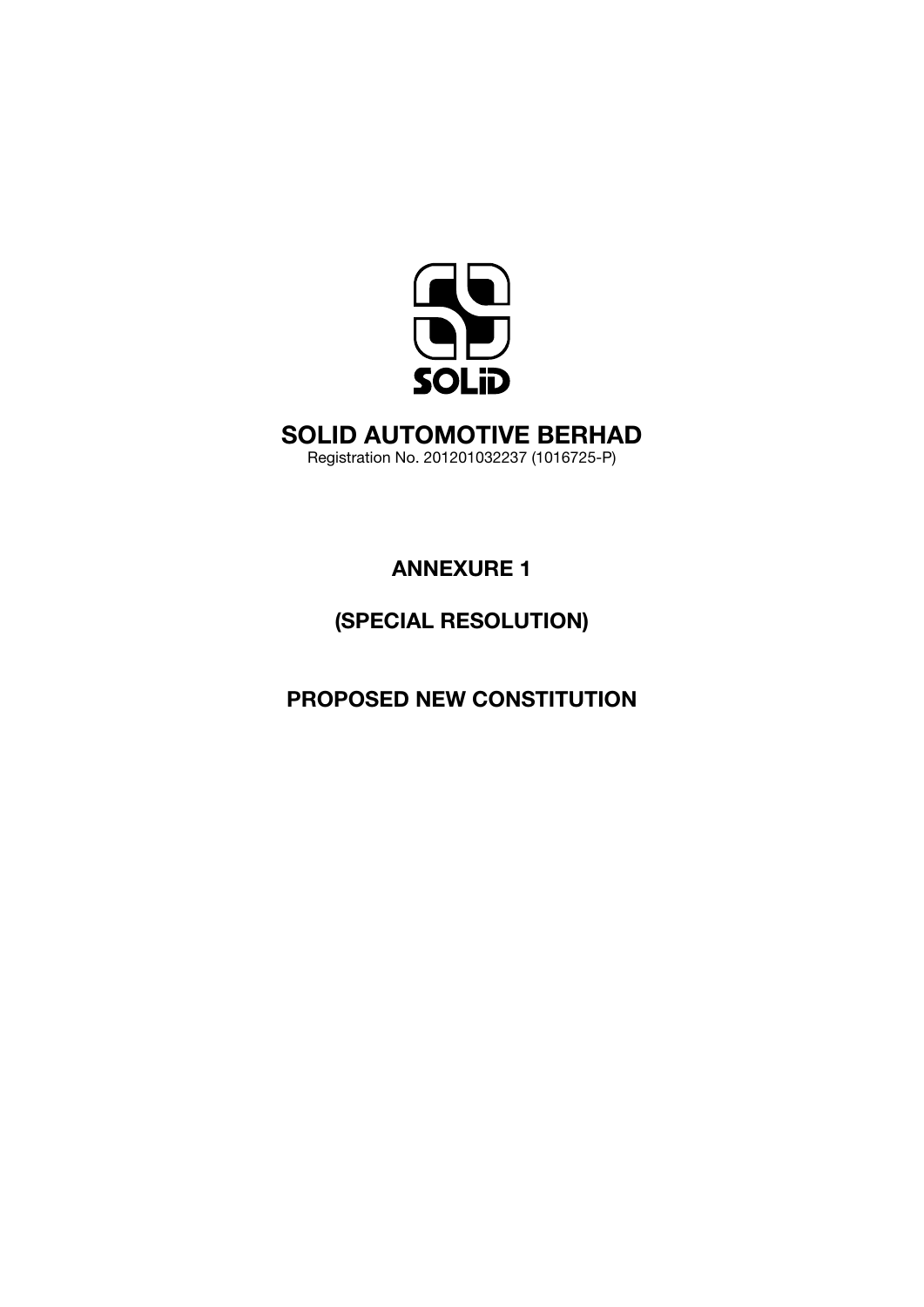SOLiD

# SOLID AUTOMOTIVE BERHAD

Registration No. 201201032237 (1016725-P)

## ANNEXURE 1

## (SPECIAL RESOLUTION)

## PROPOSED NEW CONSTITUTION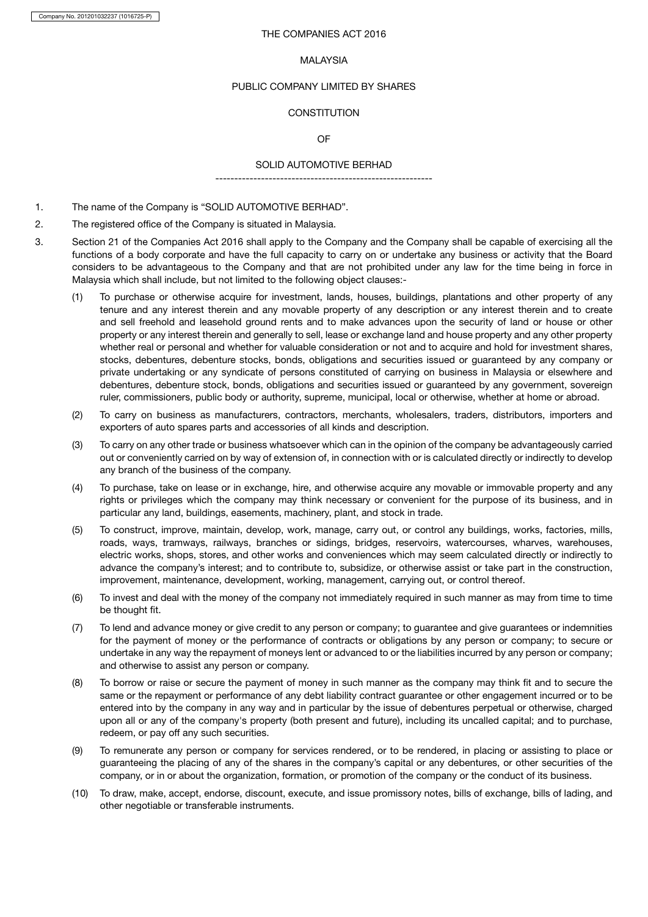THE COMPANIES ACT 2016

MALAYSIA

PUBLIC COMPANY LIMITED BY SHARES

CONSTITUTION

OF

SOLID AUTOMOTIVE BERHAD

---

1. The name of the Company is "SOLID AUTOMOTIVE BERHAD".

2. The registered office of the Company is situated in Malaysia.

3. Section 21 of the Companies Act 2016 shall apply to the Company and the Company shall be capable of exercising all the functions of a body corporate and have the full capacity to carry on or undertake any business or activity that the Board considers to be advantageous to the Company and that are not prohibited under any law for the time being in force in Malaysia which shall include, but not limited to the following object clauses:-

   (1) To purchase or otherwise acquire for investment, lands, houses, buildings, plantations and other property of any tenure and any interest therein and any movable property of any description or any interest therein and to create and sell freehold and leasehold ground rents and to make advances upon the security of land or house or other property or any interest therein and generally to sell, lease or exchange land and house property and any other property whether real or personal and whether for valuable consideration or not and to acquire and hold for investment shares, stocks, debentures, debenture stocks, bonds, obligations and securities issued or guaranteed by any company or private undertaking or any syndicate of persons constituted of carrying on business in Malaysia or elsewhere and debentures, debenture stock, bonds, obligations and securities issued or guaranteed by any government, sovereign ruler, commissioners, public body or authority, supreme, municipal, local or otherwise, whether at home or abroad.

   (2) To carry on business as manufacturers, contractors, merchants, wholesalers, traders, distributors, importers and exporters of auto spares parts and accessories of all kinds and description.

   (3) To carry on any other trade or business whatsoever which can in the opinion of the company be advantageously carried out or conveniently carried on by way of extension of, in connection with or is calculated directly or indirectly to develop any branch of the business of the company.

   (4) To purchase, take on lease or in exchange, hire, and otherwise acquire any movable or immovable property and any rights or privileges which the company may think necessary or convenient for the purpose of its business, and in particular any land, buildings, easements, machinery, plant, and stock in trade.

   (5) To construct, improve, maintain, develop, work, manage, carry out, or control any buildings, works, factories, mills, roads, ways, tramways, railways, branches or sidings, bridges, reservoirs, watercourses, wharves, warehouses, electric works, shops, stores, and other works and conveniences which may seem calculated directly or indirectly to advance the company's interest; and to contribute to, subsidize, or otherwise assist or take part in the construction, improvement, maintenance, development, working, management, carrying out, or control thereof.

   (6) To invest and deal with the money of the company not immediately required in such manner as may from time to time be thought fit.

   (7) To lend and advance money or give credit to any person or company; to guarantee and give guarantees or indemnities for the payment of money or the performance of contracts or obligations by any person or company; to secure or undertake in any way the repayment of moneys lent or advanced to or the liabilities incurred by any person or company; and otherwise to assist any person or company.

   (8) To borrow or raise or secure the payment of money in such manner as the company may think fit and to secure the same or the repayment or performance of any debt liability contract guarantee or other engagement incurred or to be entered into by the company in any way and in particular by the issue of debentures perpetual or otherwise, charged upon all or any of the company's property (both present and future), including its uncalled capital; and to purchase, redeem, or pay off any such securities.

   (9) To remunerate any person or company for services rendered, or to be rendered, in placing or assisting to place or guaranteeing the placing of any of the shares in the company's capital or any debentures, or other securities of the company, or in or about the organization, formation, or promotion of the company or the conduct of its business.

   (10) To draw, make, accept, endorse, discount, execute, and issue promissory notes, bills of exchange, bills of lading, and other negotiable or transferable instruments.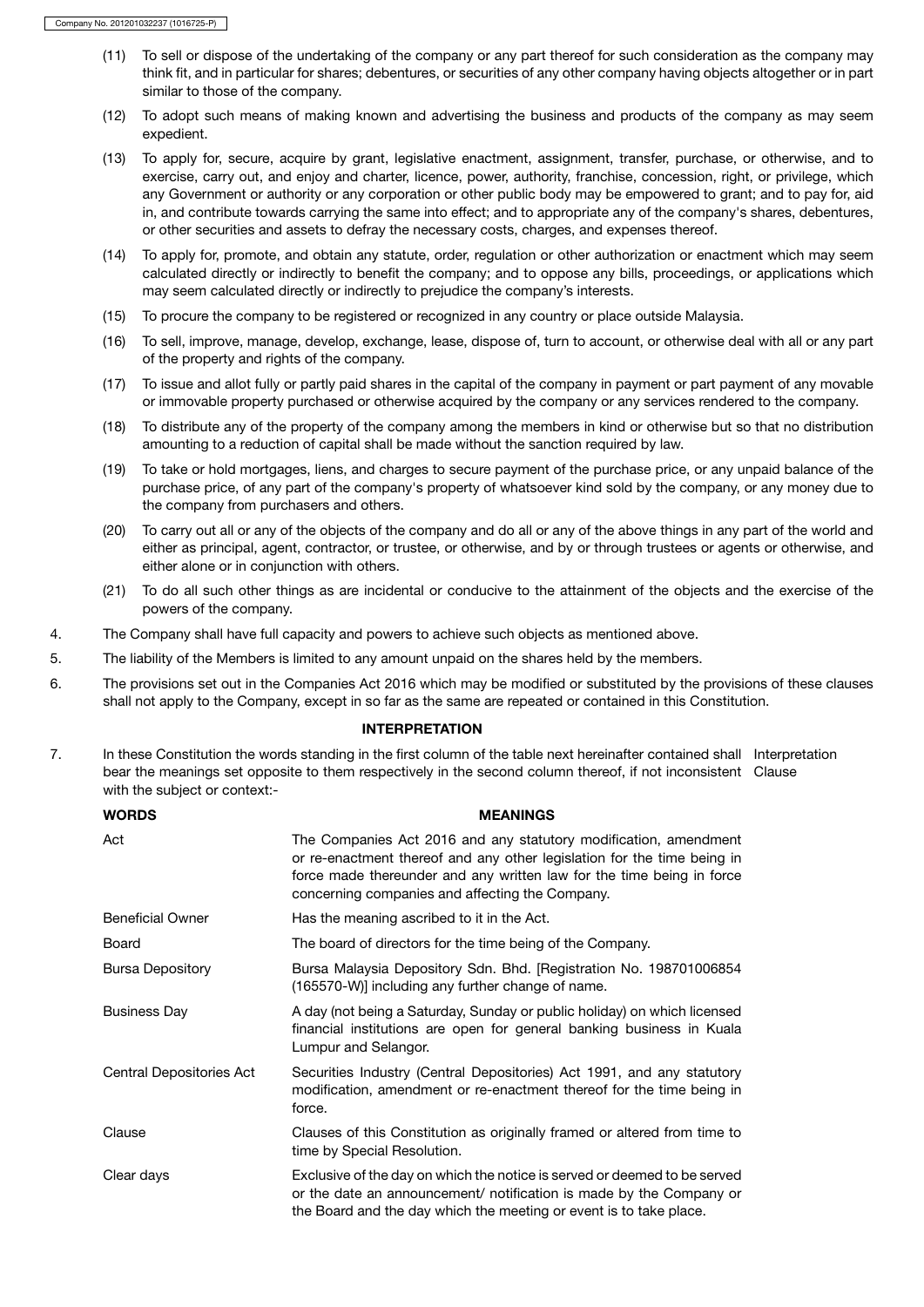(11) To sell or dispose of the undertaking of the company or any part thereof for such consideration as the company may think fit, and in particular for shares; debentures, or securities of any other company having objects altogether or in part similar to those of the company.

(12) To adopt such means of making known and advertising the business and products of the company as may seem expedient.

(13) To apply for, secure, acquire by grant, legislative enactment, assignment, transfer, purchase, or otherwise, and to exercise, carry out, and enjoy and charter, licence, power, authority, franchise, concession, right, or privilege, which any Government or authority or any corporation or other public body may be empowered to grant; and to pay for, aid in, and contribute towards carrying the same into effect; and to appropriate any of the company's shares, debentures, or other securities and assets to defray the necessary costs, charges, and expenses thereof.

(14) To apply for, promote, and obtain any statute, order, regulation or other authorization or enactment which may seem calculated directly or indirectly to benefit the company; and to oppose any bills, proceedings, or applications which may seem calculated directly or indirectly to prejudice the company's interests.

(15) To procure the company to be registered or recognized in any country or place outside Malaysia.

(16) To sell, improve, manage, develop, exchange, lease, dispose of, turn to account, or otherwise deal with all or any part of the property and rights of the company.

(17) To issue and allot fully or partly paid shares in the capital of the company in payment or part payment of any movable or immovable property purchased or otherwise acquired by the company or any services rendered to the company.

(18) To distribute any of the property of the company among the members in kind or otherwise but so that no distribution amounting to a reduction of capital shall be made without the sanction required by law.

(19) To take or hold mortgages, liens, and charges to secure payment of the purchase price, or any unpaid balance of the purchase price, of any part of the company's property of whatsoever kind sold by the company, or any money due to the company from purchasers and others.

(20) To carry out all or any of the objects of the company and do all or any of the above things in any part of the world and either as principal, agent, contractor, or trustee, or otherwise, and by or through trustees or agents or otherwise, and either alone or in conjunction with others.

(21) To do all such other things as are incidental or conducive to the attainment of the objects and the exercise of the powers of the company.

4. The Company shall have full capacity and powers to achieve such objects as mentioned above.

5. The liability of the Members is limited to any amount unpaid on the shares held by the members.

6. The provisions set out in the Companies Act 2016 which may be modified or substituted by the provisions of these clauses shall not apply to the Company, except in so far as the same are repeated or contained in this Constitution.

## INTERPRETATION

7. In these Constitution the words standing in the first column of the table next hereinafter contained shall bear the meanings set opposite to them respectively in the second column thereof, if not inconsistent with the subject or context:- *Interpretation Clause*

| WORDS | MEANINGS |
|---|---|
| Act | The Companies Act 2016 and any statutory modification, amendment or re-enactment thereof and any other legislation for the time being in force made thereunder and any written law for the time being in force concerning companies and affecting the Company. |
| Beneficial Owner | Has the meaning ascribed to it in the Act. |
| Board | The board of directors for the time being of the Company. |
| Bursa Depository | Bursa Malaysia Depository Sdn. Bhd. [Registration No. 198701006854 (165570-W)] including any further change of name. |
| Business Day | A day (not being a Saturday, Sunday or public holiday) on which licensed financial institutions are open for general banking business in Kuala Lumpur and Selangor. |
| Central Depositories Act | Securities Industry (Central Depositories) Act 1991, and any statutory modification, amendment or re-enactment thereof for the time being in force. |
| Clause | Clauses of this Constitution as originally framed or altered from time to time by Special Resolution. |
| Clear days | Exclusive of the day on which the notice is served or deemed to be served or the date an announcement/ notification is made by the Company or the Board and the day which the meeting or event is to take place. |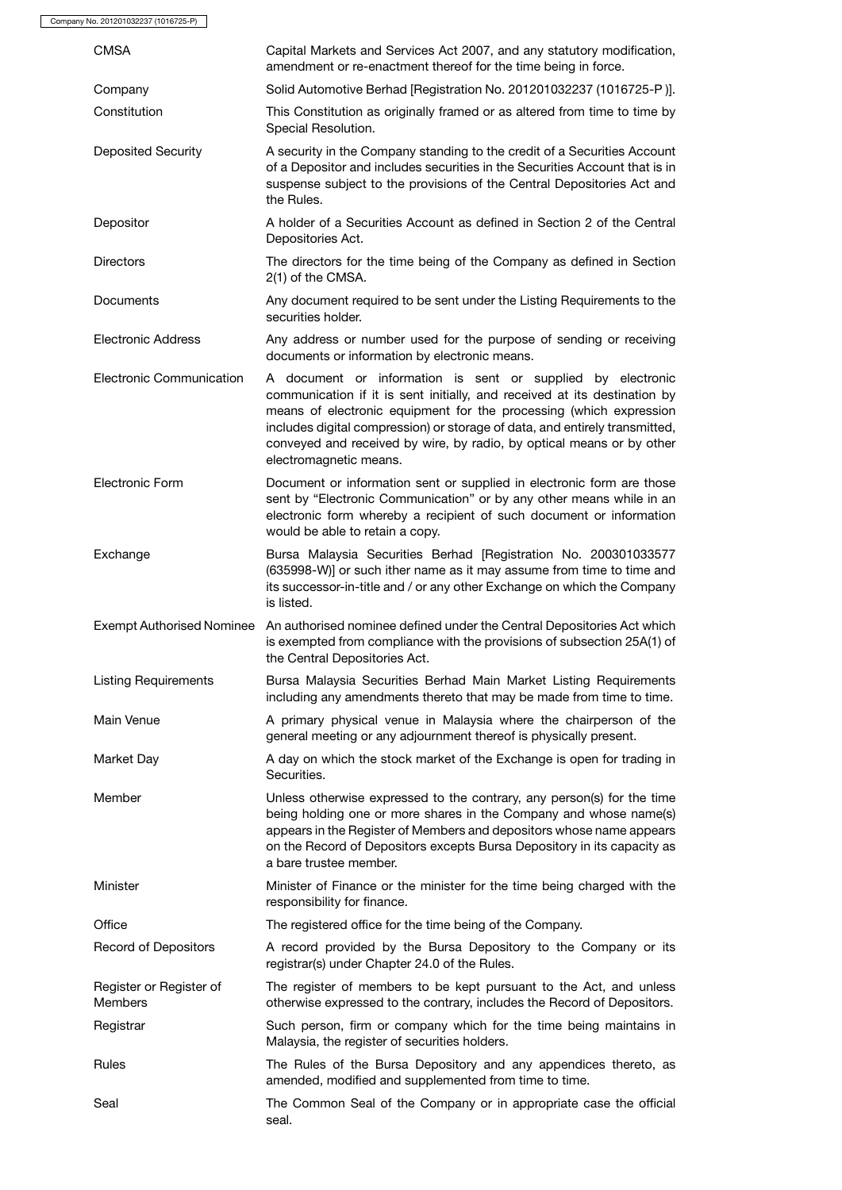| | |
|---|---|
| CMSA | Capital Markets and Services Act 2007, and any statutory modification, amendment or re-enactment thereof for the time being in force. |
| Company | Solid Automotive Berhad [Registration No. 201201032237 (1016725-P )]. |
| Constitution | This Constitution as originally framed or as altered from time to time by Special Resolution. |
| Deposited Security | A security in the Company standing to the credit of a Securities Account of a Depositor and includes securities in the Securities Account that is in suspense subject to the provisions of the Central Depositories Act and the Rules. |
| Depositor | A holder of a Securities Account as defined in Section 2 of the Central Depositories Act. |
| Directors | The directors for the time being of the Company as defined in Section 2(1) of the CMSA. |
| Documents | Any document required to be sent under the Listing Requirements to the securities holder. |
| Electronic Address | Any address or number used for the purpose of sending or receiving documents or information by electronic means. |
| Electronic Communication | A document or information is sent or supplied by electronic communication if it is sent initially, and received at its destination by means of electronic equipment for the processing (which expression includes digital compression) or storage of data, and entirely transmitted, conveyed and received by wire, by radio, by optical means or by other electromagnetic means. |
| Electronic Form | Document or information sent or supplied in electronic form are those sent by "Electronic Communication" or by any other means while in an electronic form whereby a recipient of such document or information would be able to retain a copy. |
| Exchange | Bursa Malaysia Securities Berhad [Registration No. 200301033577 (635998-W)] or such ither name as it may assume from time to time and its successor-in-title and / or any other Exchange on which the Company is listed. |
| Exempt Authorised Nominee | An authorised nominee defined under the Central Depositories Act which is exempted from compliance with the provisions of subsection 25A(1) of the Central Depositories Act. |
| Listing Requirements | Bursa Malaysia Securities Berhad Main Market Listing Requirements including any amendments thereto that may be made from time to time. |
| Main Venue | A primary physical venue in Malaysia where the chairperson of the general meeting or any adjournment thereof is physically present. |
| Market Day | A day on which the stock market of the Exchange is open for trading in Securities. |
| Member | Unless otherwise expressed to the contrary, any person(s) for the time being holding one or more shares in the Company and whose name(s) appears in the Register of Members and depositors whose name appears on the Record of Depositors excepts Bursa Depository in its capacity as a bare trustee member. |
| Minister | Minister of Finance or the minister for the time being charged with the responsibility for finance. |
| Office | The registered office for the time being of the Company. |
| Record of Depositors | A record provided by the Bursa Depository to the Company or its registrar(s) under Chapter 24.0 of the Rules. |
| Register or Register of Members | The register of members to be kept pursuant to the Act, and unless otherwise expressed to the contrary, includes the Record of Depositors. |
| Registrar | Such person, firm or company which for the time being maintains in Malaysia, the register of securities holders. |
| Rules | The Rules of the Bursa Depository and any appendices thereto, as amended, modified and supplemented from time to time. |
| Seal | The Common Seal of the Company or in appropriate case the official seal. |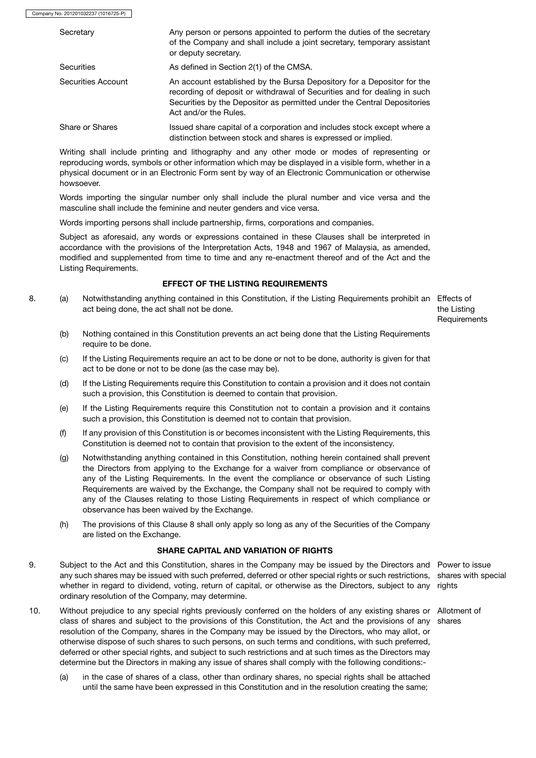| | |
|---|---|
| Secretary | Any person or persons appointed to perform the duties of the secretary of the Company and shall include a joint secretary, temporary assistant or deputy secretary. |
| Securities | As defined in Section 2(1) of the CMSA. |
| Securities Account | An account established by the Bursa Depository for a Depositor for the recording of deposit or withdrawal of Securities and for dealing in such Securities by the Depositor as permitted under the Central Depositories Act and/or the Rules. |
| Share or Shares | Issued share capital of a corporation and includes stock except where a distinction between stock and shares is expressed or implied. |

Writing shall include printing and lithography and any other mode or modes of representing or reproducing words, symbols or other information which may be displayed in a visible form, whether in a physical document or in an Electronic Form sent by way of an Electronic Communication or otherwise howsoever.

Words importing the singular number only shall include the plural number and vice versa and the masculine shall include the feminine and neuter genders and vice versa.

Words importing persons shall include partnership, firms, corporations and companies.

Subject as aforesaid, any words or expressions contained in these Clauses shall be interpreted in accordance with the provisions of the Interpretation Acts, 1948 and 1967 of Malaysia, as amended, modified and supplemented from time to time and any re-enactment thereof and of the Act and the Listing Requirements.

## EFFECT OF THE LISTING REQUIREMENTS

8. *Effects of the Listing Requirements*

   (a) Notwithstanding anything contained in this Constitution, if the Listing Requirements prohibit an act being done, the act shall not be done.

   (b) Nothing contained in this Constitution prevents an act being done that the Listing Requirements require to be done.

   (c) If the Listing Requirements require an act to be done or not to be done, authority is given for that act to be done or not to be done (as the case may be).

   (d) If the Listing Requirements require this Constitution to contain a provision and it does not contain such a provision, this Constitution is deemed to contain that provision.

   (e) If the Listing Requirements require this Constitution not to contain a provision and it contains such a provision, this Constitution is deemed not to contain that provision.

   (f) If any provision of this Constitution is or becomes inconsistent with the Listing Requirements, this Constitution is deemed not to contain that provision to the extent of the inconsistency.

   (g) Notwithstanding anything contained in this Constitution, nothing herein contained shall prevent the Directors from applying to the Exchange for a waiver from compliance or observance of any of the Listing Requirements. In the event the compliance or observance of such Listing Requirements are waived by the Exchange, the Company shall not be required to comply with any of the Clauses relating to those Listing Requirements in respect of which compliance or observance has been waived by the Exchange.

   (h) The provisions of this Clause 8 shall only apply so long as any of the Securities of the Company are listed on the Exchange.

## SHARE CAPITAL AND VARIATION OF RIGHTS

9. *Power to issue shares with special rights*

   Subject to the Act and this Constitution, shares in the Company may be issued by the Directors and any such shares may be issued with such preferred, deferred or other special rights or such restrictions, whether in regard to dividend, voting, return of capital, or otherwise as the Directors, subject to any ordinary resolution of the Company, may determine.

10. *Allotment of shares*

    Without prejudice to any special rights previously conferred on the holders of any existing shares or class of shares and subject to the provisions of this Constitution, the Act and the provisions of any resolution of the Company, shares in the Company may be issued by the Directors, who may allot, or otherwise dispose of such shares to such persons, on such terms and conditions, with such preferred, deferred or other special rights, and subject to such restrictions and at such times as the Directors may determine but the Directors in making any issue of shares shall comply with the following conditions:-

    (a) in the case of shares of a class, other than ordinary shares, no special rights shall be attached until the same have been expressed in this Constitution and in the resolution creating the same;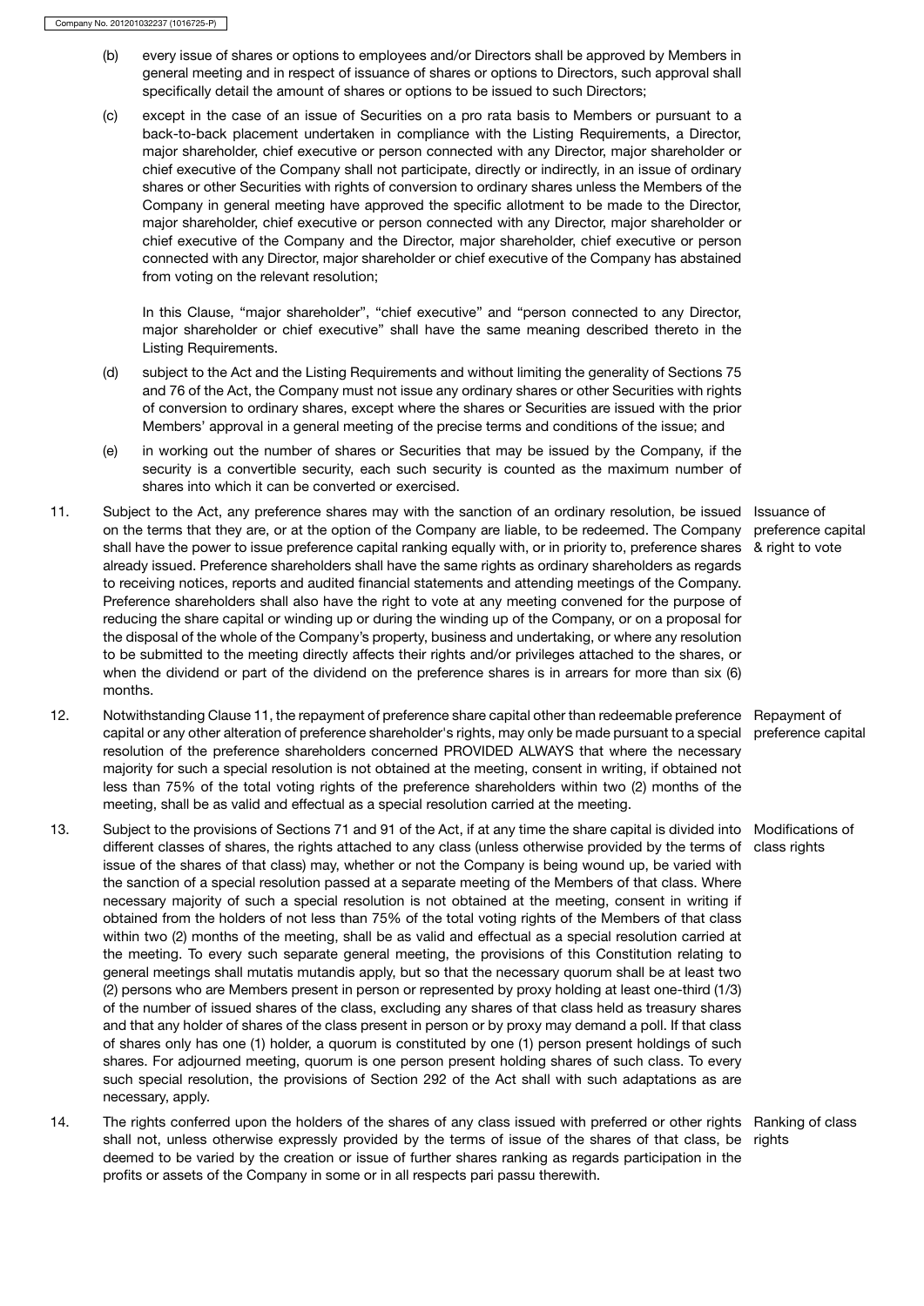(b) every issue of shares or options to employees and/or Directors shall be approved by Members in general meeting and in respect of issuance of shares or options to Directors, such approval shall specifically detail the amount of shares or options to be issued to such Directors;

(c) except in the case of an issue of Securities on a pro rata basis to Members or pursuant to a back-to-back placement undertaken in compliance with the Listing Requirements, a Director, major shareholder, chief executive or person connected with any Director, major shareholder or chief executive of the Company shall not participate, directly or indirectly, in an issue of ordinary shares or other Securities with rights of conversion to ordinary shares unless the Members of the Company in general meeting have approved the specific allotment to be made to the Director, major shareholder, chief executive or person connected with any Director, major shareholder or chief executive of the Company and the Director, major shareholder, chief executive or person connected with any Director, major shareholder or chief executive of the Company has abstained from voting on the relevant resolution;

In this Clause, "major shareholder", "chief executive" and "person connected to any Director, major shareholder or chief executive" shall have the same meaning described thereto in the Listing Requirements.

(d) subject to the Act and the Listing Requirements and without limiting the generality of Sections 75 and 76 of the Act, the Company must not issue any ordinary shares or other Securities with rights of conversion to ordinary shares, except where the shares or Securities are issued with the prior Members' approval in a general meeting of the precise terms and conditions of the issue; and

(e) in working out the number of shares or Securities that may be issued by the Company, if the security is a convertible security, each such security is counted as the maximum number of shares into which it can be converted or exercised.

**Issuance of preference capital & right to vote**

11. Subject to the Act, any preference shares may with the sanction of an ordinary resolution, be issued on the terms that they are, or at the option of the Company are liable, to be redeemed. The Company shall have the power to issue preference capital ranking equally with, or in priority to, preference shares already issued. Preference shareholders shall have the same rights as ordinary shareholders as regards to receiving notices, reports and audited financial statements and attending meetings of the Company. Preference shareholders shall also have the right to vote at any meeting convened for the purpose of reducing the share capital or winding up or during the winding up of the Company, or on a proposal for the disposal of the whole of the Company's property, business and undertaking, or where any resolution to be submitted to the meeting directly affects their rights and/or privileges attached to the shares, or when the dividend or part of the dividend on the preference shares is in arrears for more than six (6) months.

**Repayment of preference capital**

12. Notwithstanding Clause 11, the repayment of preference share capital other than redeemable preference capital or any other alteration of preference shareholder's rights, may only be made pursuant to a special resolution of the preference shareholders concerned PROVIDED ALWAYS that where the necessary majority for such a special resolution is not obtained at the meeting, consent in writing, if obtained not less than 75% of the total voting rights of the preference shareholders within two (2) months of the meeting, shall be as valid and effectual as a special resolution carried at the meeting.

**Modifications of class rights**

13. Subject to the provisions of Sections 71 and 91 of the Act, if at any time the share capital is divided into different classes of shares, the rights attached to any class (unless otherwise provided by the terms of issue of the shares of that class) may, whether or not the Company is being wound up, be varied with the sanction of a special resolution passed at a separate meeting of the Members of that class. Where necessary majority of such a special resolution is not obtained at the meeting, consent in writing if obtained from the holders of not less than 75% of the total voting rights of the Members of that class within two (2) months of the meeting, shall be as valid and effectual as a special resolution carried at the meeting. To every such separate general meeting, the provisions of this Constitution relating to general meetings shall mutatis mutandis apply, but so that the necessary quorum shall be at least two (2) persons who are Members present in person or represented by proxy holding at least one-third (1/3) of the number of issued shares of the class, excluding any shares of that class held as treasury shares and that any holder of shares of the class present in person or by proxy may demand a poll. If that class of shares only has one (1) holder, a quorum is constituted by one (1) person present holdings of such shares. For adjourned meeting, quorum is one person present holding shares of such class. To every such special resolution, the provisions of Section 292 of the Act shall with such adaptations as are necessary, apply.

**Ranking of class rights**

14. The rights conferred upon the holders of the shares of any class issued with preferred or other rights shall not, unless otherwise expressly provided by the terms of issue of the shares of that class, be deemed to be varied by the creation or issue of further shares ranking as regards participation in the profits or assets of the Company in some or in all respects pari passu therewith.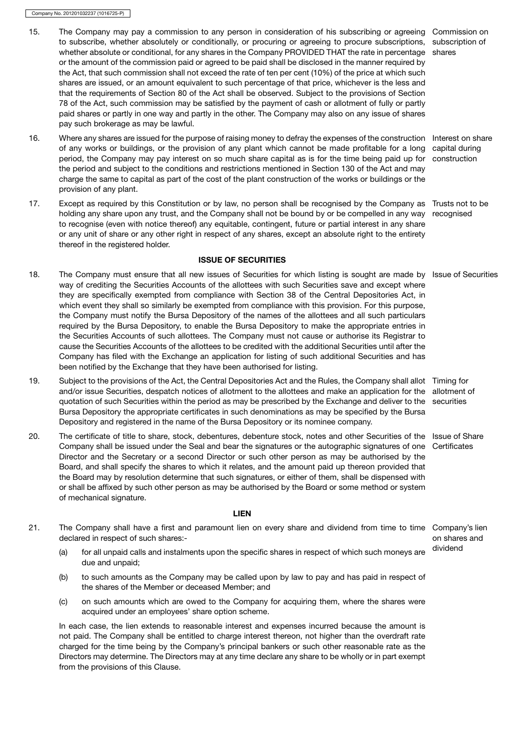15. The Company may pay a commission to any person in consideration of his subscribing or agreeing to subscribe, whether absolutely or conditionally, or procuring or agreeing to procure subscriptions, whether absolute or conditional, for any shares in the Company PROVIDED THAT the rate in percentage or the amount of the commission paid or agreed to be paid shall be disclosed in the manner required by the Act, that such commission shall not exceed the rate of ten per cent (10%) of the price at which such shares are issued, or an amount equivalent to such percentage of that price, whichever is the less and that the requirements of Section 80 of the Act shall be observed. Subject to the provisions of Section 78 of the Act, such commission may be satisfied by the payment of cash or allotment of fully or partly paid shares or partly in one way and partly in the other. The Company may also on any issue of shares pay such brokerage as may be lawful. *Commission on subscription of shares*

16. Where any shares are issued for the purpose of raising money to defray the expenses of the construction of any works or buildings, or the provision of any plant which cannot be made profitable for a long period, the Company may pay interest on so much share capital as is for the time being paid up for the period and subject to the conditions and restrictions mentioned in Section 130 of the Act and may charge the same to capital as part of the cost of the plant construction of the works or buildings or the provision of any plant. *Interest on share capital during construction*

17. Except as required by this Constitution or by law, no person shall be recognised by the Company as holding any share upon any trust, and the Company shall not be bound by or be compelled in any way to recognise (even with notice thereof) any equitable, contingent, future or partial interest in any share or any unit of share or any other right in respect of any shares, except an absolute right to the entirety thereof in the registered holder. *Trusts not to be recognised*

## ISSUE OF SECURITIES

18. The Company must ensure that all new issues of Securities for which listing is sought are made by way of crediting the Securities Accounts of the allottees with such Securities save and except where they are specifically exempted from compliance with Section 38 of the Central Depositories Act, in which event they shall so similarly be exempted from compliance with this provision. For this purpose, the Company must notify the Bursa Depository of the names of the allottees and all such particulars required by the Bursa Depository, to enable the Bursa Depository to make the appropriate entries in the Securities Accounts of such allottees. The Company must not cause or authorise its Registrar to cause the Securities Accounts of the allottees to be credited with the additional Securities until after the Company has filed with the Exchange an application for listing of such additional Securities and has been notified by the Exchange that they have been authorised for listing. *Issue of Securities*

19. Subject to the provisions of the Act, the Central Depositories Act and the Rules, the Company shall allot and/or issue Securities, despatch notices of allotment to the allottees and make an application for the quotation of such Securities within the period as may be prescribed by the Exchange and deliver to the Bursa Depository the appropriate certificates in such denominations as may be specified by the Bursa Depository and registered in the name of the Bursa Depository or its nominee company. *Timing for allotment of securities*

20. The certificate of title to share, stock, debentures, debenture stock, notes and other Securities of the Company shall be issued under the Seal and bear the signatures or the autographic signatures of one Director and the Secretary or a second Director or such other person as may be authorised by the Board, and shall specify the shares to which it relates, and the amount paid up thereon provided that the Board may by resolution determine that such signatures, or either of them, shall be dispensed with or shall be affixed by such other person as may be authorised by the Board or some method or system of mechanical signature. *Issue of Share Certificates*

## LIEN

21. The Company shall have a first and paramount lien on every share and dividend from time to time declared in respect of such shares:- *Company's lien on shares and dividend*

    (a) for all unpaid calls and instalments upon the specific shares in respect of which such moneys are due and unpaid;

    (b) to such amounts as the Company may be called upon by law to pay and has paid in respect of the shares of the Member or deceased Member; and

    (c) on such amounts which are owed to the Company for acquiring them, where the shares were acquired under an employees' share option scheme.

    In each case, the lien extends to reasonable interest and expenses incurred because the amount is not paid. The Company shall be entitled to charge interest thereon, not higher than the overdraft rate charged for the time being by the Company's principal bankers or such other reasonable rate as the Directors may determine. The Directors may at any time declare any share to be wholly or in part exempt from the provisions of this Clause.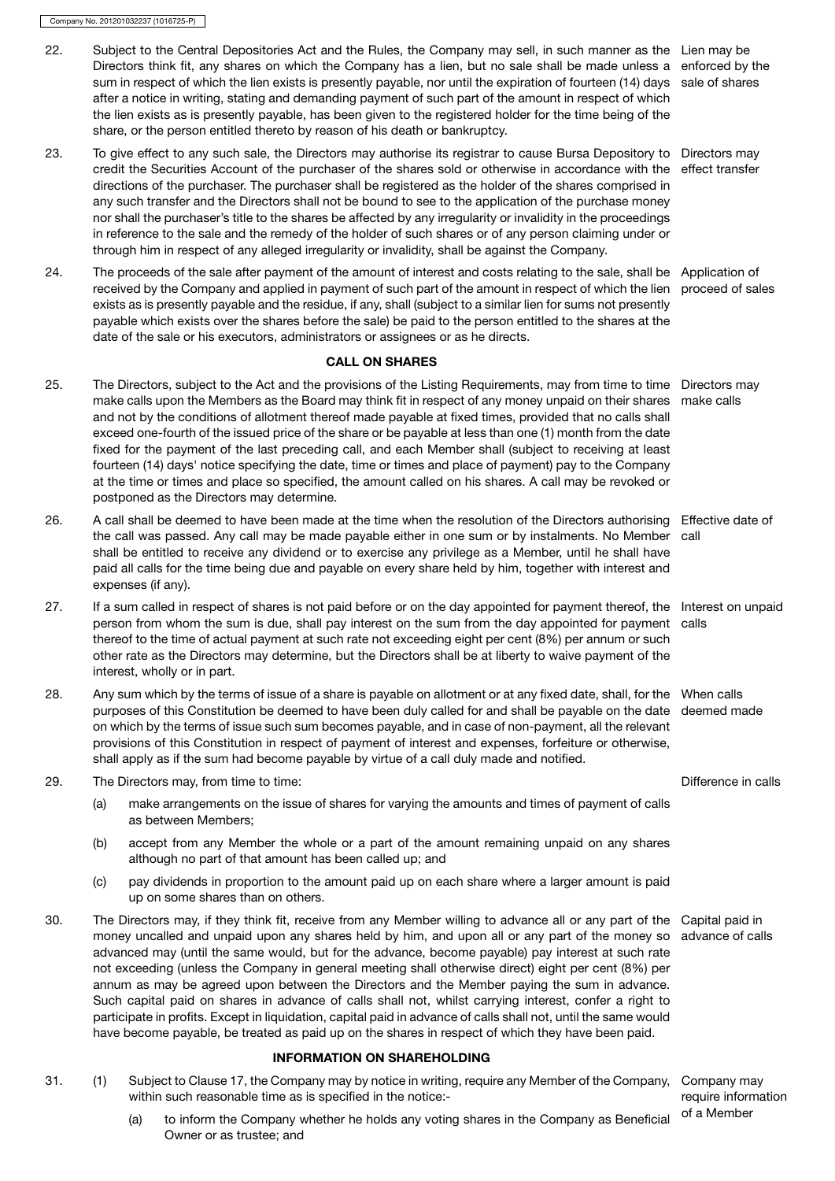22. Subject to the Central Depositories Act and the Rules, the Company may sell, in such manner as the Directors think fit, any shares on which the Company has a lien, but no sale shall be made unless a sum in respect of which the lien exists is presently payable, nor until the expiration of fourteen (14) days after a notice in writing, stating and demanding payment of such part of the amount in respect of which the lien exists as is presently payable, has been given to the registered holder for the time being of the share, or the person entitled thereto by reason of his death or bankruptcy.

   *Lien may be enforced by the sale of shares*

23. To give effect to any such sale, the Directors may authorise its registrar to cause Bursa Depository to credit the Securities Account of the purchaser of the shares sold or otherwise in accordance with the directions of the purchaser. The purchaser shall be registered as the holder of the shares comprised in any such transfer and the Directors shall not be bound to see to the application of the purchase money nor shall the purchaser's title to the shares be affected by any irregularity or invalidity in the proceedings in reference to the sale and the remedy of the holder of such shares or of any person claiming under or through him in respect of any alleged irregularity or invalidity, shall be against the Company.

   *Directors may effect transfer*

24. The proceeds of the sale after payment of the amount of interest and costs relating to the sale, shall be received by the Company and applied in payment of such part of the amount in respect of which the lien exists as is presently payable and the residue, if any, shall (subject to a similar lien for sums not presently payable which exists over the shares before the sale) be paid to the person entitled to the shares at the date of the sale or his executors, administrators or assignees or as he directs.

   *Application of proceed of sales*

## CALL ON SHARES

25. The Directors, subject to the Act and the provisions of the Listing Requirements, may from time to time make calls upon the Members as the Board may think fit in respect of any money unpaid on their shares and not by the conditions of allotment thereof made payable at fixed times, provided that no calls shall exceed one-fourth of the issued price of the share or be payable at less than one (1) month from the date fixed for the payment of the last preceding call, and each Member shall (subject to receiving at least fourteen (14) days' notice specifying the date, time or times and place of payment) pay to the Company at the time or times and place so specified, the amount called on his shares. A call may be revoked or postponed as the Directors may determine.

   *Directors may make calls*

26. A call shall be deemed to have been made at the time when the resolution of the Directors authorising the call was passed. Any call may be made payable either in one sum or by instalments. No Member shall be entitled to receive any dividend or to exercise any privilege as a Member, until he shall have paid all calls for the time being due and payable on every share held by him, together with interest and expenses (if any).

   *Effective date of call*

27. If a sum called in respect of shares is not paid before or on the day appointed for payment thereof, the person from whom the sum is due, shall pay interest on the sum from the day appointed for payment thereof to the time of actual payment at such rate not exceeding eight per cent (8%) per annum or such other rate as the Directors may determine, but the Directors shall be at liberty to waive payment of the interest, wholly or in part.

   *Interest on unpaid calls*

28. Any sum which by the terms of issue of a share is payable on allotment or at any fixed date, shall, for the purposes of this Constitution be deemed to have been duly called for and shall be payable on the date on which by the terms of issue such sum becomes payable, and in case of non-payment, all the relevant provisions of this Constitution in respect of payment of interest and expenses, forfeiture or otherwise, shall apply as if the sum had become payable by virtue of a call duly made and notified.

   *When calls deemed made*

29. The Directors may, from time to time:

   *Difference in calls*

   (a) make arrangements on the issue of shares for varying the amounts and times of payment of calls as between Members;

   (b) accept from any Member the whole or a part of the amount remaining unpaid on any shares although no part of that amount has been called up; and

   (c) pay dividends in proportion to the amount paid up on each share where a larger amount is paid up on some shares than on others.

30. The Directors may, if they think fit, receive from any Member willing to advance all or any part of the money uncalled and unpaid upon any shares held by him, and upon all or any part of the money so advanced may (until the same would, but for the advance, become payable) pay interest at such rate not exceeding (unless the Company in general meeting shall otherwise direct) eight per cent (8%) per annum as may be agreed upon between the Directors and the Member paying the sum in advance. Such capital paid on shares in advance of calls shall not, whilst carrying interest, confer a right to participate in profits. Except in liquidation, capital paid in advance of calls shall not, until the same would have become payable, be treated as paid up on the shares in respect of which they have been paid.

   *Capital paid in advance of calls*

## INFORMATION ON SHAREHOLDING

31. (1) Subject to Clause 17, the Company may by notice in writing, require any Member of the Company, within such reasonable time as is specified in the notice:-

   *Company may require information of a Member*

   (a) to inform the Company whether he holds any voting shares in the Company as Beneficial Owner or as trustee; and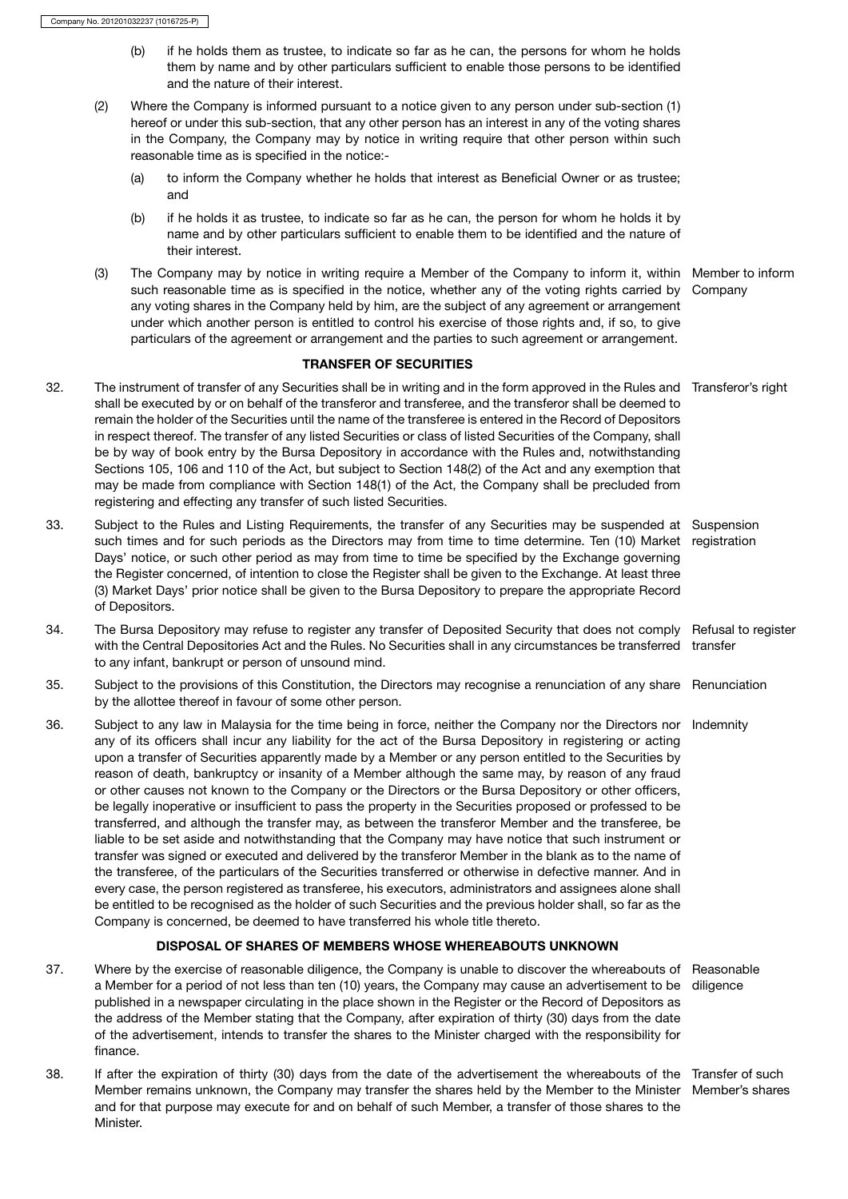(b) if he holds them as trustee, to indicate so far as he can, the persons for whom he holds them by name and by other particulars sufficient to enable those persons to be identified and the nature of their interest.

(2) Where the Company is informed pursuant to a notice given to any person under sub-section (1) hereof or under this sub-section, that any other person has an interest in any of the voting shares in the Company, the Company may by notice in writing require that other person within such reasonable time as is specified in the notice:-

(a) to inform the Company whether he holds that interest as Beneficial Owner or as trustee; and

(b) if he holds it as trustee, to indicate so far as he can, the person for whom he holds it by name and by other particulars sufficient to enable them to be identified and the nature of their interest.

(3) The Company may by notice in writing require a Member of the Company to inform it, within such reasonable time as is specified in the notice, whether any of the voting rights carried by any voting shares in the Company held by him, are the subject of any agreement or arrangement under which another person is entitled to control his exercise of those rights and, if so, to give particulars of the agreement or arrangement and the parties to such agreement or arrangement. *Member to inform Company*

## TRANSFER OF SECURITIES

32. The instrument of transfer of any Securities shall be in writing and in the form approved in the Rules and shall be executed by or on behalf of the transferor and transferee, and the transferor shall be deemed to remain the holder of the Securities until the name of the transferee is entered in the Record of Depositors in respect thereof. The transfer of any listed Securities or class of listed Securities of the Company, shall be by way of book entry by the Bursa Depository in accordance with the Rules and, notwithstanding Sections 105, 106 and 110 of the Act, but subject to Section 148(2) of the Act and any exemption that may be made from compliance with Section 148(1) of the Act, the Company shall be precluded from registering and effecting any transfer of such listed Securities. *Transferor's right*

33. Subject to the Rules and Listing Requirements, the transfer of any Securities may be suspended at such times and for such periods as the Directors may from time to time determine. Ten (10) Market Days' notice, or such other period as may from time to time be specified by the Exchange governing the Register concerned, of intention to close the Register shall be given to the Exchange. At least three (3) Market Days' prior notice shall be given to the Bursa Depository to prepare the appropriate Record of Depositors. *Suspension registration*

34. The Bursa Depository may refuse to register any transfer of Deposited Security that does not comply with the Central Depositories Act and the Rules. No Securities shall in any circumstances be transferred to any infant, bankrupt or person of unsound mind. *Refusal to register transfer*

35. Subject to the provisions of this Constitution, the Directors may recognise a renunciation of any share by the allottee thereof in favour of some other person. *Renunciation*

36. Subject to any law in Malaysia for the time being in force, neither the Company nor the Directors nor any of its officers shall incur any liability for the act of the Bursa Depository in registering or acting upon a transfer of Securities apparently made by a Member or any person entitled to the Securities by reason of death, bankruptcy or insanity of a Member although the same may, by reason of any fraud or other causes not known to the Company or the Directors or the Bursa Depository or other officers, be legally inoperative or insufficient to pass the property in the Securities proposed or professed to be transferred, and although the transfer may, as between the transferor Member and the transferee, be liable to be set aside and notwithstanding that the Company may have notice that such instrument or transfer was signed or executed and delivered by the transferor Member in the blank as to the name of the transferee, of the particulars of the Securities transferred or otherwise in defective manner. And in every case, the person registered as transferee, his executors, administrators and assignees alone shall be entitled to be recognised as the holder of such Securities and the previous holder shall, so far as the Company is concerned, be deemed to have transferred his whole title thereto. *Indemnity*

## DISPOSAL OF SHARES OF MEMBERS WHOSE WHEREABOUTS UNKNOWN

37. Where by the exercise of reasonable diligence, the Company is unable to discover the whereabouts of a Member for a period of not less than ten (10) years, the Company may cause an advertisement to be published in a newspaper circulating in the place shown in the Register or the Record of Depositors as the address of the Member stating that the Company, after expiration of thirty (30) days from the date of the advertisement, intends to transfer the shares to the Minister charged with the responsibility for finance. *Reasonable diligence*

38. If after the expiration of thirty (30) days from the date of the advertisement the whereabouts of the Member remains unknown, the Company may transfer the shares held by the Member to the Minister and for that purpose may execute for and on behalf of such Member, a transfer of those shares to the Minister. *Transfer of such Member's shares*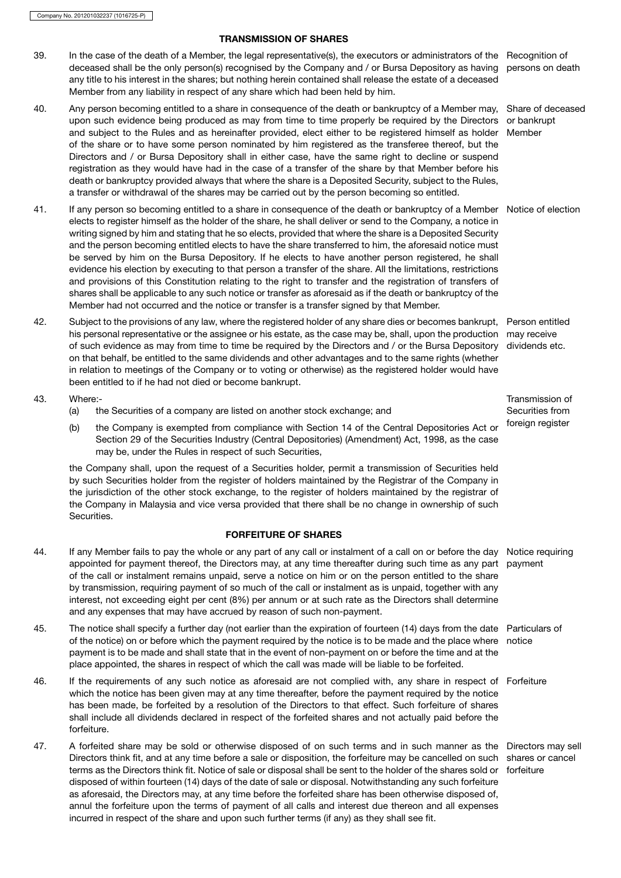## TRANSMISSION OF SHARES

39. In the case of the death of a Member, the legal representative(s), the executors or administrators of the deceased shall be the only person(s) recognised by the Company and / or Bursa Depository as having any title to his interest in the shares; but nothing herein contained shall release the estate of a deceased Member from any liability in respect of any share which had been held by him. *Recognition of persons on death*

40. Any person becoming entitled to a share in consequence of the death or bankruptcy of a Member may, upon such evidence being produced as may from time to time properly be required by the Directors and subject to the Rules and as hereinafter provided, elect either to be registered himself as holder of the share or to have some person nominated by him registered as the transferee thereof, but the Directors and / or Bursa Depository shall in either case, have the same right to decline or suspend registration as they would have had in the case of a transfer of the share by that Member before his death or bankruptcy provided always that where the share is a Deposited Security, subject to the Rules, a transfer or withdrawal of the shares may be carried out by the person becoming so entitled. *Share of deceased or bankrupt Member*

41. If any person so becoming entitled to a share in consequence of the death or bankruptcy of a Member elects to register himself as the holder of the share, he shall deliver or send to the Company, a notice in writing signed by him and stating that he so elects, provided that where the share is a Deposited Security and the person becoming entitled elects to have the share transferred to him, the aforesaid notice must be served by him on the Bursa Depository. If he elects to have another person registered, he shall evidence his election by executing to that person a transfer of the share. All the limitations, restrictions and provisions of this Constitution relating to the right to transfer and the registration of transfers of shares shall be applicable to any such notice or transfer as aforesaid as if the death or bankruptcy of the Member had not occurred and the notice or transfer is a transfer signed by that Member. *Notice of election*

42. Subject to the provisions of any law, where the registered holder of any share dies or becomes bankrupt, his personal representative or the assignee or his estate, as the case may be, shall, upon the production of such evidence as may from time to time be required by the Directors and / or the Bursa Depository on that behalf, be entitled to the same dividends and other advantages and to the same rights (whether in relation to meetings of the Company or to voting or otherwise) as the registered holder would have been entitled to if he had not died or become bankrupt. *Person entitled may receive dividends etc.*

43. Where:- *Transmission of Securities from foreign register*

    (a) the Securities of a company are listed on another stock exchange; and

    (b) the Company is exempted from compliance with Section 14 of the Central Depositories Act or Section 29 of the Securities Industry (Central Depositories) (Amendment) Act, 1998, as the case may be, under the Rules in respect of such Securities,

    the Company shall, upon the request of a Securities holder, permit a transmission of Securities held by such Securities holder from the register of holders maintained by the Registrar of the Company in the jurisdiction of the other stock exchange, to the register of holders maintained by the registrar of the Company in Malaysia and vice versa provided that there shall be no change in ownership of such Securities.

## FORFEITURE OF SHARES

44. If any Member fails to pay the whole or any part of any call or instalment of a call on or before the day appointed for payment thereof, the Directors may, at any time thereafter during such time as any part of the call or instalment remains unpaid, serve a notice on him or on the person entitled to the share by transmission, requiring payment of so much of the call or instalment as is unpaid, together with any interest, not exceeding eight per cent (8%) per annum or at such rate as the Directors shall determine and any expenses that may have accrued by reason of such non-payment. *Notice requiring payment*

45. The notice shall specify a further day (not earlier than the expiration of fourteen (14) days from the date of the notice) on or before which the payment required by the notice is to be made and the place where payment is to be made and shall state that in the event of non-payment on or before the time and at the place appointed, the shares in respect of which the call was made will be liable to be forfeited. *Particulars of notice*

46. If the requirements of any such notice as aforesaid are not complied with, any share in respect of which the notice has been given may at any time thereafter, before the payment required by the notice has been made, be forfeited by a resolution of the Directors to that effect. Such forfeiture of shares shall include all dividends declared in respect of the forfeited shares and not actually paid before the forfeiture. *Forfeiture*

47. A forfeited share may be sold or otherwise disposed of on such terms and in such manner as the Directors think fit, and at any time before a sale or disposition, the forfeiture may be cancelled on such terms as the Directors think fit. Notice of sale or disposal shall be sent to the holder of the shares sold or disposed of within fourteen (14) days of the date of sale or disposal. Notwithstanding any such forfeiture as aforesaid, the Directors may, at any time before the forfeited share has been otherwise disposed of, annul the forfeiture upon the terms of payment of all calls and interest due thereon and all expenses incurred in respect of the share and upon such further terms (if any) as they shall see fit. *Directors may sell shares or cancel forfeiture*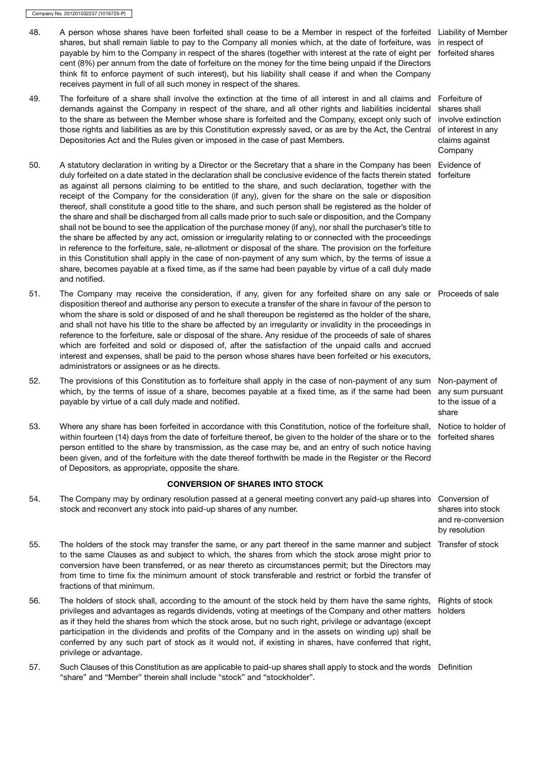48. A person whose shares have been forfeited shall cease to be a Member in respect of the forfeited shares, but shall remain liable to pay to the Company all monies which, at the date of forfeiture, was payable by him to the Company in respect of the shares (together with interest at the rate of eight per cent (8%) per annum from the date of forfeiture on the money for the time being unpaid if the Directors think fit to enforce payment of such interest), but his liability shall cease if and when the Company receives payment in full of all such money in respect of the shares.

   *Liability of Member in respect of forfeited shares*

49. The forfeiture of a share shall involve the extinction at the time of all interest in and all claims and demands against the Company in respect of the share, and all other rights and liabilities incidental to the share as between the Member whose share is forfeited and the Company, except only such of those rights and liabilities as are by this Constitution expressly saved, or as are by the Act, the Central Depositories Act and the Rules given or imposed in the case of past Members.

   *Forfeiture of shares shall involve extinction of interest in any claims against Company*

50. A statutory declaration in writing by a Director or the Secretary that a share in the Company has been duly forfeited on a date stated in the declaration shall be conclusive evidence of the facts therein stated as against all persons claiming to be entitled to the share, and such declaration, together with the receipt of the Company for the consideration (if any), given for the share on the sale or disposition thereof, shall constitute a good title to the share, and such person shall be registered as the holder of the share and shall be discharged from all calls made prior to such sale or disposition, and the Company shall not be bound to see the application of the purchase money (if any), nor shall the purchaser's title to the share be affected by any act, omission or irregularity relating to or connected with the proceedings in reference to the forfeiture, sale, re-allotment or disposal of the share. The provision on the forfeiture in this Constitution shall apply in the case of non-payment of any sum which, by the terms of issue a share, becomes payable at a fixed time, as if the same had been payable by virtue of a call duly made and notified.

   *Evidence of forfeiture*

51. The Company may receive the consideration, if any, given for any forfeited share on any sale or disposition thereof and authorise any person to execute a transfer of the share in favour of the person to whom the share is sold or disposed of and he shall thereupon be registered as the holder of the share, and shall not have his title to the share be affected by an irregularity or invalidity in the proceedings in reference to the forfeiture, sale or disposal of the share. Any residue of the proceeds of sale of shares which are forfeited and sold or disposed of, after the satisfaction of the unpaid calls and accrued interest and expenses, shall be paid to the person whose shares have been forfeited or his executors, administrators or assignees or as he directs.

   *Proceeds of sale*

52. The provisions of this Constitution as to forfeiture shall apply in the case of non-payment of any sum which, by the terms of issue of a share, becomes payable at a fixed time, as if the same had been payable by virtue of a call duly made and notified.

   *Non-payment of any sum pursuant to the issue of a share*

53. Where any share has been forfeited in accordance with this Constitution, notice of the forfeiture shall, within fourteen (14) days from the date of forfeiture thereof, be given to the holder of the share or to the person entitled to the share by transmission, as the case may be, and an entry of such notice having been given, and of the forfeiture with the date thereof forthwith be made in the Register or the Record of Depositors, as appropriate, opposite the share.

   *Notice to holder of forfeited shares*

## CONVERSION OF SHARES INTO STOCK

54. The Company may by ordinary resolution passed at a general meeting convert any paid-up shares into stock and reconvert any stock into paid-up shares of any number.

   *Conversion of shares into stock and re-conversion by resolution*

55. The holders of the stock may transfer the same, or any part thereof in the same manner and subject to the same Clauses as and subject to which, the shares from which the stock arose might prior to conversion have been transferred, or as near thereto as circumstances permit; but the Directors may from time to time fix the minimum amount of stock transferable and restrict or forbid the transfer of fractions of that minimum.

   *Transfer of stock*

56. The holders of stock shall, according to the amount of the stock held by them have the same rights, privileges and advantages as regards dividends, voting at meetings of the Company and other matters as if they held the shares from which the stock arose, but no such right, privilege or advantage (except participation in the dividends and profits of the Company and in the assets on winding up) shall be conferred by any such part of stock as it would not, if existing in shares, have conferred that right, privilege or advantage.

   *Rights of stock holders*

57. Such Clauses of this Constitution as are applicable to paid-up shares shall apply to stock and the words "share" and "Member" therein shall include "stock" and "stockholder".

   *Definition*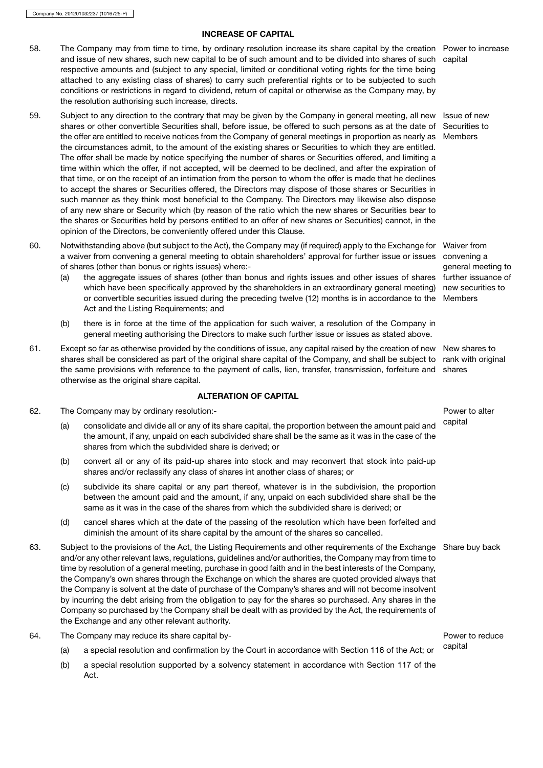## INCREASE OF CAPITAL

58. The Company may from time to time, by ordinary resolution increase its share capital by the creation and issue of new shares, such new capital to be of such amount and to be divided into shares of such respective amounts and (subject to any special, limited or conditional voting rights for the time being attached to any existing class of shares) to carry such preferential rights or to be subjected to such conditions or restrictions in regard to dividend, return of capital or otherwise as the Company may, by the resolution authorising such increase, directs.

   *Power to increase capital*

59. Subject to any direction to the contrary that may be given by the Company in general meeting, all new shares or other convertible Securities shall, before issue, be offered to such persons as at the date of the offer are entitled to receive notices from the Company of general meetings in proportion as nearly as the circumstances admit, to the amount of the existing shares or Securities to which they are entitled. The offer shall be made by notice specifying the number of shares or Securities offered, and limiting a time within which the offer, if not accepted, will be deemed to be declined, and after the expiration of that time, or on the receipt of an intimation from the person to whom the offer is made that he declines to accept the shares or Securities offered, the Directors may dispose of those shares or Securities in such manner as they think most beneficial to the Company. The Directors may likewise also dispose of any new share or Security which (by reason of the ratio which the new shares or Securities bear to the shares or Securities held by persons entitled to an offer of new shares or Securities) cannot, in the opinion of the Directors, be conveniently offered under this Clause.

   *Issue of new Securities to Members*

60. Notwithstanding above (but subject to the Act), the Company may (if required) apply to the Exchange for a waiver from convening a general meeting to obtain shareholders' approval for further issue or issues of shares (other than bonus or rights issues) where:-

   *Waiver from convening a general meeting to further issuance of new securities to Members*

   (a) the aggregate issues of shares (other than bonus and rights issues and other issues of shares which have been specifically approved by the shareholders in an extraordinary general meeting) or convertible securities issued during the preceding twelve (12) months is in accordance to the Act and the Listing Requirements; and

   (b) there is in force at the time of the application for such waiver, a resolution of the Company in general meeting authorising the Directors to make such further issue or issues as stated above.

61. Except so far as otherwise provided by the conditions of issue, any capital raised by the creation of new shares shall be considered as part of the original share capital of the Company, and shall be subject to the same provisions with reference to the payment of calls, lien, transfer, transmission, forfeiture and otherwise as the original share capital.

   *New shares to rank with original shares*

## ALTERATION OF CAPITAL

62. The Company may by ordinary resolution:-

   *Power to alter capital*

   (a) consolidate and divide all or any of its share capital, the proportion between the amount paid and the amount, if any, unpaid on each subdivided share shall be the same as it was in the case of the shares from which the subdivided share is derived; or

   (b) convert all or any of its paid-up shares into stock and may reconvert that stock into paid-up shares and/or reclassify any class of shares int another class of shares; or

   (c) subdivide its share capital or any part thereof, whatever is in the subdivision, the proportion between the amount paid and the amount, if any, unpaid on each subdivided share shall be the same as it was in the case of the shares from which the subdivided share is derived; or

   (d) cancel shares which at the date of the passing of the resolution which have been forfeited and diminish the amount of its share capital by the amount of the shares so cancelled.

63. Subject to the provisions of the Act, the Listing Requirements and other requirements of the Exchange and/or any other relevant laws, regulations, guidelines and/or authorities, the Company may from time to time by resolution of a general meeting, purchase in good faith and in the best interests of the Company, the Company's own shares through the Exchange on which the shares are quoted provided always that the Company is solvent at the date of purchase of the Company's shares and will not become insolvent by incurring the debt arising from the obligation to pay for the shares so purchased. Any shares in the Company so purchased by the Company shall be dealt with as provided by the Act, the requirements of the Exchange and any other relevant authority.

   *Share buy back*

64. The Company may reduce its share capital by-

   *Power to reduce capital*

   (a) a special resolution and confirmation by the Court in accordance with Section 116 of the Act; or

   (b) a special resolution supported by a solvency statement in accordance with Section 117 of the Act.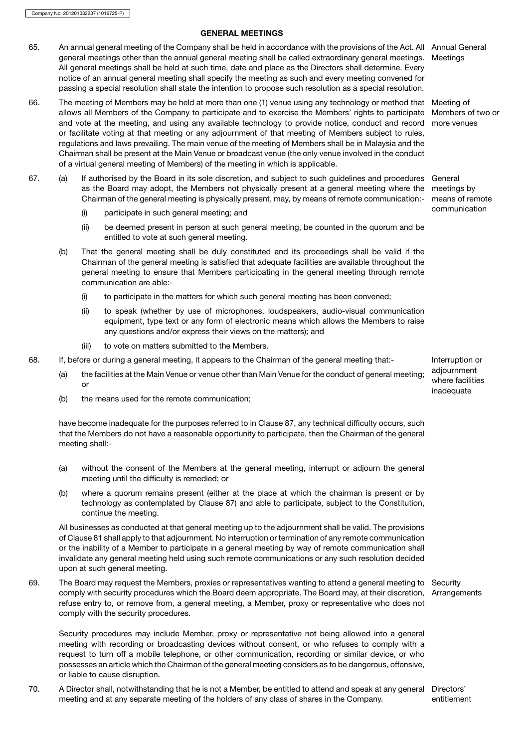## GENERAL MEETINGS

65. An annual general meeting of the Company shall be held in accordance with the provisions of the Act. All general meetings other than the annual general meeting shall be called extraordinary general meetings. All general meetings shall be held at such time, date and place as the Directors shall determine. Every notice of an annual general meeting shall specify the meeting as such and every meeting convened for passing a special resolution shall state the intention to propose such resolution as a special resolution. *Annual General Meetings*

66. The meeting of Members may be held at more than one (1) venue using any technology or method that allows all Members of the Company to participate and to exercise the Members' rights to participate and vote at the meeting, and using any available technology to provide notice, conduct and record or facilitate voting at that meeting or any adjournment of that meeting of Members subject to rules, regulations and laws prevailing. The main venue of the meeting of Members shall be in Malaysia and the Chairman shall be present at the Main Venue or broadcast venue (the only venue involved in the conduct of a virtual general meeting of Members) of the meeting in which is applicable. *Meeting of Members of two or more venues*

67. (a) If authorised by the Board in its sole discretion, and subject to such guidelines and procedures as the Board may adopt, the Members not physically present at a general meeting where the Chairman of the general meeting is physically present, may, by means of remote communication:- *General meetings by means of remote communication*

    (i) participate in such general meeting; and

    (ii) be deemed present in person at such general meeting, be counted in the quorum and be entitled to vote at such general meeting.

    (b) That the general meeting shall be duly constituted and its proceedings shall be valid if the Chairman of the general meeting is satisfied that adequate facilities are available throughout the general meeting to ensure that Members participating in the general meeting through remote communication are able:-

    (i) to participate in the matters for which such general meeting has been convened;

    (ii) to speak (whether by use of microphones, loudspeakers, audio-visual communication equipment, type text or any form of electronic means which allows the Members to raise any questions and/or express their views on the matters); and

    (iii) to vote on matters submitted to the Members.

68. If, before or during a general meeting, it appears to the Chairman of the general meeting that:- *Interruption or adjournment where facilities inadequate*

    (a) the facilities at the Main Venue or venue other than Main Venue for the conduct of general meeting; or

    (b) the means used for the remote communication;

    have become inadequate for the purposes referred to in Clause 87, any technical difficulty occurs, such that the Members do not have a reasonable opportunity to participate, then the Chairman of the general meeting shall:-

    (a) without the consent of the Members at the general meeting, interrupt or adjourn the general meeting until the difficulty is remedied; or

    (b) where a quorum remains present (either at the place at which the chairman is present or by technology as contemplated by Clause 87) and able to participate, subject to the Constitution, continue the meeting.

    All businesses as conducted at that general meeting up to the adjournment shall be valid. The provisions of Clause 81 shall apply to that adjournment. No interruption or termination of any remote communication or the inability of a Member to participate in a general meeting by way of remote communication shall invalidate any general meeting held using such remote communications or any such resolution decided upon at such general meeting.

69. The Board may request the Members, proxies or representatives wanting to attend a general meeting to comply with security procedures which the Board deem appropriate. The Board may, at their discretion, refuse entry to, or remove from, a general meeting, a Member, proxy or representative who does not comply with the security procedures. *Security Arrangements*

    Security procedures may include Member, proxy or representative not being allowed into a general meeting with recording or broadcasting devices without consent, or who refuses to comply with a request to turn off a mobile telephone, or other communication, recording or similar device, or who possesses an article which the Chairman of the general meeting considers as to be dangerous, offensive, or liable to cause disruption.

70. A Director shall, notwithstanding that he is not a Member, be entitled to attend and speak at any general meeting and at any separate meeting of the holders of any class of shares in the Company. *Directors' entitlement*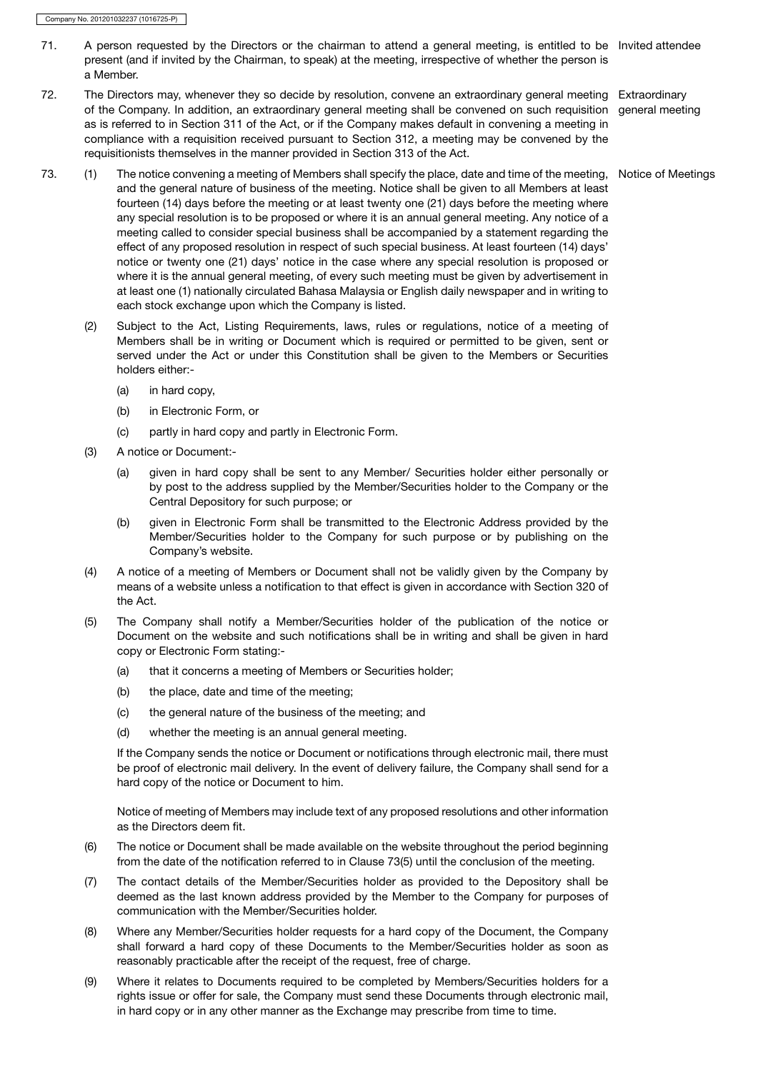71. A person requested by the Directors or the chairman to attend a general meeting, is entitled to be present (and if invited by the Chairman, to speak) at the meeting, irrespective of whether the person is a Member. *Invited attendee*

72. The Directors may, whenever they so decide by resolution, convene an extraordinary general meeting of the Company. In addition, an extraordinary general meeting shall be convened on such requisition as is referred to in Section 311 of the Act, or if the Company makes default in convening a meeting in compliance with a requisition received pursuant to Section 312, a meeting may be convened by the requisitionists themselves in the manner provided in Section 313 of the Act. *Extraordinary general meeting*

73. (1) The notice convening a meeting of Members shall specify the place, date and time of the meeting, and the general nature of business of the meeting. Notice shall be given to all Members at least fourteen (14) days before the meeting or at least twenty one (21) days before the meeting where any special resolution is to be proposed or where it is an annual general meeting. Any notice of a meeting called to consider special business shall be accompanied by a statement regarding the effect of any proposed resolution in respect of such special business. At least fourteen (14) days' notice or twenty one (21) days' notice in the case where any special resolution is proposed or where it is the annual general meeting, of every such meeting must be given by advertisement in at least one (1) nationally circulated Bahasa Malaysia or English daily newspaper and in writing to each stock exchange upon which the Company is listed. *Notice of Meetings*

    (2) Subject to the Act, Listing Requirements, laws, rules or regulations, notice of a meeting of Members shall be in writing or Document which is required or permitted to be given, sent or served under the Act or under this Constitution shall be given to the Members or Securities holders either:-

    (a) in hard copy,

    (b) in Electronic Form, or

    (c) partly in hard copy and partly in Electronic Form.

    (3) A notice or Document:-

    (a) given in hard copy shall be sent to any Member/ Securities holder either personally or by post to the address supplied by the Member/Securities holder to the Company or the Central Depository for such purpose; or

    (b) given in Electronic Form shall be transmitted to the Electronic Address provided by the Member/Securities holder to the Company for such purpose or by publishing on the Company's website.

    (4) A notice of a meeting of Members or Document shall not be validly given by the Company by means of a website unless a notification to that effect is given in accordance with Section 320 of the Act.

    (5) The Company shall notify a Member/Securities holder of the publication of the notice or Document on the website and such notifications shall be in writing and shall be given in hard copy or Electronic Form stating:-

    (a) that it concerns a meeting of Members or Securities holder;

    (b) the place, date and time of the meeting;

    (c) the general nature of the business of the meeting; and

    (d) whether the meeting is an annual general meeting.

    If the Company sends the notice or Document or notifications through electronic mail, there must be proof of electronic mail delivery. In the event of delivery failure, the Company shall send for a hard copy of the notice or Document to him.

    Notice of meeting of Members may include text of any proposed resolutions and other information as the Directors deem fit.

    (6) The notice or Document shall be made available on the website throughout the period beginning from the date of the notification referred to in Clause 73(5) until the conclusion of the meeting.

    (7) The contact details of the Member/Securities holder as provided to the Depository shall be deemed as the last known address provided by the Member to the Company for purposes of communication with the Member/Securities holder.

    (8) Where any Member/Securities holder requests for a hard copy of the Document, the Company shall forward a hard copy of these Documents to the Member/Securities holder as soon as reasonably practicable after the receipt of the request, free of charge.

    (9) Where it relates to Documents required to be completed by Members/Securities holders for a rights issue or offer for sale, the Company must send these Documents through electronic mail, in hard copy or in any other manner as the Exchange may prescribe from time to time.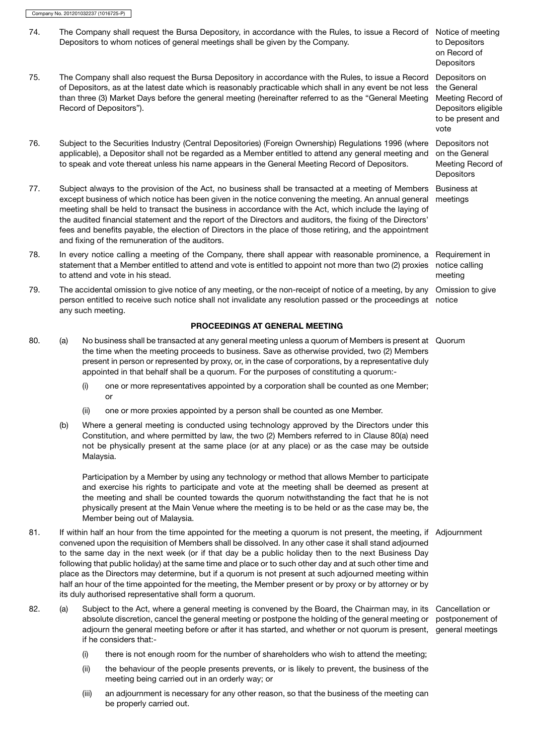74. The Company shall request the Bursa Depository, in accordance with the Rules, to issue a Record of Depositors to whom notices of general meetings shall be given by the Company. *Notice of meeting to Depositors on Record of Depositors*

75. The Company shall also request the Bursa Depository in accordance with the Rules, to issue a Record of Depositors, as at the latest date which is reasonably practicable which shall in any event be not less than three (3) Market Days before the general meeting (hereinafter referred to as the "General Meeting Record of Depositors"). *Depositors on the General Meeting Record of Depositors eligible to be present and vote*

76. Subject to the Securities Industry (Central Depositories) (Foreign Ownership) Regulations 1996 (where applicable), a Depositor shall not be regarded as a Member entitled to attend any general meeting and to speak and vote thereat unless his name appears in the General Meeting Record of Depositors. *Depositors not on the General Meeting Record of Depositors*

77. Subject always to the provision of the Act, no business shall be transacted at a meeting of Members except business of which notice has been given in the notice convening the meeting. An annual general meeting shall be held to transact the business in accordance with the Act, which include the laying of the audited financial statement and the report of the Directors and auditors, the fixing of the Directors' fees and benefits payable, the election of Directors in the place of those retiring, and the appointment and fixing of the remuneration of the auditors. *Business at meetings*

78. In every notice calling a meeting of the Company, there shall appear with reasonable prominence, a statement that a Member entitled to attend and vote is entitled to appoint not more than two (2) proxies to attend and vote in his stead. *Requirement in notice calling meeting*

79. The accidental omission to give notice of any meeting, or the non-receipt of notice of a meeting, by any person entitled to receive such notice shall not invalidate any resolution passed or the proceedings at any such meeting. *Omission to give notice*

## PROCEEDINGS AT GENERAL MEETING

80. (a) No business shall be transacted at any general meeting unless a quorum of Members is present at the time when the meeting proceeds to business. Save as otherwise provided, two (2) Members present in person or represented by proxy, or, in the case of corporations, by a representative duly appointed in that behalf shall be a quorum. For the purposes of constituting a quorum:- *Quorum*

    (i) one or more representatives appointed by a corporation shall be counted as one Member; or

    (ii) one or more proxies appointed by a person shall be counted as one Member.

    (b) Where a general meeting is conducted using technology approved by the Directors under this Constitution, and where permitted by law, the two (2) Members referred to in Clause 80(a) need not be physically present at the same place (or at any place) or as the case may be outside Malaysia.

    Participation by a Member by using any technology or method that allows Member to participate and exercise his rights to participate and vote at the meeting shall be deemed as present at the meeting and shall be counted towards the quorum notwithstanding the fact that he is not physically present at the Main Venue where the meeting is to be held or as the case may be, the Member being out of Malaysia.

81. If within half an hour from the time appointed for the meeting a quorum is not present, the meeting, if convened upon the requisition of Members shall be dissolved. In any other case it shall stand adjourned to the same day in the next week (or if that day be a public holiday then to the next Business Day following that public holiday) at the same time and place or to such other day and at such other time and place as the Directors may determine, but if a quorum is not present at such adjourned meeting within half an hour of the time appointed for the meeting, the Member present or by proxy or by attorney or by its duly authorised representative shall form a quorum. *Adjournment*

82. (a) Subject to the Act, where a general meeting is convened by the Board, the Chairman may, in its absolute discretion, cancel the general meeting or postpone the holding of the general meeting or adjourn the general meeting before or after it has started, and whether or not quorum is present, if he considers that:- *Cancellation or postponement of general meetings*

    (i) there is not enough room for the number of shareholders who wish to attend the meeting;

    (ii) the behaviour of the people presents prevents, or is likely to prevent, the business of the meeting being carried out in an orderly way; or

    (iii) an adjournment is necessary for any other reason, so that the business of the meeting can be properly carried out.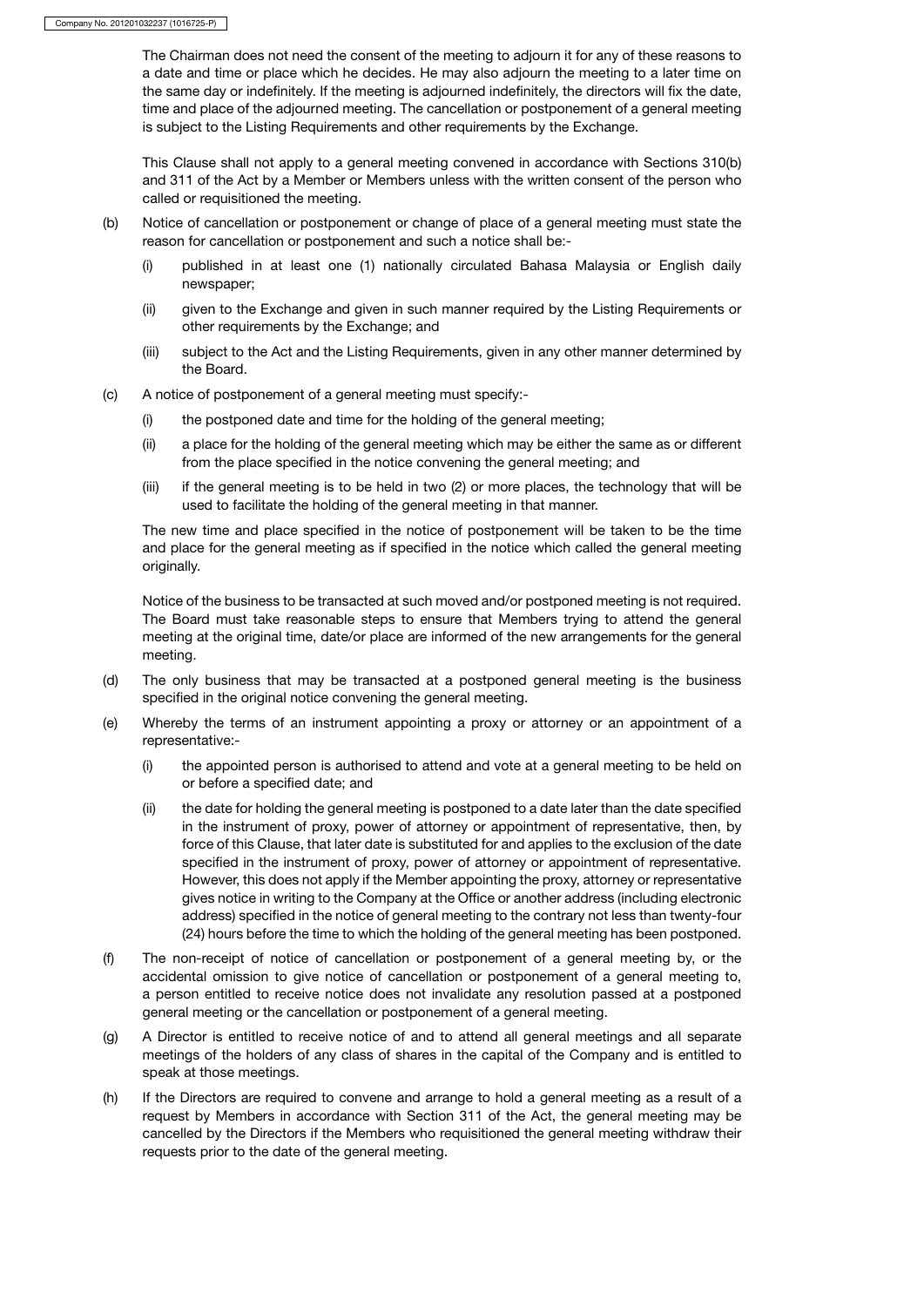The Chairman does not need the consent of the meeting to adjourn it for any of these reasons to a date and time or place which he decides. He may also adjourn the meeting to a later time on the same day or indefinitely. If the meeting is adjourned indefinitely, the directors will fix the date, time and place of the adjourned meeting. The cancellation or postponement of a general meeting is subject to the Listing Requirements and other requirements by the Exchange.

This Clause shall not apply to a general meeting convened in accordance with Sections 310(b) and 311 of the Act by a Member or Members unless with the written consent of the person who called or requisitioned the meeting.

(b) Notice of cancellation or postponement or change of place of a general meeting must state the reason for cancellation or postponement and such a notice shall be:-

(i) published in at least one (1) nationally circulated Bahasa Malaysia or English daily newspaper;

(ii) given to the Exchange and given in such manner required by the Listing Requirements or other requirements by the Exchange; and

(iii) subject to the Act and the Listing Requirements, given in any other manner determined by the Board.

(c) A notice of postponement of a general meeting must specify:-

(i) the postponed date and time for the holding of the general meeting;

(ii) a place for the holding of the general meeting which may be either the same as or different from the place specified in the notice convening the general meeting; and

(iii) if the general meeting is to be held in two (2) or more places, the technology that will be used to facilitate the holding of the general meeting in that manner.

The new time and place specified in the notice of postponement will be taken to be the time and place for the general meeting as if specified in the notice which called the general meeting originally.

Notice of the business to be transacted at such moved and/or postponed meeting is not required. The Board must take reasonable steps to ensure that Members trying to attend the general meeting at the original time, date/or place are informed of the new arrangements for the general meeting.

(d) The only business that may be transacted at a postponed general meeting is the business specified in the original notice convening the general meeting.

(e) Whereby the terms of an instrument appointing a proxy or attorney or an appointment of a representative:-

(i) the appointed person is authorised to attend and vote at a general meeting to be held on or before a specified date; and

(ii) the date for holding the general meeting is postponed to a date later than the date specified in the instrument of proxy, power of attorney or appointment of representative, then, by force of this Clause, that later date is substituted for and applies to the exclusion of the date specified in the instrument of proxy, power of attorney or appointment of representative. However, this does not apply if the Member appointing the proxy, attorney or representative gives notice in writing to the Company at the Office or another address (including electronic address) specified in the notice of general meeting to the contrary not less than twenty-four (24) hours before the time to which the holding of the general meeting has been postponed.

(f) The non-receipt of notice of cancellation or postponement of a general meeting by, or the accidental omission to give notice of cancellation or postponement of a general meeting to, a person entitled to receive notice does not invalidate any resolution passed at a postponed general meeting or the cancellation or postponement of a general meeting.

(g) A Director is entitled to receive notice of and to attend all general meetings and all separate meetings of the holders of any class of shares in the capital of the Company and is entitled to speak at those meetings.

(h) If the Directors are required to convene and arrange to hold a general meeting as a result of a request by Members in accordance with Section 311 of the Act, the general meeting may be cancelled by the Directors if the Members who requisitioned the general meeting withdraw their requests prior to the date of the general meeting.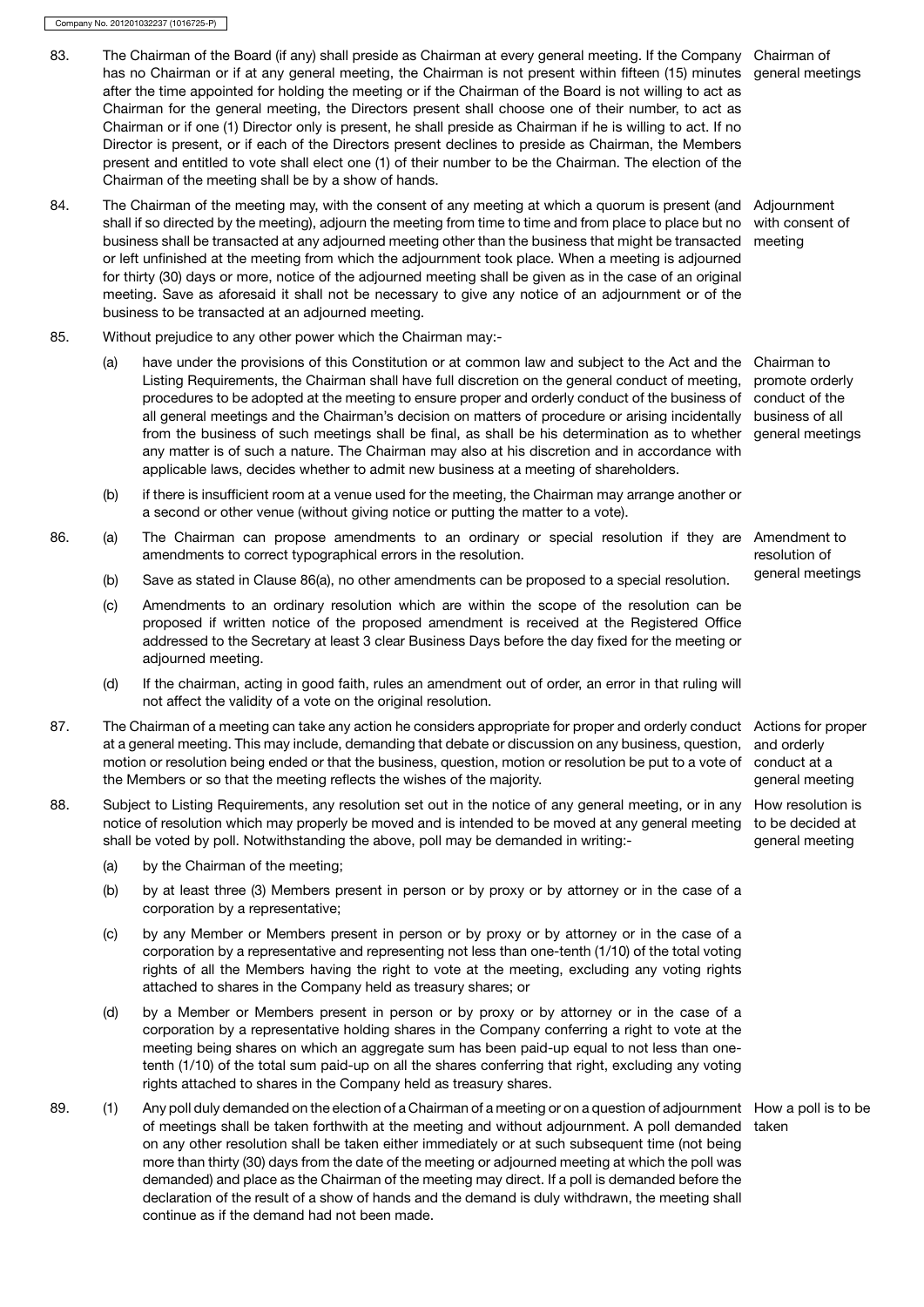83. The Chairman of the Board (if any) shall preside as Chairman at every general meeting. If the Company has no Chairman or if at any general meeting, the Chairman is not present within fifteen (15) minutes after the time appointed for holding the meeting or if the Chairman of the Board is not willing to act as Chairman for the general meeting, the Directors present shall choose one of their number, to act as Chairman or if one (1) Director only is present, he shall preside as Chairman if he is willing to act. If no Director is present, or if each of the Directors present declines to preside as Chairman, the Members present and entitled to vote shall elect one (1) of their number to be the Chairman. The election of the Chairman of the meeting shall be by a show of hands.

*Chairman of general meetings*

84. The Chairman of the meeting may, with the consent of any meeting at which a quorum is present (and shall if so directed by the meeting), adjourn the meeting from time to time and from place to place but no business shall be transacted at any adjourned meeting other than the business that might be transacted or left unfinished at the meeting from which the adjournment took place. When a meeting is adjourned for thirty (30) days or more, notice of the adjourned meeting shall be given as in the case of an original meeting. Save as aforesaid it shall not be necessary to give any notice of an adjournment or of the business to be transacted at an adjourned meeting.

*Adjournment with consent of meeting*

85. Without prejudice to any other power which the Chairman may:-

    (a) have under the provisions of this Constitution or at common law and subject to the Act and the Listing Requirements, the Chairman shall have full discretion on the general conduct of meeting, procedures to be adopted at the meeting to ensure proper and orderly conduct of the business of all general meetings and the Chairman's decision on matters of procedure or arising incidentally from the business of such meetings shall be final, as shall be his determination as to whether any matter is of such a nature. The Chairman may also at his discretion and in accordance with applicable laws, decides whether to admit new business at a meeting of shareholders.

    *Chairman to promote orderly conduct of the business of all general meetings*

    (b) if there is insufficient room at a venue used for the meeting, the Chairman may arrange another or a second or other venue (without giving notice or putting the matter to a vote).

86. (a) The Chairman can propose amendments to an ordinary or special resolution if they are amendments to correct typographical errors in the resolution.

    *Amendment to resolution of general meetings*

    (b) Save as stated in Clause 86(a), no other amendments can be proposed to a special resolution.

    (c) Amendments to an ordinary resolution which are within the scope of the resolution can be proposed if written notice of the proposed amendment is received at the Registered Office addressed to the Secretary at least 3 clear Business Days before the day fixed for the meeting or adjourned meeting.

    (d) If the chairman, acting in good faith, rules an amendment out of order, an error in that ruling will not affect the validity of a vote on the original resolution.

87. The Chairman of a meeting can take any action he considers appropriate for proper and orderly conduct at a general meeting. This may include, demanding that debate or discussion on any business, question, motion or resolution being ended or that the business, question, motion or resolution be put to a vote of the Members or so that the meeting reflects the wishes of the majority.

*Actions for proper and orderly conduct at a general meeting*

88. Subject to Listing Requirements, any resolution set out in the notice of any general meeting, or in any notice of resolution which may properly be moved and is intended to be moved at any general meeting shall be voted by poll. Notwithstanding the above, poll may be demanded in writing:-

*How resolution is to be decided at general meeting*

    (a) by the Chairman of the meeting;

    (b) by at least three (3) Members present in person or by proxy or by attorney or in the case of a corporation by a representative;

    (c) by any Member or Members present in person or by proxy or by attorney or in the case of a corporation by a representative and representing not less than one-tenth (1/10) of the total voting rights of all the Members having the right to vote at the meeting, excluding any voting rights attached to shares in the Company held as treasury shares; or

    (d) by a Member or Members present in person or by proxy or by attorney or in the case of a corporation by a representative holding shares in the Company conferring a right to vote at the meeting being shares on which an aggregate sum has been paid-up equal to not less than one-tenth (1/10) of the total sum paid-up on all the shares conferring that right, excluding any voting rights attached to shares in the Company held as treasury shares.

89. (1) Any poll duly demanded on the election of a Chairman of a meeting or on a question of adjournment of meetings shall be taken forthwith at the meeting and without adjournment. A poll demanded on any other resolution shall be taken either immediately or at such subsequent time (not being more than thirty (30) days from the date of the meeting or adjourned meeting at which the poll was demanded) and place as the Chairman of the meeting may direct. If a poll is demanded before the declaration of the result of a show of hands and the demand is duly withdrawn, the meeting shall continue as if the demand had not been made.

*How a poll is to be taken*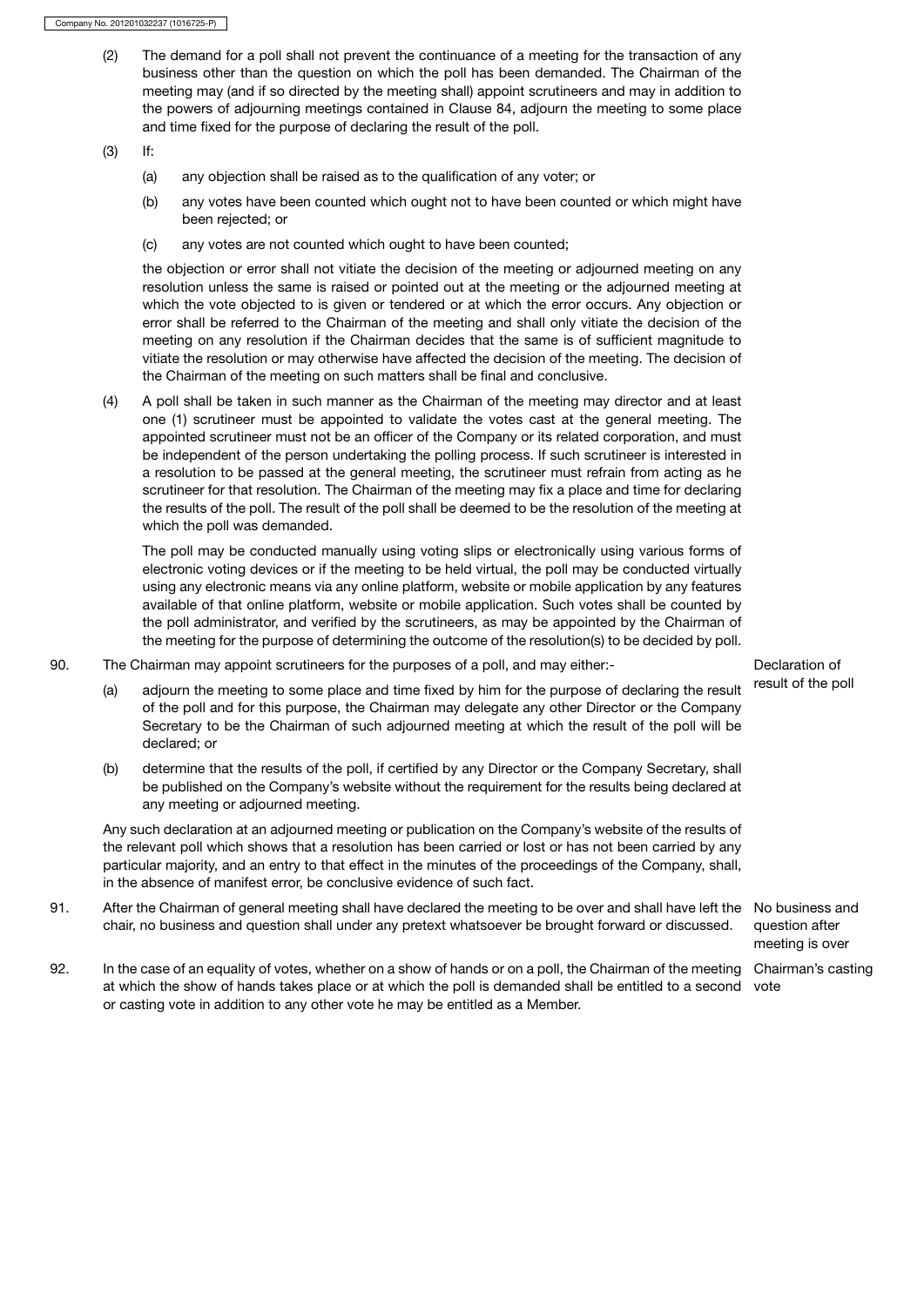(2) The demand for a poll shall not prevent the continuance of a meeting for the transaction of any business other than the question on which the poll has been demanded. The Chairman of the meeting may (and if so directed by the meeting shall) appoint scrutineers and may in addition to the powers of adjourning meetings contained in Clause 84, adjourn the meeting to some place and time fixed for the purpose of declaring the result of the poll.

(3) If:

(a) any objection shall be raised as to the qualification of any voter; or

(b) any votes have been counted which ought not to have been counted or which might have been rejected; or

(c) any votes are not counted which ought to have been counted;

the objection or error shall not vitiate the decision of the meeting or adjourned meeting on any resolution unless the same is raised or pointed out at the meeting or the adjourned meeting at which the vote objected to is given or tendered or at which the error occurs. Any objection or error shall be referred to the Chairman of the meeting and shall only vitiate the decision of the meeting on any resolution if the Chairman decides that the same is of sufficient magnitude to vitiate the resolution or may otherwise have affected the decision of the meeting. The decision of the Chairman of the meeting on such matters shall be final and conclusive.

(4) A poll shall be taken in such manner as the Chairman of the meeting may director and at least one (1) scrutineer must be appointed to validate the votes cast at the general meeting. The appointed scrutineer must not be an officer of the Company or its related corporation, and must be independent of the person undertaking the polling process. If such scrutineer is interested in a resolution to be passed at the general meeting, the scrutineer must refrain from acting as he scrutineer for that resolution. The Chairman of the meeting may fix a place and time for declaring the results of the poll. The result of the poll shall be deemed to be the resolution of the meeting at which the poll was demanded.

The poll may be conducted manually using voting slips or electronically using various forms of electronic voting devices or if the meeting to be held virtual, the poll may be conducted virtually using any electronic means via any online platform, website or mobile application by any features available of that online platform, website or mobile application. Such votes shall be counted by the poll administrator, and verified by the scrutineers, as may be appointed by the Chairman of the meeting for the purpose of determining the outcome of the resolution(s) to be decided by poll.

**Declaration of result of the poll**

90. The Chairman may appoint scrutineers for the purposes of a poll, and may either:-

(a) adjourn the meeting to some place and time fixed by him for the purpose of declaring the result of the poll and for this purpose, the Chairman may delegate any other Director or the Company Secretary to be the Chairman of such adjourned meeting at which the result of the poll will be declared; or

(b) determine that the results of the poll, if certified by any Director or the Company Secretary, shall be published on the Company's website without the requirement for the results being declared at any meeting or adjourned meeting.

Any such declaration at an adjourned meeting or publication on the Company's website of the results of the relevant poll which shows that a resolution has been carried or lost or has not been carried by any particular majority, and an entry to that effect in the minutes of the proceedings of the Company, shall, in the absence of manifest error, be conclusive evidence of such fact.

**No business and question after meeting is over**

91. After the Chairman of general meeting shall have declared the meeting to be over and shall have left the chair, no business and question shall under any pretext whatsoever be brought forward or discussed.

**Chairman's casting vote**

92. In the case of an equality of votes, whether on a show of hands or on a poll, the Chairman of the meeting at which the show of hands takes place or at which the poll is demanded shall be entitled to a second or casting vote in addition to any other vote he may be entitled as a Member.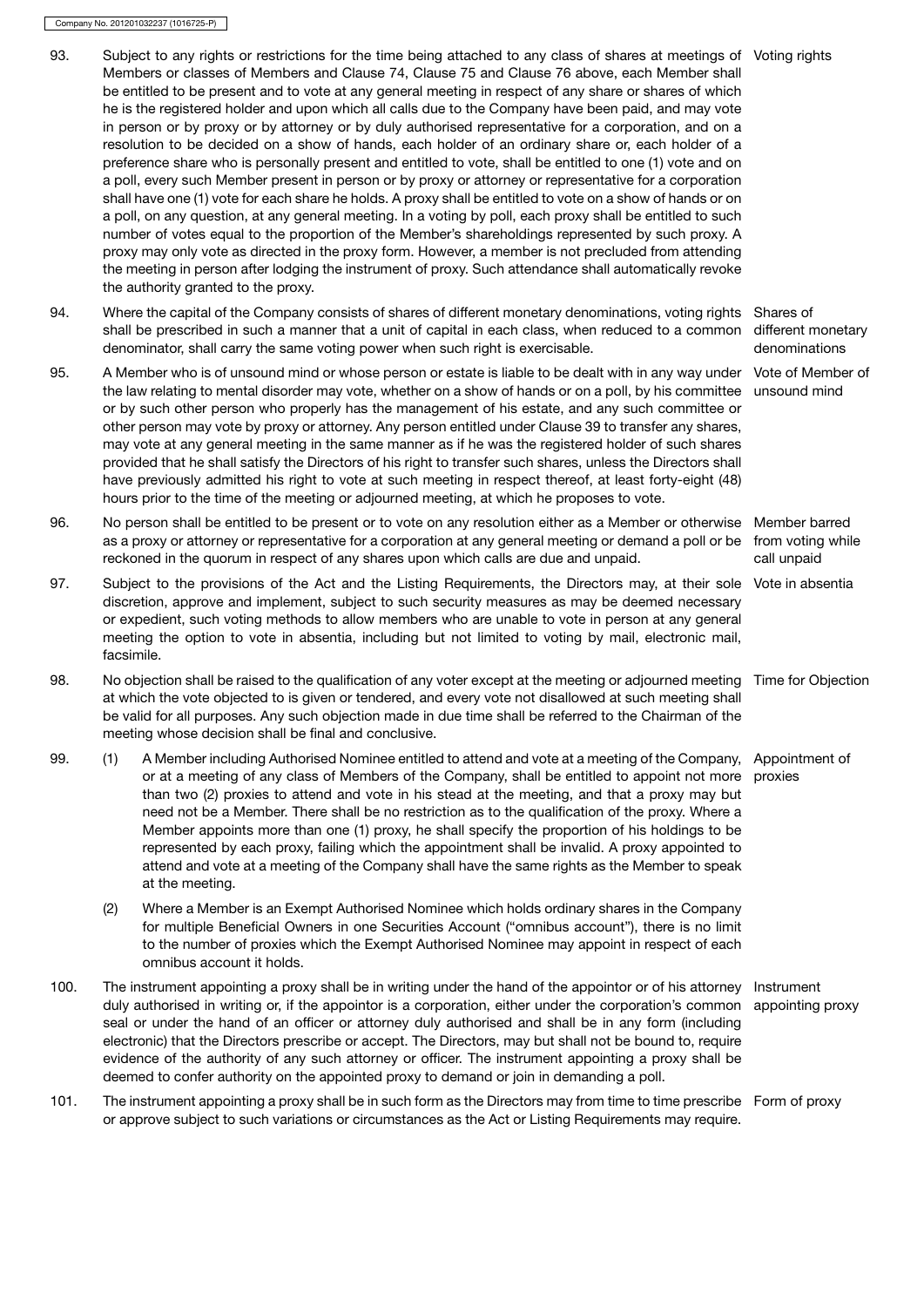93. Subject to any rights or restrictions for the time being attached to any class of shares at meetings of Members or classes of Members and Clause 74, Clause 75 and Clause 76 above, each Member shall be entitled to be present and to vote at any general meeting in respect of any share or shares of which he is the registered holder and upon which all calls due to the Company have been paid, and may vote in person or by proxy or by attorney or by duly authorised representative for a corporation, and on a resolution to be decided on a show of hands, each holder of an ordinary share or, each holder of a preference share who is personally present and entitled to vote, shall be entitled to one (1) vote and on a poll, every such Member present in person or by proxy or attorney or representative for a corporation shall have one (1) vote for each share he holds. A proxy shall be entitled to vote on a show of hands or on a poll, on any question, at any general meeting. In a voting by poll, each proxy shall be entitled to such number of votes equal to the proportion of the Member's shareholdings represented by such proxy. A proxy may only vote as directed in the proxy form. However, a member is not precluded from attending the meeting in person after lodging the instrument of proxy. Such attendance shall automatically revoke the authority granted to the proxy. *Voting rights*

94. Where the capital of the Company consists of shares of different monetary denominations, voting rights shall be prescribed in such a manner that a unit of capital in each class, when reduced to a common denominator, shall carry the same voting power when such right is exercisable. *Shares of different monetary denominations*

95. A Member who is of unsound mind or whose person or estate is liable to be dealt with in any way under the law relating to mental disorder may vote, whether on a show of hands or on a poll, by his committee or by such other person who properly has the management of his estate, and any such committee or other person may vote by proxy or attorney. Any person entitled under Clause 39 to transfer any shares, may vote at any general meeting in the same manner as if he was the registered holder of such shares provided that he shall satisfy the Directors of his right to transfer such shares, unless the Directors shall have previously admitted his right to vote at such meeting in respect thereof, at least forty-eight (48) hours prior to the time of the meeting or adjourned meeting, at which he proposes to vote. *Vote of Member of unsound mind*

96. No person shall be entitled to be present or to vote on any resolution either as a Member or otherwise as a proxy or attorney or representative for a corporation at any general meeting or demand a poll or be reckoned in the quorum in respect of any shares upon which calls are due and unpaid. *Member barred from voting while call unpaid*

97. Subject to the provisions of the Act and the Listing Requirements, the Directors may, at their sole discretion, approve and implement, subject to such security measures as may be deemed necessary or expedient, such voting methods to allow members who are unable to vote in person at any general meeting the option to vote in absentia, including but not limited to voting by mail, electronic mail, facsimile. *Vote in absentia*

98. No objection shall be raised to the qualification of any voter except at the meeting or adjourned meeting at which the vote objected to is given or tendered, and every vote not disallowed at such meeting shall be valid for all purposes. Any such objection made in due time shall be referred to the Chairman of the meeting whose decision shall be final and conclusive. *Time for Objection*

99. (1) A Member including Authorised Nominee entitled to attend and vote at a meeting of the Company, or at a meeting of any class of Members of the Company, shall be entitled to appoint not more than two (2) proxies to attend and vote in his stead at the meeting, and that a proxy may but need not be a Member. There shall be no restriction as to the qualification of the proxy. Where a Member appoints more than one (1) proxy, he shall specify the proportion of his holdings to be represented by each proxy, failing which the appointment shall be invalid. A proxy appointed to attend and vote at a meeting of the Company shall have the same rights as the Member to speak at the meeting. *Appointment of proxies*

    (2) Where a Member is an Exempt Authorised Nominee which holds ordinary shares in the Company for multiple Beneficial Owners in one Securities Account ("omnibus account"), there is no limit to the number of proxies which the Exempt Authorised Nominee may appoint in respect of each omnibus account it holds.

100. The instrument appointing a proxy shall be in writing under the hand of the appointor or of his attorney duly authorised in writing or, if the appointor is a corporation, either under the corporation's common seal or under the hand of an officer or attorney duly authorised and shall be in any form (including electronic) that the Directors prescribe or accept. The Directors, may but shall not be bound to, require evidence of the authority of any such attorney or officer. The instrument appointing a proxy shall be deemed to confer authority on the appointed proxy to demand or join in demanding a poll. *Instrument appointing proxy*

101. The instrument appointing a proxy shall be in such form as the Directors may from time to time prescribe or approve subject to such variations or circumstances as the Act or Listing Requirements may require. *Form of proxy*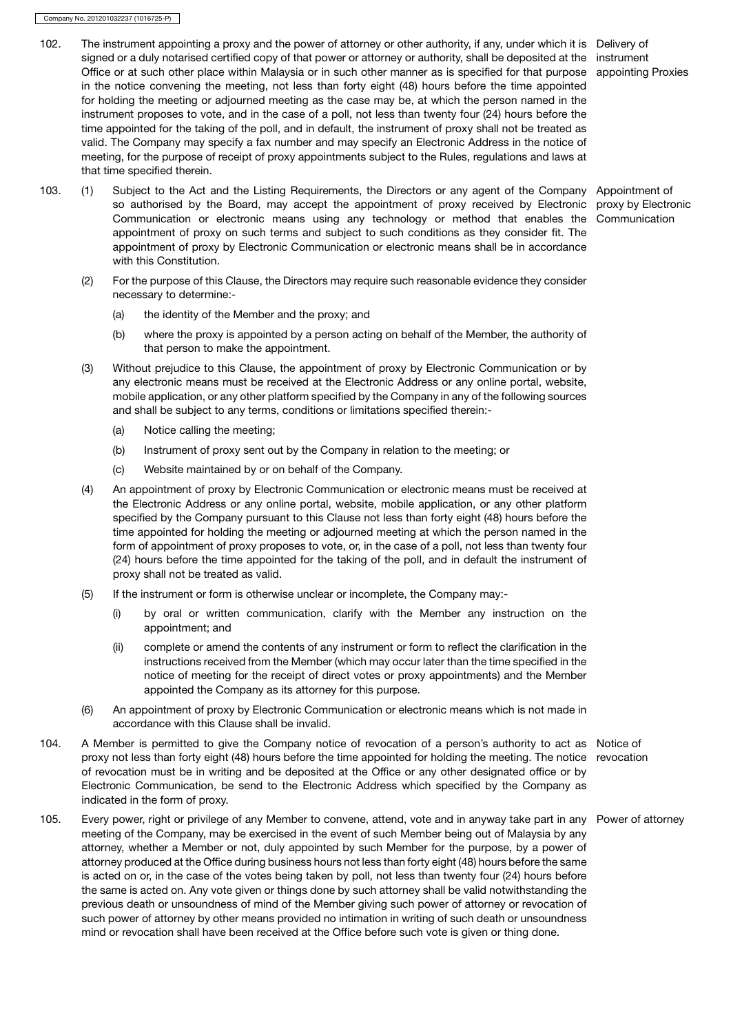102. The instrument appointing a proxy and the power of attorney or other authority, if any, under which it is signed or a duly notarised certified copy of that power or attorney or authority, shall be deposited at the Office or at such other place within Malaysia or in such other manner as is specified for that purpose in the notice convening the meeting, not less than forty eight (48) hours before the time appointed for holding the meeting or adjourned meeting as the case may be, at which the person named in the instrument proposes to vote, and in the case of a poll, not less than twenty four (24) hours before the time appointed for the taking of the poll, and in default, the instrument of proxy shall not be treated as valid. The Company may specify a fax number and may specify an Electronic Address in the notice of meeting, for the purpose of receipt of proxy appointments subject to the Rules, regulations and laws at that time specified therein.

*Delivery of instrument appointing Proxies*

103. (1) Subject to the Act and the Listing Requirements, the Directors or any agent of the Company so authorised by the Board, may accept the appointment of proxy received by Electronic Communication or electronic means using any technology or method that enables the appointment of proxy on such terms and subject to such conditions as they consider fit. The appointment of proxy by Electronic Communication or electronic means shall be in accordance with this Constitution.

*Appointment of proxy by Electronic Communication*

(2) For the purpose of this Clause, the Directors may require such reasonable evidence they consider necessary to determine:-

(a) the identity of the Member and the proxy; and

(b) where the proxy is appointed by a person acting on behalf of the Member, the authority of that person to make the appointment.

(3) Without prejudice to this Clause, the appointment of proxy by Electronic Communication or by any electronic means must be received at the Electronic Address or any online portal, website, mobile application, or any other platform specified by the Company in any of the following sources and shall be subject to any terms, conditions or limitations specified therein:-

(a) Notice calling the meeting;

(b) Instrument of proxy sent out by the Company in relation to the meeting; or

(c) Website maintained by or on behalf of the Company.

(4) An appointment of proxy by Electronic Communication or electronic means must be received at the Electronic Address or any online portal, website, mobile application, or any other platform specified by the Company pursuant to this Clause not less than forty eight (48) hours before the time appointed for holding the meeting or adjourned meeting at which the person named in the form of appointment of proxy proposes to vote, or, in the case of a poll, not less than twenty four (24) hours before the time appointed for the taking of the poll, and in default the instrument of proxy shall not be treated as valid.

(5) If the instrument or form is otherwise unclear or incomplete, the Company may:-

(i) by oral or written communication, clarify with the Member any instruction on the appointment; and

(ii) complete or amend the contents of any instrument or form to reflect the clarification in the instructions received from the Member (which may occur later than the time specified in the notice of meeting for the receipt of direct votes or proxy appointments) and the Member appointed the Company as its attorney for this purpose.

(6) An appointment of proxy by Electronic Communication or electronic means which is not made in accordance with this Clause shall be invalid.

104. A Member is permitted to give the Company notice of revocation of a person's authority to act as proxy not less than forty eight (48) hours before the time appointed for holding the meeting. The notice of revocation must be in writing and be deposited at the Office or any other designated office or by Electronic Communication, be send to the Electronic Address which specified by the Company as indicated in the form of proxy.

*Notice of revocation*

105. Every power, right or privilege of any Member to convene, attend, vote and in anyway take part in any meeting of the Company, may be exercised in the event of such Member being out of Malaysia by any attorney, whether a Member or not, duly appointed by such Member for the purpose, by a power of attorney produced at the Office during business hours not less than forty eight (48) hours before the same is acted on or, in the case of the votes being taken by poll, not less than twenty four (24) hours before the same is acted on. Any vote given or things done by such attorney shall be valid notwithstanding the previous death or unsoundness of mind of the Member giving such power of attorney or revocation of such power of attorney by other means provided no intimation in writing of such death or unsoundness mind or revocation shall have been received at the Office before such vote is given or thing done.

*Power of attorney*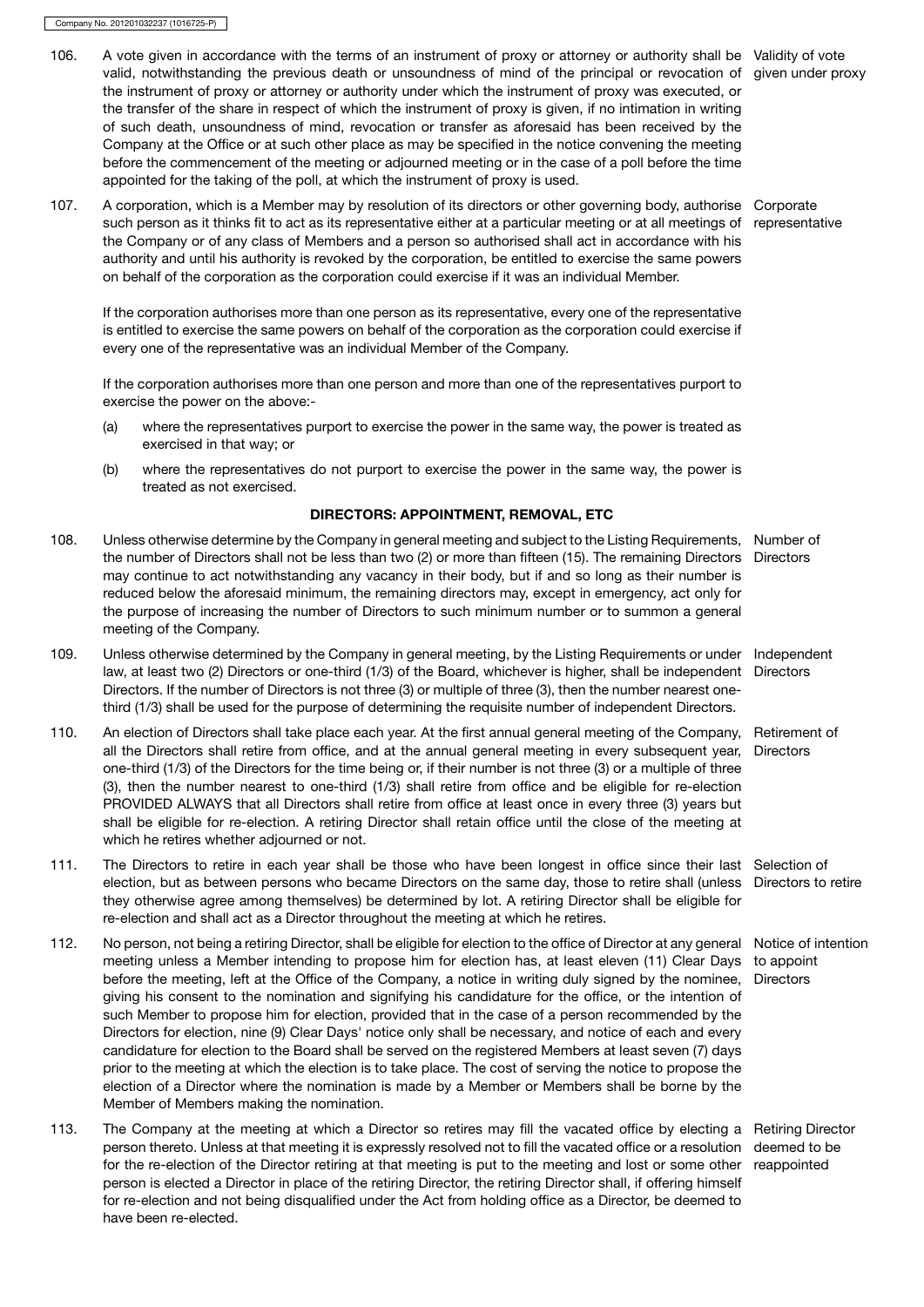106. A vote given in accordance with the terms of an instrument of proxy or attorney or authority shall be valid, notwithstanding the previous death or unsoundness of mind of the principal or revocation of the instrument of proxy or attorney or authority under which the instrument of proxy was executed, or the transfer of the share in respect of which the instrument of proxy is given, if no intimation in writing of such death, unsoundness of mind, revocation or transfer as aforesaid has been received by the Company at the Office or at such other place as may be specified in the notice convening the meeting before the commencement of the meeting or adjourned meeting or in the case of a poll before the time appointed for the taking of the poll, at which the instrument of proxy is used. *Validity of vote given under proxy*

107. A corporation, which is a Member may by resolution of its directors or other governing body, authorise such person as it thinks fit to act as its representative either at a particular meeting or at all meetings of the Company or of any class of Members and a person so authorised shall act in accordance with his authority and until his authority is revoked by the corporation, be entitled to exercise the same powers on behalf of the corporation as the corporation could exercise if it was an individual Member. *Corporate representative*

If the corporation authorises more than one person as its representative, every one of the representative is entitled to exercise the same powers on behalf of the corporation as the corporation could exercise if every one of the representative was an individual Member of the Company.

If the corporation authorises more than one person and more than one of the representatives purport to exercise the power on the above:-

(a) where the representatives purport to exercise the power in the same way, the power is treated as exercised in that way; or

(b) where the representatives do not purport to exercise the power in the same way, the power is treated as not exercised.

## DIRECTORS: APPOINTMENT, REMOVAL, ETC

108. Unless otherwise determine by the Company in general meeting and subject to the Listing Requirements, the number of Directors shall not be less than two (2) or more than fifteen (15). The remaining Directors may continue to act notwithstanding any vacancy in their body, but if and so long as their number is reduced below the aforesaid minimum, the remaining directors may, except in emergency, act only for the purpose of increasing the number of Directors to such minimum number or to summon a general meeting of the Company. *Number of Directors*

109. Unless otherwise determined by the Company in general meeting, by the Listing Requirements or under law, at least two (2) Directors or one-third (1/3) of the Board, whichever is higher, shall be independent Directors. If the number of Directors is not three (3) or multiple of three (3), then the number nearest one-third (1/3) shall be used for the purpose of determining the requisite number of independent Directors. *Independent Directors*

110. An election of Directors shall take place each year. At the first annual general meeting of the Company, all the Directors shall retire from office, and at the annual general meeting in every subsequent year, one-third (1/3) of the Directors for the time being or, if their number is not three (3) or a multiple of three (3), then the number nearest to one-third (1/3) shall retire from office and be eligible for re-election PROVIDED ALWAYS that all Directors shall retire from office at least once in every three (3) years but shall be eligible for re-election. A retiring Director shall retain office until the close of the meeting at which he retires whether adjourned or not. *Retirement of Directors*

111. The Directors to retire in each year shall be those who have been longest in office since their last election, but as between persons who became Directors on the same day, those to retire shall (unless they otherwise agree among themselves) be determined by lot. A retiring Director shall be eligible for re-election and shall act as a Director throughout the meeting at which he retires. *Selection of Directors to retire*

112. No person, not being a retiring Director, shall be eligible for election to the office of Director at any general meeting unless a Member intending to propose him for election has, at least eleven (11) Clear Days before the meeting, left at the Office of the Company, a notice in writing duly signed by the nominee, giving his consent to the nomination and signifying his candidature for the office, or the intention of such Member to propose him for election, provided that in the case of a person recommended by the Directors for election, nine (9) Clear Days' notice only shall be necessary, and notice of each and every candidature for election to the Board shall be served on the registered Members at least seven (7) days prior to the meeting at which the election is to take place. The cost of serving the notice to propose the election of a Director where the nomination is made by a Member or Members shall be borne by the Member of Members making the nomination. *Notice of intention to appoint Directors*

113. The Company at the meeting at which a Director so retires may fill the vacated office by electing a person thereto. Unless at that meeting it is expressly resolved not to fill the vacated office or a resolution for the re-election of the Director retiring at that meeting is put to the meeting and lost or some other person is elected a Director in place of the retiring Director, the retiring Director shall, if offering himself for re-election and not being disqualified under the Act from holding office as a Director, be deemed to have been re-elected. *Retiring Director deemed to be reappointed*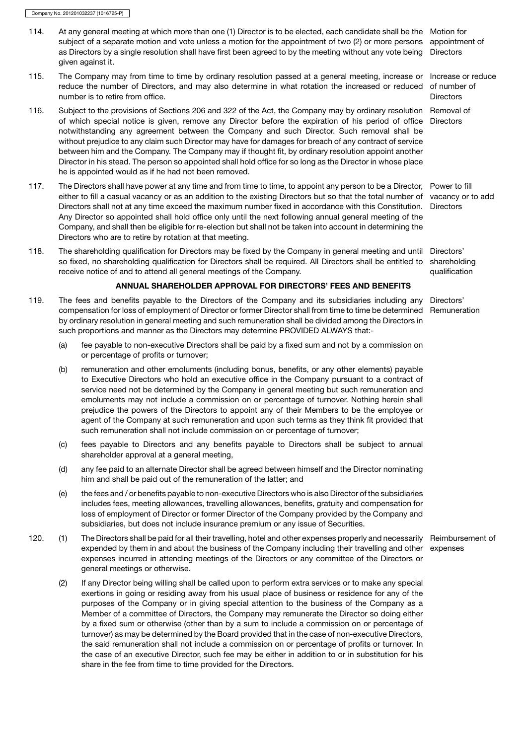114. At any general meeting at which more than one (1) Director is to be elected, each candidate shall be the subject of a separate motion and vote unless a motion for the appointment of two (2) or more persons as Directors by a single resolution shall have first been agreed to by the meeting without any vote being given against it.

Motion for appointment of Directors

115. The Company may from time to time by ordinary resolution passed at a general meeting, increase or reduce the number of Directors, and may also determine in what rotation the increased or reduced number is to retire from office.

Increase or reduce of number of Directors

116. Subject to the provisions of Sections 206 and 322 of the Act, the Company may by ordinary resolution of which special notice is given, remove any Director before the expiration of his period of office notwithstanding any agreement between the Company and such Director. Such removal shall be without prejudice to any claim such Director may have for damages for breach of any contract of service between him and the Company. The Company may if thought fit, by ordinary resolution appoint another Director in his stead. The person so appointed shall hold office for so long as the Director in whose place he is appointed would as if he had not been removed.

Removal of Directors

117. The Directors shall have power at any time and from time to time, to appoint any person to be a Director, either to fill a casual vacancy or as an addition to the existing Directors but so that the total number of Directors shall not at any time exceed the maximum number fixed in accordance with this Constitution. Any Director so appointed shall hold office only until the next following annual general meeting of the Company, and shall then be eligible for re-election but shall not be taken into account in determining the Directors who are to retire by rotation at that meeting.

Power to fill vacancy or to add Directors

118. The shareholding qualification for Directors may be fixed by the Company in general meeting and until so fixed, no shareholding qualification for Directors shall be required. All Directors shall be entitled to receive notice of and to attend all general meetings of the Company.

Directors' shareholding qualification

**ANNUAL SHAREHOLDER APPROVAL FOR DIRECTORS' FEES AND BENEFITS**

119. The fees and benefits payable to the Directors of the Company and its subsidiaries including any compensation for loss of employment of Director or former Director shall from time to time be determined by ordinary resolution in general meeting and such remuneration shall be divided among the Directors in such proportions and manner as the Directors may determine PROVIDED ALWAYS that:-

Directors' Remuneration

(a) fee payable to non-executive Directors shall be paid by a fixed sum and not by a commission on or percentage of profits or turnover;

(b) remuneration and other emoluments (including bonus, benefits, or any other elements) payable to Executive Directors who hold an executive office in the Company pursuant to a contract of service need not be determined by the Company in general meeting but such remuneration and emoluments may not include a commission on or percentage of turnover. Nothing herein shall prejudice the powers of the Directors to appoint any of their Members to be the employee or agent of the Company at such remuneration and upon such terms as they think fit provided that such remuneration shall not include commission on or percentage of turnover;

(c) fees payable to Directors and any benefits payable to Directors shall be subject to annual shareholder approval at a general meeting,

(d) any fee paid to an alternate Director shall be agreed between himself and the Director nominating him and shall be paid out of the remuneration of the latter; and

(e) the fees and / or benefits payable to non-executive Directors who is also Director of the subsidiaries includes fees, meeting allowances, travelling allowances, benefits, gratuity and compensation for loss of employment of Director or former Director of the Company provided by the Company and subsidiaries, but does not include insurance premium or any issue of Securities.

120. (1) The Directors shall be paid for all their travelling, hotel and other expenses properly and necessarily expended by them in and about the business of the Company including their travelling and other expenses incurred in attending meetings of the Directors or any committee of the Directors or general meetings or otherwise.

Reimbursement of expenses

(2) If any Director being willing shall be called upon to perform extra services or to make any special exertions in going or residing away from his usual place of business or residence for any of the purposes of the Company or in giving special attention to the business of the Company as a Member of a committee of Directors, the Company may remunerate the Director so doing either by a fixed sum or otherwise (other than by a sum to include a commission on or percentage of turnover) as may be determined by the Board provided that in the case of non-executive Directors, the said remuneration shall not include a commission on or percentage of profits or turnover. In the case of an executive Director, such fee may be either in addition to or in substitution for his share in the fee from time to time provided for the Directors.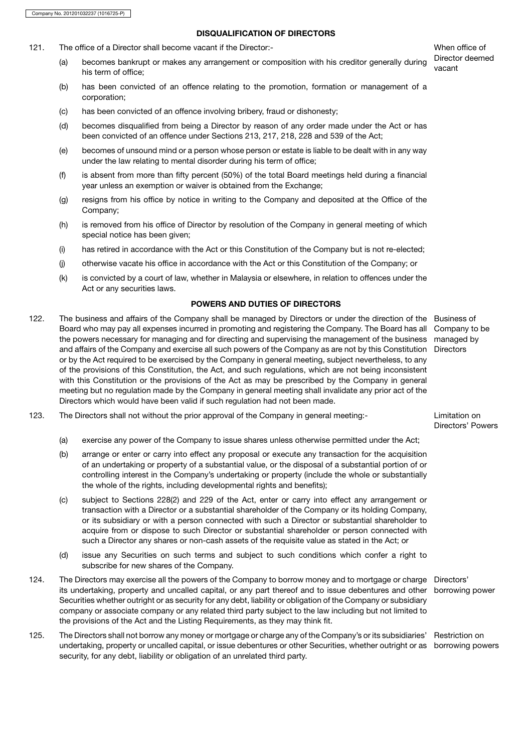## DISQUALIFICATION OF DIRECTORS

121. The office of a Director shall become vacant if the Director:-

*When office of Director deemed vacant*

(a) becomes bankrupt or makes any arrangement or composition with his creditor generally during his term of office;

(b) has been convicted of an offence relating to the promotion, formation or management of a corporation;

(c) has been convicted of an offence involving bribery, fraud or dishonesty;

(d) becomes disqualified from being a Director by reason of any order made under the Act or has been convicted of an offence under Sections 213, 217, 218, 228 and 539 of the Act;

(e) becomes of unsound mind or a person whose person or estate is liable to be dealt with in any way under the law relating to mental disorder during his term of office;

(f) is absent from more than fifty percent (50%) of the total Board meetings held during a financial year unless an exemption or waiver is obtained from the Exchange;

(g) resigns from his office by notice in writing to the Company and deposited at the Office of the Company;

(h) is removed from his office of Director by resolution of the Company in general meeting of which special notice has been given;

(i) has retired in accordance with the Act or this Constitution of the Company but is not re-elected;

(j) otherwise vacate his office in accordance with the Act or this Constitution of the Company; or

(k) is convicted by a court of law, whether in Malaysia or elsewhere, in relation to offences under the Act or any securities laws.

## POWERS AND DUTIES OF DIRECTORS

122. The business and affairs of the Company shall be managed by Directors or under the direction of the Board who may pay all expenses incurred in promoting and registering the Company. The Board has all the powers necessary for managing and for directing and supervising the management of the business and affairs of the Company and exercise all such powers of the Company as are not by this Constitution or by the Act required to be exercised by the Company in general meeting, subject nevertheless, to any of the provisions of this Constitution, the Act, and such regulations, which are not being inconsistent with this Constitution or the provisions of the Act as may be prescribed by the Company in general meeting but no regulation made by the Company in general meeting shall invalidate any prior act of the Directors which would have been valid if such regulation had not been made.

*Business of Company to be managed by Directors*

123. The Directors shall not without the prior approval of the Company in general meeting:-

*Limitation on Directors' Powers*

(a) exercise any power of the Company to issue shares unless otherwise permitted under the Act;

(b) arrange or enter or carry into effect any proposal or execute any transaction for the acquisition of an undertaking or property of a substantial value, or the disposal of a substantial portion of or controlling interest in the Company's undertaking or property (include the whole or substantially the whole of the rights, including developmental rights and benefits);

(c) subject to Sections 228(2) and 229 of the Act, enter or carry into effect any arrangement or transaction with a Director or a substantial shareholder of the Company or its holding Company, or its subsidiary or with a person connected with such a Director or substantial shareholder to acquire from or dispose to such Director or substantial shareholder or person connected with such a Director any shares or non-cash assets of the requisite value as stated in the Act; or

(d) issue any Securities on such terms and subject to such conditions which confer a right to subscribe for new shares of the Company.

124. The Directors may exercise all the powers of the Company to borrow money and to mortgage or charge its undertaking, property and uncalled capital, or any part thereof and to issue debentures and other Securities whether outright or as security for any debt, liability or obligation of the Company or subsidiary company or associate company or any related third party subject to the law including but not limited to the provisions of the Act and the Listing Requirements, as they may think fit.

*Directors' borrowing power*

125. The Directors shall not borrow any money or mortgage or charge any of the Company's or its subsidiaries' undertaking, property or uncalled capital, or issue debentures or other Securities, whether outright or as security, for any debt, liability or obligation of an unrelated third party.

*Restriction on borrowing powers*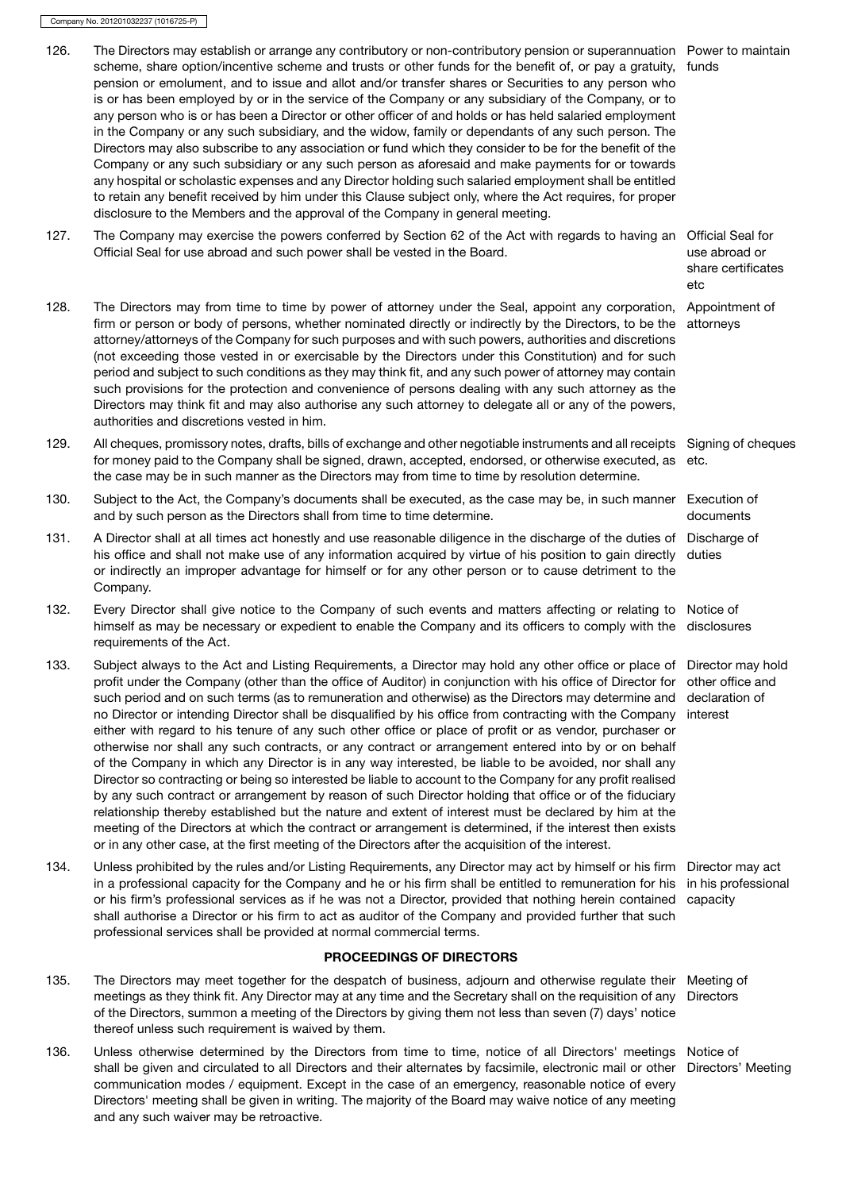126. The Directors may establish or arrange any contributory or non-contributory pension or superannuation scheme, share option/incentive scheme and trusts or other funds for the benefit of, or pay a gratuity, pension or emolument, and to issue and allot and/or transfer shares or Securities to any person who is or has been employed by or in the service of the Company or any subsidiary of the Company, or to any person who is or has been a Director or other officer of and holds or has held salaried employment in the Company or any such subsidiary, and the widow, family or dependants of any such person. The Directors may also subscribe to any association or fund which they consider to be for the benefit of the Company or any such subsidiary or any such person as aforesaid and make payments for or towards any hospital or scholastic expenses and any Director holding such salaried employment shall be entitled to retain any benefit received by him under this Clause subject only, where the Act requires, for proper disclosure to the Members and the approval of the Company in general meeting. *Power to maintain funds*

127. The Company may exercise the powers conferred by Section 62 of the Act with regards to having an Official Seal for use abroad and such power shall be vested in the Board. *Official Seal for use abroad or share certificates etc*

128. The Directors may from time to time by power of attorney under the Seal, appoint any corporation, firm or person or body of persons, whether nominated directly or indirectly by the Directors, to be the attorney/attorneys of the Company for such purposes and with such powers, authorities and discretions (not exceeding those vested in or exercisable by the Directors under this Constitution) and for such period and subject to such conditions as they may think fit, and any such power of attorney may contain such provisions for the protection and convenience of persons dealing with any such attorney as the Directors may think fit and may also authorise any such attorney to delegate all or any of the powers, authorities and discretions vested in him. *Appointment of attorneys*

129. All cheques, promissory notes, drafts, bills of exchange and other negotiable instruments and all receipts for money paid to the Company shall be signed, drawn, accepted, endorsed, or otherwise executed, as the case may be in such manner as the Directors may from time to time by resolution determine. *Signing of cheques etc.*

130. Subject to the Act, the Company's documents shall be executed, as the case may be, in such manner and by such person as the Directors shall from time to time determine. *Execution of documents*

131. A Director shall at all times act honestly and use reasonable diligence in the discharge of the duties of his office and shall not make use of any information acquired by virtue of his position to gain directly or indirectly an improper advantage for himself or for any other person or to cause detriment to the Company. *Discharge of duties*

132. Every Director shall give notice to the Company of such events and matters affecting or relating to himself as may be necessary or expedient to enable the Company and its officers to comply with the requirements of the Act. *Notice of disclosures*

133. Subject always to the Act and Listing Requirements, a Director may hold any other office or place of profit under the Company (other than the office of Auditor) in conjunction with his office of Director for such period and on such terms (as to remuneration and otherwise) as the Directors may determine and no Director or intending Director shall be disqualified by his office from contracting with the Company either with regard to his tenure of any such other office or place of profit or as vendor, purchaser or otherwise nor shall any such contracts, or any contract or arrangement entered into by or on behalf of the Company in which any Director is in any way interested, be liable to be avoided, nor shall any Director so contracting or being so interested be liable to account to the Company for any profit realised by any such contract or arrangement by reason of such Director holding that office or of the fiduciary relationship thereby established but the nature and extent of interest must be declared by him at the meeting of the Directors at which the contract or arrangement is determined, if the interest then exists or in any other case, at the first meeting of the Directors after the acquisition of the interest. *Director may hold other office and declaration of interest*

134. Unless prohibited by the rules and/or Listing Requirements, any Director may act by himself or his firm in a professional capacity for the Company and he or his firm shall be entitled to remuneration for his or his firm's professional services as if he was not a Director, provided that nothing herein contained shall authorise a Director or his firm to act as auditor of the Company and provided further that such professional services shall be provided at normal commercial terms. *Director may act in his professional capacity*

## PROCEEDINGS OF DIRECTORS

135. The Directors may meet together for the despatch of business, adjourn and otherwise regulate their meetings as they think fit. Any Director may at any time and the Secretary shall on the requisition of any of the Directors, summon a meeting of the Directors by giving them not less than seven (7) days' notice thereof unless such requirement is waived by them. *Meeting of Directors*

136. Unless otherwise determined by the Directors from time to time, notice of all Directors' meetings shall be given and circulated to all Directors and their alternates by facsimile, electronic mail or other communication modes / equipment. Except in the case of an emergency, reasonable notice of every Directors' meeting shall be given in writing. The majority of the Board may waive notice of any meeting and any such waiver may be retroactive. *Notice of Directors' Meeting*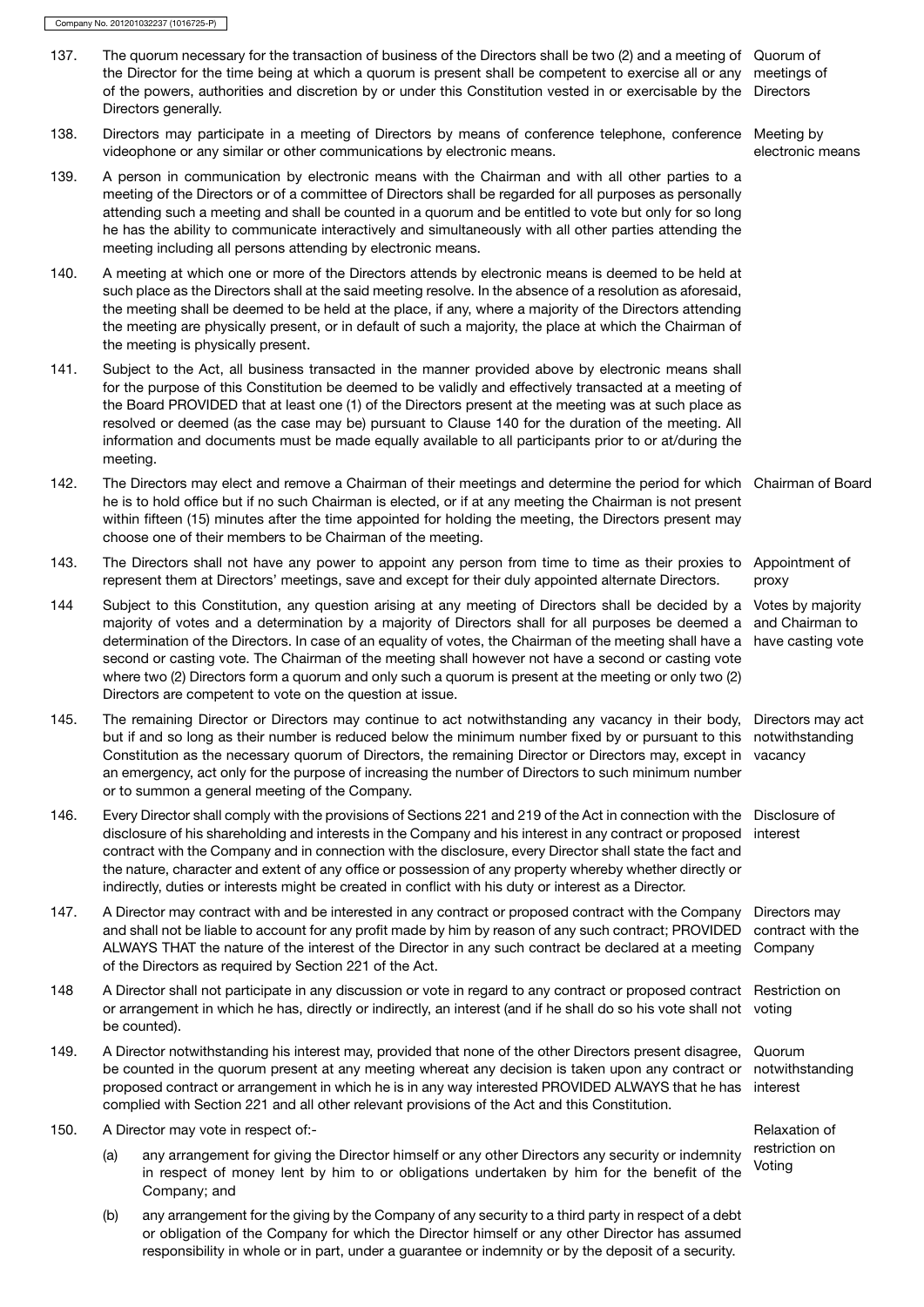137. The quorum necessary for the transaction of business of the Directors shall be two (2) and a meeting of the Director for the time being at which a quorum is present shall be competent to exercise all or any of the powers, authorities and discretion by or under this Constitution vested in or exercisable by the Directors generally. *Quorum of meetings of Directors*

138. Directors may participate in a meeting of Directors by means of conference telephone, conference videophone or any similar or other communications by electronic means. *Meeting by electronic means*

139. A person in communication by electronic means with the Chairman and with all other parties to a meeting of the Directors or of a committee of Directors shall be regarded for all purposes as personally attending such a meeting and shall be counted in a quorum and be entitled to vote but only for so long he has the ability to communicate interactively and simultaneously with all other parties attending the meeting including all persons attending by electronic means.

140. A meeting at which one or more of the Directors attends by electronic means is deemed to be held at such place as the Directors shall at the said meeting resolve. In the absence of a resolution as aforesaid, the meeting shall be deemed to be held at the place, if any, where a majority of the Directors attending the meeting are physically present, or in default of such a majority, the place at which the Chairman of the meeting is physically present.

141. Subject to the Act, all business transacted in the manner provided above by electronic means shall for the purpose of this Constitution be deemed to be validly and effectively transacted at a meeting of the Board PROVIDED that at least one (1) of the Directors present at the meeting was at such place as resolved or deemed (as the case may be) pursuant to Clause 140 for the duration of the meeting. All information and documents must be made equally available to all participants prior to or at/during the meeting.

142. The Directors may elect and remove a Chairman of their meetings and determine the period for which he is to hold office but if no such Chairman is elected, or if at any meeting the Chairman is not present within fifteen (15) minutes after the time appointed for holding the meeting, the Directors present may choose one of their members to be Chairman of the meeting. *Chairman of Board*

143. The Directors shall not have any power to appoint any person from time to time as their proxies to represent them at Directors' meetings, save and except for their duly appointed alternate Directors. *Appointment of proxy*

144 Subject to this Constitution, any question arising at any meeting of Directors shall be decided by a majority of votes and a determination by a majority of Directors shall for all purposes be deemed a determination of the Directors. In case of an equality of votes, the Chairman of the meeting shall have a second or casting vote. The Chairman of the meeting shall however not have a second or casting vote where two (2) Directors form a quorum and only such a quorum is present at the meeting or only two (2) Directors are competent to vote on the question at issue. *Votes by majority and Chairman to have casting vote*

145. The remaining Director or Directors may continue to act notwithstanding any vacancy in their body, but if and so long as their number is reduced below the minimum number fixed by or pursuant to this Constitution as the necessary quorum of Directors, the remaining Director or Directors may, except in an emergency, act only for the purpose of increasing the number of Directors to such minimum number or to summon a general meeting of the Company. *Directors may act notwithstanding vacancy*

146. Every Director shall comply with the provisions of Sections 221 and 219 of the Act in connection with the disclosure of his shareholding and interests in the Company and his interest in any contract or proposed contract with the Company and in connection with the disclosure, every Director shall state the fact and the nature, character and extent of any office or possession of any property whereby whether directly or indirectly, duties or interests might be created in conflict with his duty or interest as a Director. *Disclosure of interest*

147. A Director may contract with and be interested in any contract or proposed contract with the Company and shall not be liable to account for any profit made by him by reason of any such contract; PROVIDED ALWAYS THAT the nature of the interest of the Director in any such contract be declared at a meeting of the Directors as required by Section 221 of the Act. *Directors may contract with the Company*

148 A Director shall not participate in any discussion or vote in regard to any contract or proposed contract or arrangement in which he has, directly or indirectly, an interest (and if he shall do so his vote shall not be counted). *Restriction on voting*

149. A Director notwithstanding his interest may, provided that none of the other Directors present disagree, be counted in the quorum present at any meeting whereat any decision is taken upon any contract or proposed contract or arrangement in which he is in any way interested PROVIDED ALWAYS that he has complied with Section 221 and all other relevant provisions of the Act and this Constitution. *Quorum notwithstanding interest*

150. A Director may vote in respect of:- *Relaxation of restriction on Voting*

(a) any arrangement for giving the Director himself or any other Directors any security or indemnity in respect of money lent by him to or obligations undertaken by him for the benefit of the Company; and

(b) any arrangement for the giving by the Company of any security to a third party in respect of a debt or obligation of the Company for which the Director himself or any other Director has assumed responsibility in whole or in part, under a guarantee or indemnity or by the deposit of a security.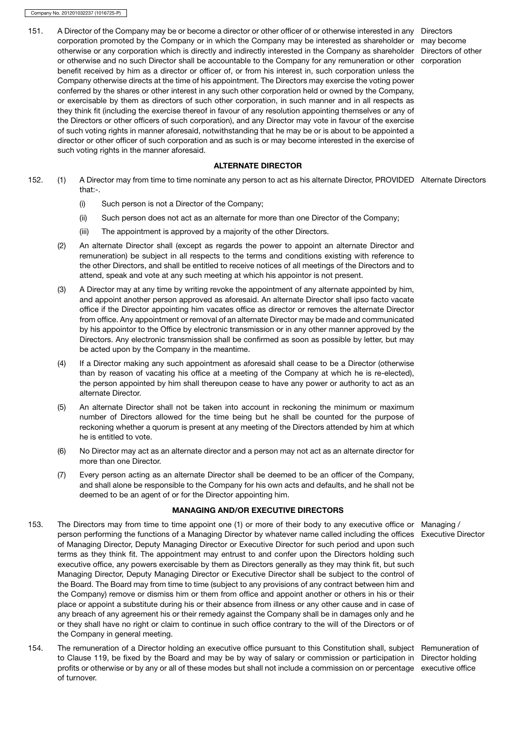151. A Director of the Company may be or become a director or other officer of or otherwise interested in any corporation promoted by the Company or in which the Company may be interested as shareholder or otherwise or any corporation which is directly and indirectly interested in the Company as shareholder or otherwise and no such Director shall be accountable to the Company for any remuneration or other benefit received by him as a director or officer of, or from his interest in, such corporation unless the Company otherwise directs at the time of his appointment. The Directors may exercise the voting power conferred by the shares or other interest in any such other corporation held or owned by the Company, or exercisable by them as directors of such other corporation, in such manner and in all respects as they think fit (including the exercise thereof in favour of any resolution appointing themselves or any of the Directors or other officers of such corporation), and any Director may vote in favour of the exercise of such voting rights in manner aforesaid, notwithstanding that he may be or is about to be appointed a director or other officer of such corporation and as such is or may become interested in the exercise of such voting rights in the manner aforesaid.

Directors may become Directors of other corporation

## ALTERNATE DIRECTOR

152. (1) A Director may from time to time nominate any person to act as his alternate Director, PROVIDED that:-.

Alternate Directors

(i) Such person is not a Director of the Company;

(ii) Such person does not act as an alternate for more than one Director of the Company;

(iii) The appointment is approved by a majority of the other Directors.

(2) An alternate Director shall (except as regards the power to appoint an alternate Director and remuneration) be subject in all respects to the terms and conditions existing with reference to the other Directors, and shall be entitled to receive notices of all meetings of the Directors and to attend, speak and vote at any such meeting at which his appointor is not present.

(3) A Director may at any time by writing revoke the appointment of any alternate appointed by him, and appoint another person approved as aforesaid. An alternate Director shall ipso facto vacate office if the Director appointing him vacates office as director or removes the alternate Director from office. Any appointment or removal of an alternate Director may be made and communicated by his appointor to the Office by electronic transmission or in any other manner approved by the Directors. Any electronic transmission shall be confirmed as soon as possible by letter, but may be acted upon by the Company in the meantime.

(4) If a Director making any such appointment as aforesaid shall cease to be a Director (otherwise than by reason of vacating his office at a meeting of the Company at which he is re-elected), the person appointed by him shall thereupon cease to have any power or authority to act as an alternate Director.

(5) An alternate Director shall not be taken into account in reckoning the minimum or maximum number of Directors allowed for the time being but he shall be counted for the purpose of reckoning whether a quorum is present at any meeting of the Directors attended by him at which he is entitled to vote.

(6) No Director may act as an alternate director and a person may not act as an alternate director for more than one Director.

(7) Every person acting as an alternate Director shall be deemed to be an officer of the Company, and shall alone be responsible to the Company for his own acts and defaults, and he shall not be deemed to be an agent of or for the Director appointing him.

## MANAGING AND/OR EXECUTIVE DIRECTORS

153. The Directors may from time to time appoint one (1) or more of their body to any executive office or person performing the functions of a Managing Director by whatever name called including the offices of Managing Director, Deputy Managing Director or Executive Director for such period and upon such terms as they think fit. The appointment may entrust to and confer upon the Directors holding such executive office, any powers exercisable by them as Directors generally as they may think fit, but such Managing Director, Deputy Managing Director or Executive Director shall be subject to the control of the Board. The Board may from time to time (subject to any provisions of any contract between him and the Company) remove or dismiss him or them from office and appoint another or others in his or their place or appoint a substitute during his or their absence from illness or any other cause and in case of any breach of any agreement his or their remedy against the Company shall be in damages only and he or they shall have no right or claim to continue in such office contrary to the will of the Directors or of the Company in general meeting.

Managing / Executive Director

154. The remuneration of a Director holding an executive office pursuant to this Constitution shall, subject to Clause 119, be fixed by the Board and may be by way of salary or commission or participation in profits or otherwise or by any or all of these modes but shall not include a commission on or percentage of turnover.

Remuneration of Director holding executive office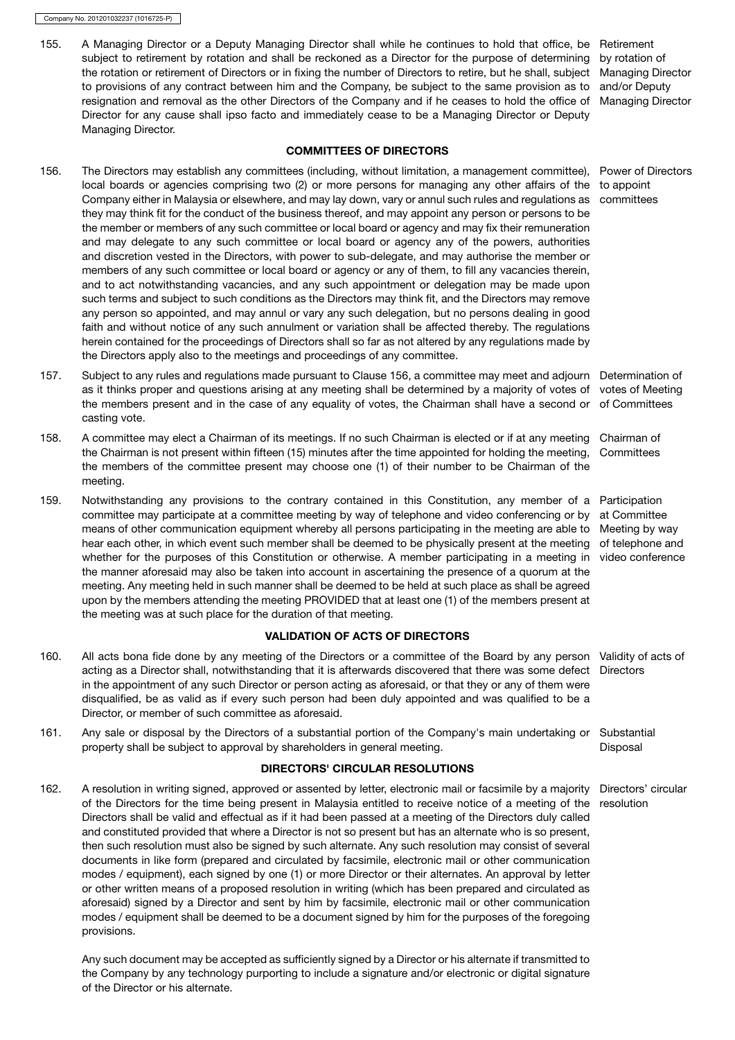155. A Managing Director or a Deputy Managing Director shall while he continues to hold that office, be subject to retirement by rotation and shall be reckoned as a Director for the purpose of determining the rotation or retirement of Directors or in fixing the number of Directors to retire, but he shall, subject to provisions of any contract between him and the Company, be subject to the same provision as to resignation and removal as the other Directors of the Company and if he ceases to hold the office of Director for any cause shall ipso facto and immediately cease to be a Managing Director or Deputy Managing Director. *Retirement by rotation of Managing Director and/or Deputy Managing Director*

## COMMITTEES OF DIRECTORS

156. The Directors may establish any committees (including, without limitation, a management committee), local boards or agencies comprising two (2) or more persons for managing any other affairs of the Company either in Malaysia or elsewhere, and may lay down, vary or annul such rules and regulations as they may think fit for the conduct of the business thereof, and may appoint any person or persons to be the member or members of any such committee or local board or agency and may fix their remuneration and may delegate to any such committee or local board or agency any of the powers, authorities and discretion vested in the Directors, with power to sub-delegate, and may authorise the member or members of any such committee or local board or agency or any of them, to fill any vacancies therein, and to act notwithstanding vacancies, and any such appointment or delegation may be made upon such terms and subject to such conditions as the Directors may think fit, and the Directors may remove any person so appointed, and may annul or vary any such delegation, but no persons dealing in good faith and without notice of any such annulment or variation shall be affected thereby. The regulations herein contained for the proceedings of Directors shall so far as not altered by any regulations made by the Directors apply also to the meetings and proceedings of any committee. *Power of Directors to appoint committees*

157. Subject to any rules and regulations made pursuant to Clause 156, a committee may meet and adjourn as it thinks proper and questions arising at any meeting shall be determined by a majority of votes of the members present and in the case of any equality of votes, the Chairman shall have a second or casting vote. *Determination of votes of Meeting of Committees*

158. A committee may elect a Chairman of its meetings. If no such Chairman is elected or if at any meeting the Chairman is not present within fifteen (15) minutes after the time appointed for holding the meeting, the members of the committee present may choose one (1) of their number to be Chairman of the meeting. *Chairman of Committees*

159. Notwithstanding any provisions to the contrary contained in this Constitution, any member of a committee may participate at a committee meeting by way of telephone and video conferencing or by means of other communication equipment whereby all persons participating in the meeting are able to hear each other, in which event such member shall be deemed to be physically present at the meeting whether for the purposes of this Constitution or otherwise. A member participating in a meeting in the manner aforesaid may also be taken into account in ascertaining the presence of a quorum at the meeting. Any meeting held in such manner shall be deemed to be held at such place as shall be agreed upon by the members attending the meeting PROVIDED that at least one (1) of the members present at the meeting was at such place for the duration of that meeting. *Participation at Committee Meeting by way of telephone and video conference*

## VALIDATION OF ACTS OF DIRECTORS

160. All acts bona fide done by any meeting of the Directors or a committee of the Board by any person acting as a Director shall, notwithstanding that it is afterwards discovered that there was some defect in the appointment of any such Director or person acting as aforesaid, or that they or any of them were disqualified, be as valid as if every such person had been duly appointed and was qualified to be a Director, or member of such committee as aforesaid. *Validity of acts of Directors*

161. Any sale or disposal by the Directors of a substantial portion of the Company's main undertaking or property shall be subject to approval by shareholders in general meeting. *Substantial Disposal*

## DIRECTORS' CIRCULAR RESOLUTIONS

162. A resolution in writing signed, approved or assented by letter, electronic mail or facsimile by a majority of the Directors for the time being present in Malaysia entitled to receive notice of a meeting of the Directors shall be valid and effectual as if it had been passed at a meeting of the Directors duly called and constituted provided that where a Director is not so present but has an alternate who is so present, then such resolution must also be signed by such alternate. Any such resolution may consist of several documents in like form (prepared and circulated by facsimile, electronic mail or other communication modes / equipment), each signed by one (1) or more Director or their alternates. An approval by letter or other written means of a proposed resolution in writing (which has been prepared and circulated as aforesaid) signed by a Director and sent by him by facsimile, electronic mail or other communication modes / equipment shall be deemed to be a document signed by him for the purposes of the foregoing provisions. *Directors' circular resolution*

Any such document may be accepted as sufficiently signed by a Director or his alternate if transmitted to the Company by any technology purporting to include a signature and/or electronic or digital signature of the Director or his alternate.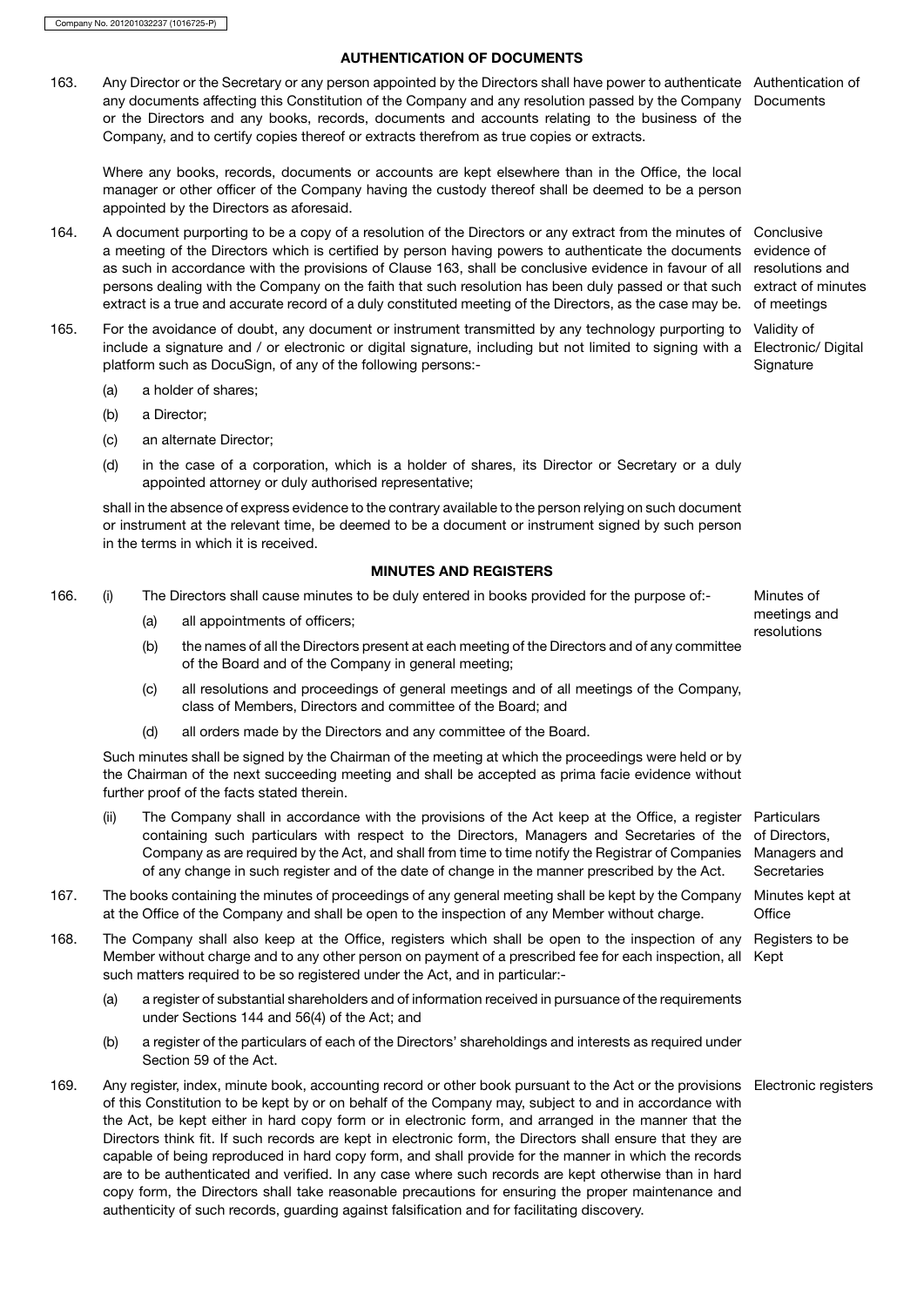## AUTHENTICATION OF DOCUMENTS

163. Any Director or the Secretary or any person appointed by the Directors shall have power to authenticate any documents affecting this Constitution of the Company and any resolution passed by the Company or the Directors and any books, records, documents and accounts relating to the business of the Company, and to certify copies thereof or extracts therefrom as true copies or extracts. *Authentication of Documents*

Where any books, records, documents or accounts are kept elsewhere than in the Office, the local manager or other officer of the Company having the custody thereof shall be deemed to be a person appointed by the Directors as aforesaid.

164. A document purporting to be a copy of a resolution of the Directors or any extract from the minutes of a meeting of the Directors which is certified by person having powers to authenticate the documents as such in accordance with the provisions of Clause 163, shall be conclusive evidence in favour of all persons dealing with the Company on the faith that such resolution has been duly passed or that such extract is a true and accurate record of a duly constituted meeting of the Directors, as the case may be. *Conclusive evidence of resolutions and extract of minutes of meetings*

165. For the avoidance of doubt, any document or instrument transmitted by any technology purporting to include a signature and / or electronic or digital signature, including but not limited to signing with a platform such as DocuSign, of any of the following persons:- *Validity of Electronic/ Digital Signature*

    (a) a holder of shares;

    (b) a Director;

    (c) an alternate Director;

    (d) in the case of a corporation, which is a holder of shares, its Director or Secretary or a duly appointed attorney or duly authorised representative;

shall in the absence of express evidence to the contrary available to the person relying on such document or instrument at the relevant time, be deemed to be a document or instrument signed by such person in the terms in which it is received.

## MINUTES AND REGISTERS

166. (i) The Directors shall cause minutes to be duly entered in books provided for the purpose of:- *Minutes of meetings and resolutions*

    (a) all appointments of officers;

    (b) the names of all the Directors present at each meeting of the Directors and of any committee of the Board and of the Company in general meeting;

    (c) all resolutions and proceedings of general meetings and of all meetings of the Company, class of Members, Directors and committee of the Board; and

    (d) all orders made by the Directors and any committee of the Board.

Such minutes shall be signed by the Chairman of the meeting at which the proceedings were held or by the Chairman of the next succeeding meeting and shall be accepted as prima facie evidence without further proof of the facts stated therein.

(ii) The Company shall in accordance with the provisions of the Act keep at the Office, a register containing such particulars with respect to the Directors, Managers and Secretaries of the Company as are required by the Act, and shall from time to time notify the Registrar of Companies of any change in such register and of the date of change in the manner prescribed by the Act. *Particulars of Directors, Managers and Secretaries*

167. The books containing the minutes of proceedings of any general meeting shall be kept by the Company at the Office of the Company and shall be open to the inspection of any Member without charge. *Minutes kept at Office*

168. The Company shall also keep at the Office, registers which shall be open to the inspection of any Member without charge and to any other person on payment of a prescribed fee for each inspection, all such matters required to be so registered under the Act, and in particular:- *Registers to be Kept*

    (a) a register of substantial shareholders and of information received in pursuance of the requirements under Sections 144 and 56(4) of the Act; and

    (b) a register of the particulars of each of the Directors' shareholdings and interests as required under Section 59 of the Act.

169. Any register, index, minute book, accounting record or other book pursuant to the Act or the provisions of this Constitution to be kept by or on behalf of the Company may, subject to and in accordance with the Act, be kept either in hard copy form or in electronic form, and arranged in the manner that the Directors think fit. If such records are kept in electronic form, the Directors shall ensure that they are capable of being reproduced in hard copy form, and shall provide for the manner in which the records are to be authenticated and verified. In any case where such records are kept otherwise than in hard copy form, the Directors shall take reasonable precautions for ensuring the proper maintenance and authenticity of such records, guarding against falsification and for facilitating discovery. *Electronic registers*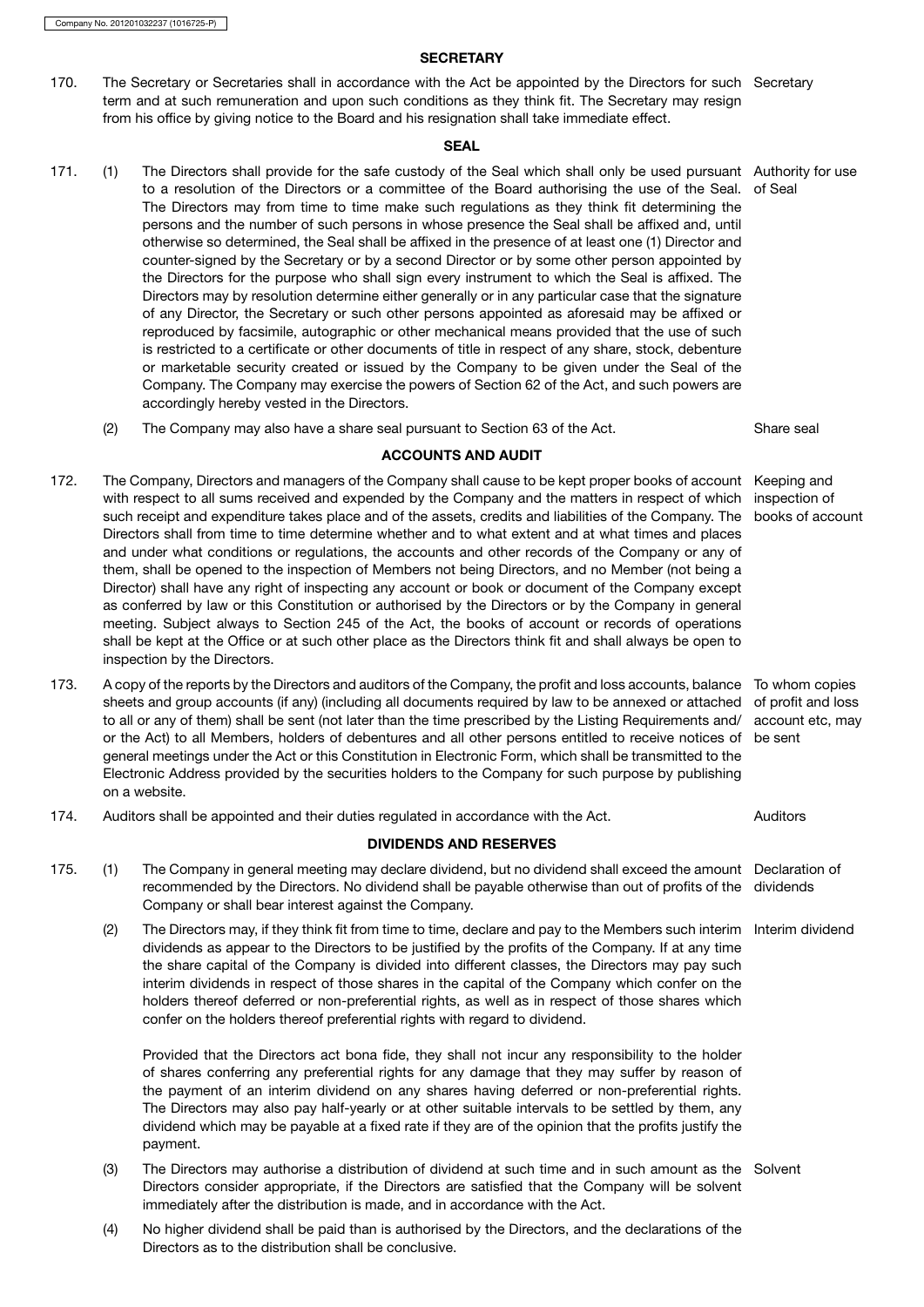## SECRETARY

170. The Secretary or Secretaries shall in accordance with the Act be appointed by the Directors for such term and at such remuneration and upon such conditions as they think fit. The Secretary may resign from his office by giving notice to the Board and his resignation shall take immediate effect. *Secretary*

## SEAL

171. (1) The Directors shall provide for the safe custody of the Seal which shall only be used pursuant to a resolution of the Directors or a committee of the Board authorising the use of the Seal. The Directors may from time to time make such regulations as they think fit determining the persons and the number of such persons in whose presence the Seal shall be affixed and, until otherwise so determined, the Seal shall be affixed in the presence of at least one (1) Director and counter-signed by the Secretary or by a second Director or by some other person appointed by the Directors for the purpose who shall sign every instrument to which the Seal is affixed. The Directors may by resolution determine either generally or in any particular case that the signature of any Director, the Secretary or such other persons appointed as aforesaid may be affixed or reproduced by facsimile, autographic or other mechanical means provided that the use of such is restricted to a certificate or other documents of title in respect of any share, stock, debenture or marketable security created or issued by the Company to be given under the Seal of the Company. The Company may exercise the powers of Section 62 of the Act, and such powers are accordingly hereby vested in the Directors. *Authority for use of Seal*

(2) The Company may also have a share seal pursuant to Section 63 of the Act. *Share seal*

## ACCOUNTS AND AUDIT

172. The Company, Directors and managers of the Company shall cause to be kept proper books of account with respect to all sums received and expended by the Company and the matters in respect of which such receipt and expenditure takes place and of the assets, credits and liabilities of the Company. The Directors shall from time to time determine whether and to what extent and at what times and places and under what conditions or regulations, the accounts and other records of the Company or any of them, shall be opened to the inspection of Members not being Directors, and no Member (not being a Director) shall have any right of inspecting any account or book or document of the Company except as conferred by law or this Constitution or authorised by the Directors or by the Company in general meeting. Subject always to Section 245 of the Act, the books of account or records of operations shall be kept at the Office or at such other place as the Directors think fit and shall always be open to inspection by the Directors. *Keeping and inspection of books of account*

173. A copy of the reports by the Directors and auditors of the Company, the profit and loss accounts, balance sheets and group accounts (if any) (including all documents required by law to be annexed or attached to all or any of them) shall be sent (not later than the time prescribed by the Listing Requirements and/or the Act) to all Members, holders of debentures and all other persons entitled to receive notices of general meetings under the Act or this Constitution in Electronic Form, which shall be transmitted to the Electronic Address provided by the securities holders to the Company for such purpose by publishing on a website. *To whom copies of profit and loss account etc, may be sent*

174. Auditors shall be appointed and their duties regulated in accordance with the Act. *Auditors*

## DIVIDENDS AND RESERVES

175. (1) The Company in general meeting may declare dividend, but no dividend shall exceed the amount recommended by the Directors. No dividend shall be payable otherwise than out of profits of the Company or shall bear interest against the Company. *Declaration of dividends*

(2) The Directors may, if they think fit from time to time, declare and pay to the Members such interim dividends as appear to the Directors to be justified by the profits of the Company. If at any time the share capital of the Company is divided into different classes, the Directors may pay such interim dividends in respect of those shares in the capital of the Company which confer on the holders thereof deferred or non-preferential rights, as well as in respect of those shares which confer on the holders thereof preferential rights with regard to dividend. *Interim dividend*

Provided that the Directors act bona fide, they shall not incur any responsibility to the holder of shares conferring any preferential rights for any damage that they may suffer by reason of the payment of an interim dividend on any shares having deferred or non-preferential rights. The Directors may also pay half-yearly or at other suitable intervals to be settled by them, any dividend which may be payable at a fixed rate if they are of the opinion that the profits justify the payment.

(3) The Directors may authorise a distribution of dividend at such time and in such amount as the Directors consider appropriate, if the Directors are satisfied that the Company will be solvent immediately after the distribution is made, and in accordance with the Act. *Solvent*

(4) No higher dividend shall be paid than is authorised by the Directors, and the declarations of the Directors as to the distribution shall be conclusive.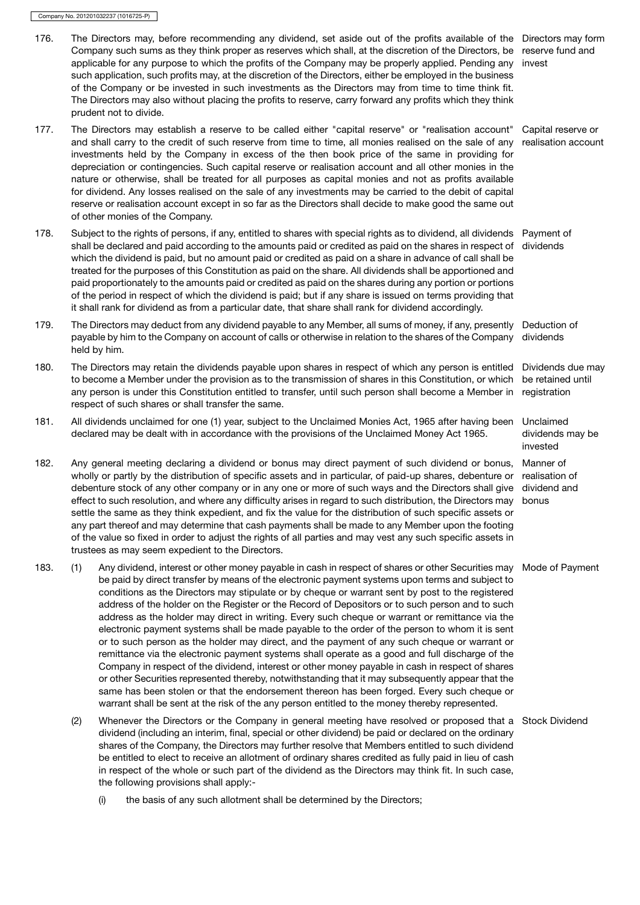176. The Directors may, before recommending any dividend, set aside out of the profits available of the Company such sums as they think proper as reserves which shall, at the discretion of the Directors, be applicable for any purpose to which the profits of the Company may be properly applied. Pending any such application, such profits may, at the discretion of the Directors, either be employed in the business of the Company or be invested in such investments as the Directors may from time to time think fit. The Directors may also without placing the profits to reserve, carry forward any profits which they think prudent not to divide.

*Directors may form reserve fund and invest*

177. The Directors may establish a reserve to be called either "capital reserve" or "realisation account" and shall carry to the credit of such reserve from time to time, all monies realised on the sale of any investments held by the Company in excess of the then book price of the same in providing for depreciation or contingencies. Such capital reserve or realisation account and all other monies in the nature or otherwise, shall be treated for all purposes as capital monies and not as profits available for dividend. Any losses realised on the sale of any investments may be carried to the debit of capital reserve or realisation account except in so far as the Directors shall decide to make good the same out of other monies of the Company.

*Capital reserve or realisation account*

178. Subject to the rights of persons, if any, entitled to shares with special rights as to dividend, all dividends shall be declared and paid according to the amounts paid or credited as paid on the shares in respect of which the dividend is paid, but no amount paid or credited as paid on a share in advance of call shall be treated for the purposes of this Constitution as paid on the share. All dividends shall be apportioned and paid proportionately to the amounts paid or credited as paid on the shares during any portion or portions of the period in respect of which the dividend is paid; but if any share is issued on terms providing that it shall rank for dividend as from a particular date, that share shall rank for dividend accordingly.

*Payment of dividends*

179. The Directors may deduct from any dividend payable to any Member, all sums of money, if any, presently payable by him to the Company on account of calls or otherwise in relation to the shares of the Company held by him.

*Deduction of dividends*

180. The Directors may retain the dividends payable upon shares in respect of which any person is entitled to become a Member under the provision as to the transmission of shares in this Constitution, or which any person is under this Constitution entitled to transfer, until such person shall become a Member in respect of such shares or shall transfer the same.

*Dividends due may be retained until registration*

181. All dividends unclaimed for one (1) year, subject to the Unclaimed Monies Act, 1965 after having been declared may be dealt with in accordance with the provisions of the Unclaimed Money Act 1965.

*Unclaimed dividends may be invested*

182. Any general meeting declaring a dividend or bonus may direct payment of such dividend or bonus, wholly or partly by the distribution of specific assets and in particular, of paid-up shares, debenture or debenture stock of any other company or in any one or more of such ways and the Directors shall give effect to such resolution, and where any difficulty arises in regard to such distribution, the Directors may settle the same as they think expedient, and fix the value for the distribution of such specific assets or any part thereof and may determine that cash payments shall be made to any Member upon the footing of the value so fixed in order to adjust the rights of all parties and may vest any such specific assets in trustees as may seem expedient to the Directors.

*Manner of realisation of dividend and bonus*

183. (1) Any dividend, interest or other money payable in cash in respect of shares or other Securities may be paid by direct transfer by means of the electronic payment systems upon terms and subject to conditions as the Directors may stipulate or by cheque or warrant sent by post to the registered address of the holder on the Register or the Record of Depositors or to such person and to such address as the holder may direct in writing. Every such cheque or warrant or remittance via the electronic payment systems shall be made payable to the order of the person to whom it is sent or to such person as the holder may direct, and the payment of any such cheque or warrant or remittance via the electronic payment systems shall operate as a good and full discharge of the Company in respect of the dividend, interest or other money payable in cash in respect of shares or other Securities represented thereby, notwithstanding that it may subsequently appear that the same has been stolen or that the endorsement thereon has been forged. Every such cheque or warrant shall be sent at the risk of the any person entitled to the money thereby represented.

*Mode of Payment*

(2) Whenever the Directors or the Company in general meeting have resolved or proposed that a dividend (including an interim, final, special or other dividend) be paid or declared on the ordinary shares of the Company, the Directors may further resolve that Members entitled to such dividend be entitled to elect to receive an allotment of ordinary shares credited as fully paid in lieu of cash in respect of the whole or such part of the dividend as the Directors may think fit. In such case, the following provisions shall apply:-

*Stock Dividend*

(i) the basis of any such allotment shall be determined by the Directors;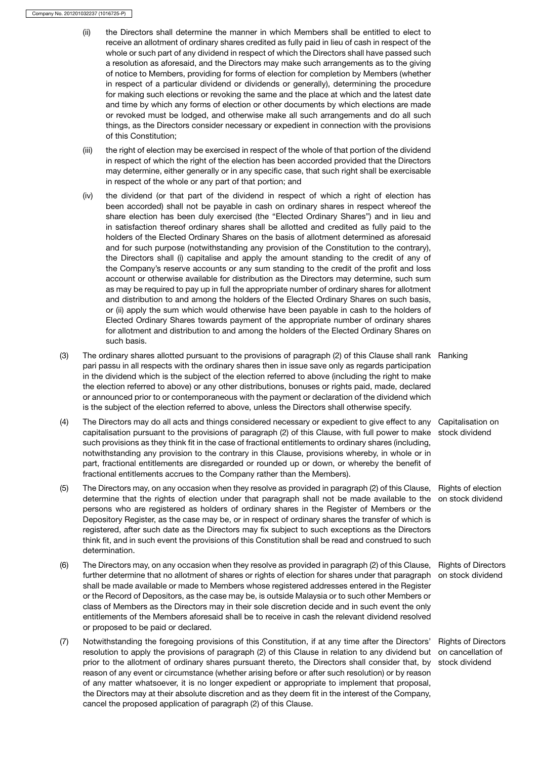(ii) the Directors shall determine the manner in which Members shall be entitled to elect to receive an allotment of ordinary shares credited as fully paid in lieu of cash in respect of the whole or such part of any dividend in respect of which the Directors shall have passed such a resolution as aforesaid, and the Directors may make such arrangements as to the giving of notice to Members, providing for forms of election for completion by Members (whether in respect of a particular dividend or dividends or generally), determining the procedure for making such elections or revoking the same and the place at which and the latest date and time by which any forms of election or other documents by which elections are made or revoked must be lodged, and otherwise make all such arrangements and do all such things, as the Directors consider necessary or expedient in connection with the provisions of this Constitution;

(iii) the right of election may be exercised in respect of the whole of that portion of the dividend in respect of which the right of the election has been accorded provided that the Directors may determine, either generally or in any specific case, that such right shall be exercisable in respect of the whole or any part of that portion; and

(iv) the dividend (or that part of the dividend in respect of which a right of election has been accorded) shall not be payable in cash on ordinary shares in respect whereof the share election has been duly exercised (the "Elected Ordinary Shares") and in lieu and in satisfaction thereof ordinary shares shall be allotted and credited as fully paid to the holders of the Elected Ordinary Shares on the basis of allotment determined as aforesaid and for such purpose (notwithstanding any provision of the Constitution to the contrary), the Directors shall (i) capitalise and apply the amount standing to the credit of any of the Company's reserve accounts or any sum standing to the credit of the profit and loss account or otherwise available for distribution as the Directors may determine, such sum as may be required to pay up in full the appropriate number of ordinary shares for allotment and distribution to and among the holders of the Elected Ordinary Shares on such basis, or (ii) apply the sum which would otherwise have been payable in cash to the holders of Elected Ordinary Shares towards payment of the appropriate number of ordinary shares for allotment and distribution to and among the holders of the Elected Ordinary Shares on such basis.

(3) *Ranking* — The ordinary shares allotted pursuant to the provisions of paragraph (2) of this Clause shall rank pari passu in all respects with the ordinary shares then in issue save only as regards participation in the dividend which is the subject of the election referred to above (including the right to make the election referred to above) or any other distributions, bonuses or rights paid, made, declared or announced prior to or contemporaneous with the payment or declaration of the dividend which is the subject of the election referred to above, unless the Directors shall otherwise specify.

(4) *Capitalisation on stock dividend* — The Directors may do all acts and things considered necessary or expedient to give effect to any capitalisation pursuant to the provisions of paragraph (2) of this Clause, with full power to make such provisions as they think fit in the case of fractional entitlements to ordinary shares (including, notwithstanding any provision to the contrary in this Clause, provisions whereby, in whole or in part, fractional entitlements are disregarded or rounded up or down, or whereby the benefit of fractional entitlements accrues to the Company rather than the Members).

(5) *Rights of election on stock dividend* — The Directors may, on any occasion when they resolve as provided in paragraph (2) of this Clause, determine that the rights of election under that paragraph shall not be made available to the persons who are registered as holders of ordinary shares in the Register of Members or the Depository Register, as the case may be, or in respect of ordinary shares the transfer of which is registered, after such date as the Directors may fix subject to such exceptions as the Directors think fit, and in such event the provisions of this Constitution shall be read and construed to such determination.

(6) *Rights of Directors on stock dividend* — The Directors may, on any occasion when they resolve as provided in paragraph (2) of this Clause, further determine that no allotment of shares or rights of election for shares under that paragraph shall be made available or made to Members whose registered addresses entered in the Register or the Record of Depositors, as the case may be, is outside Malaysia or to such other Members or class of Members as the Directors may in their sole discretion decide and in such event the only entitlements of the Members aforesaid shall be to receive in cash the relevant dividend resolved or proposed to be paid or declared.

(7) *Rights of Directors on cancellation of stock dividend* — Notwithstanding the foregoing provisions of this Constitution, if at any time after the Directors' resolution to apply the provisions of paragraph (2) of this Clause in relation to any dividend but prior to the allotment of ordinary shares pursuant thereto, the Directors shall consider that, by reason of any event or circumstance (whether arising before or after such resolution) or by reason of any matter whatsoever, it is no longer expedient or appropriate to implement that proposal, the Directors may at their absolute discretion and as they deem fit in the interest of the Company, cancel the proposed application of paragraph (2) of this Clause.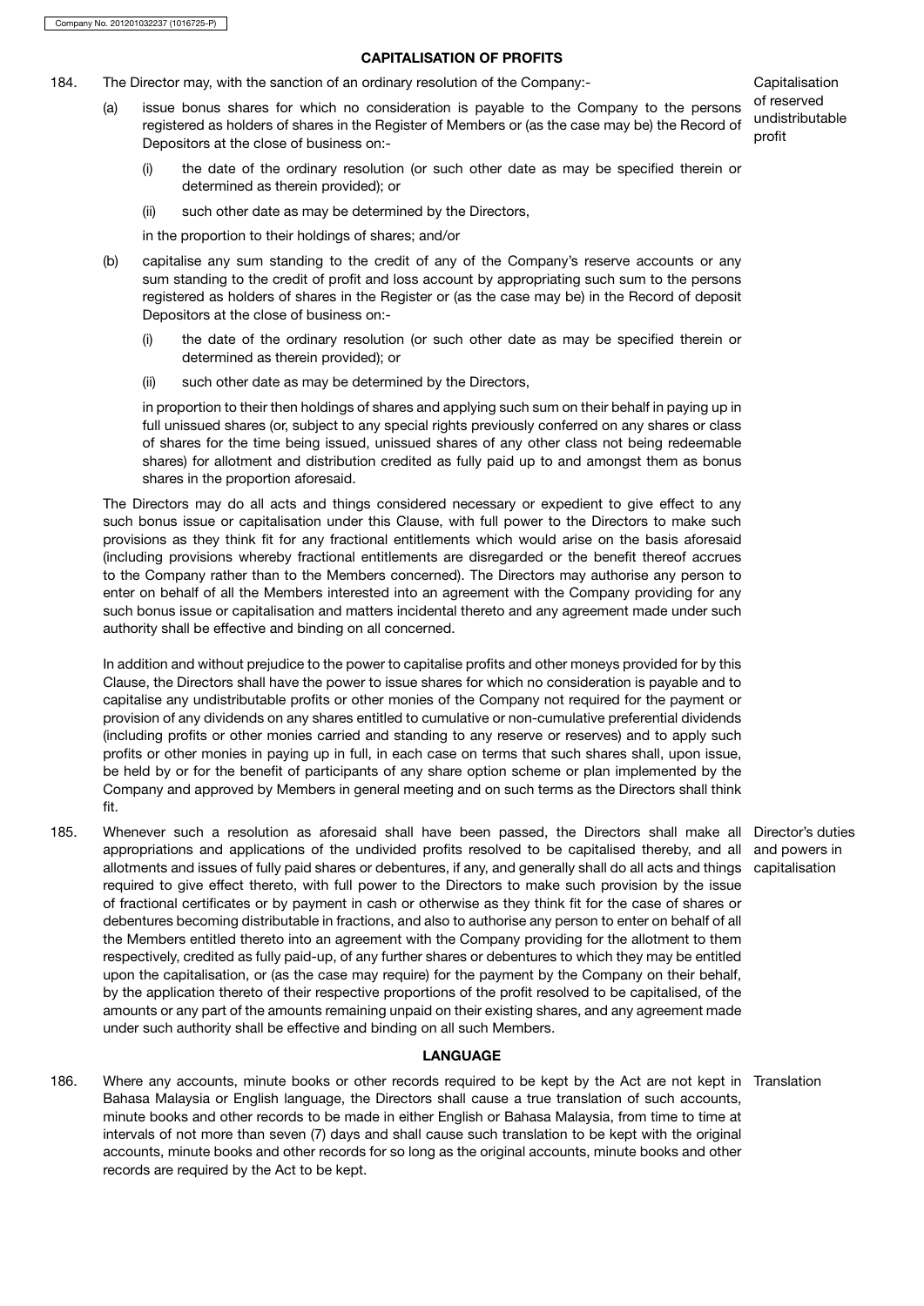## CAPITALISATION OF PROFITS

184. The Director may, with the sanction of an ordinary resolution of the Company:-

*Capitalisation of reserved undistributable profit*

(a) issue bonus shares for which no consideration is payable to the Company to the persons registered as holders of shares in the Register of Members or (as the case may be) the Record of Depositors at the close of business on:-

(i) the date of the ordinary resolution (or such other date as may be specified therein or determined as therein provided); or

(ii) such other date as may be determined by the Directors,

in the proportion to their holdings of shares; and/or

(b) capitalise any sum standing to the credit of any of the Company's reserve accounts or any sum standing to the credit of profit and loss account by appropriating such sum to the persons registered as holders of shares in the Register or (as the case may be) in the Record of deposit Depositors at the close of business on:-

(i) the date of the ordinary resolution (or such other date as may be specified therein or determined as therein provided); or

(ii) such other date as may be determined by the Directors,

in proportion to their then holdings of shares and applying such sum on their behalf in paying up in full unissued shares (or, subject to any special rights previously conferred on any shares or class of shares for the time being issued, unissued shares of any other class not being redeemable shares) for allotment and distribution credited as fully paid up to and amongst them as bonus shares in the proportion aforesaid.

The Directors may do all acts and things considered necessary or expedient to give effect to any such bonus issue or capitalisation under this Clause, with full power to the Directors to make such provisions as they think fit for any fractional entitlements which would arise on the basis aforesaid (including provisions whereby fractional entitlements are disregarded or the benefit thereof accrues to the Company rather than to the Members concerned). The Directors may authorise any person to enter on behalf of all the Members interested into an agreement with the Company providing for any such bonus issue or capitalisation and matters incidental thereto and any agreement made under such authority shall be effective and binding on all concerned.

In addition and without prejudice to the power to capitalise profits and other moneys provided for by this Clause, the Directors shall have the power to issue shares for which no consideration is payable and to capitalise any undistributable profits or other monies of the Company not required for the payment or provision of any dividends on any shares entitled to cumulative or non-cumulative preferential dividends (including profits or other monies carried and standing to any reserve or reserves) and to apply such profits or other monies in paying up in full, in each case on terms that such shares shall, upon issue, be held by or for the benefit of participants of any share option scheme or plan implemented by the Company and approved by Members in general meeting and on such terms as the Directors shall think fit.

185. Whenever such a resolution as aforesaid shall have been passed, the Directors shall make all appropriations and applications of the undivided profits resolved to be capitalised thereby, and all allotments and issues of fully paid shares or debentures, if any, and generally shall do all acts and things required to give effect thereto, with full power to the Directors to make such provision by the issue of fractional certificates or by payment in cash or otherwise as they think fit for the case of shares or debentures becoming distributable in fractions, and also to authorise any person to enter on behalf of all the Members entitled thereto into an agreement with the Company providing for the allotment to them respectively, credited as fully paid-up, of any further shares or debentures to which they may be entitled upon the capitalisation, or (as the case may require) for the payment by the Company on their behalf, by the application thereto of their respective proportions of the profit resolved to be capitalised, of the amounts or any part of the amounts remaining unpaid on their existing shares, and any agreement made under such authority shall be effective and binding on all such Members.

*Director's duties and powers in capitalisation*

## LANGUAGE

186. Where any accounts, minute books or other records required to be kept by the Act are not kept in Bahasa Malaysia or English language, the Directors shall cause a true translation of such accounts, minute books and other records to be made in either English or Bahasa Malaysia, from time to time at intervals of not more than seven (7) days and shall cause such translation to be kept with the original accounts, minute books and other records for so long as the original accounts, minute books and other records are required by the Act to be kept.

*Translation*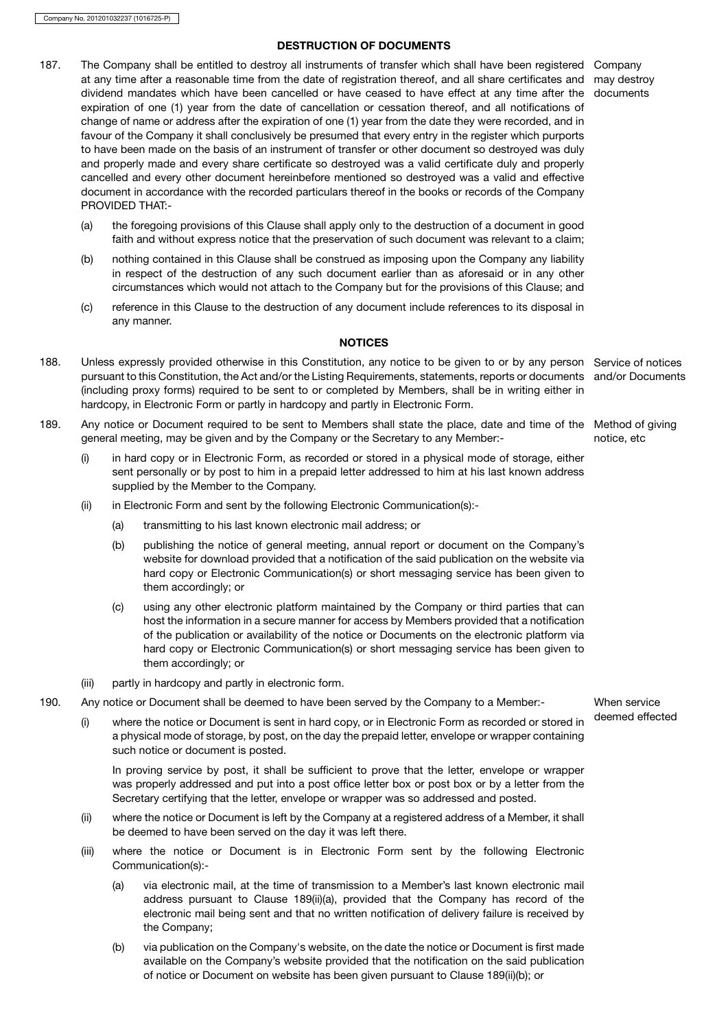## DESTRUCTION OF DOCUMENTS

187. The Company shall be entitled to destroy all instruments of transfer which shall have been registered at any time after a reasonable time from the date of registration thereof, and all share certificates and dividend mandates which have been cancelled or have ceased to have effect at any time after the expiration of one (1) year from the date of cancellation or cessation thereof, and all notifications of change of name or address after the expiration of one (1) year from the date they were recorded, and in favour of the Company it shall conclusively be presumed that every entry in the register which purports to have been made on the basis of an instrument of transfer or other document so destroyed was duly and properly made and every share certificate so destroyed was a valid certificate duly and properly cancelled and every other document hereinbefore mentioned so destroyed was a valid and effective document in accordance with the recorded particulars thereof in the books or records of the Company PROVIDED THAT:- *(Company may destroy documents)*

   (a) the foregoing provisions of this Clause shall apply only to the destruction of a document in good faith and without express notice that the preservation of such document was relevant to a claim;

   (b) nothing contained in this Clause shall be construed as imposing upon the Company any liability in respect of the destruction of any such document earlier than as aforesaid or in any other circumstances which would not attach to the Company but for the provisions of this Clause; and

   (c) reference in this Clause to the destruction of any document include references to its disposal in any manner.

## NOTICES

188. Unless expressly provided otherwise in this Constitution, any notice to be given to or by any person pursuant to this Constitution, the Act and/or the Listing Requirements, statements, reports or documents (including proxy forms) required to be sent to or completed by Members, shall be in writing either in hardcopy, in Electronic Form or partly in hardcopy and partly in Electronic Form. *(Service of notices and/or Documents)*

189. Any notice or Document required to be sent to Members shall state the place, date and time of the general meeting, may be given and by the Company or the Secretary to any Member:- *(Method of giving notice, etc)*

   (i) in hard copy or in Electronic Form, as recorded or stored in a physical mode of storage, either sent personally or by post to him in a prepaid letter addressed to him at his last known address supplied by the Member to the Company.

   (ii) in Electronic Form and sent by the following Electronic Communication(s):-

      (a) transmitting to his last known electronic mail address; or

      (b) publishing the notice of general meeting, annual report or document on the Company's website for download provided that a notification of the said publication on the website via hard copy or Electronic Communication(s) or short messaging service has been given to them accordingly; or

      (c) using any other electronic platform maintained by the Company or third parties that can host the information in a secure manner for access by Members provided that a notification of the publication or availability of the notice or Documents on the electronic platform via hard copy or Electronic Communication(s) or short messaging service has been given to them accordingly; or

   (iii) partly in hardcopy and partly in electronic form.

190. Any notice or Document shall be deemed to have been served by the Company to a Member:- *(When service deemed effected)*

   (i) where the notice or Document is sent in hard copy, or in Electronic Form as recorded or stored in a physical mode of storage, by post, on the day the prepaid letter, envelope or wrapper containing such notice or document is posted.

   In proving service by post, it shall be sufficient to prove that the letter, envelope or wrapper was properly addressed and put into a post office letter box or post box or by a letter from the Secretary certifying that the letter, envelope or wrapper was so addressed and posted.

   (ii) where the notice or Document is left by the Company at a registered address of a Member, it shall be deemed to have been served on the day it was left there.

   (iii) where the notice or Document is in Electronic Form sent by the following Electronic Communication(s):-

      (a) via electronic mail, at the time of transmission to a Member's last known electronic mail address pursuant to Clause 189(ii)(a), provided that the Company has record of the electronic mail being sent and that no written notification of delivery failure is received by the Company;

      (b) via publication on the Company's website, on the date the notice or Document is first made available on the Company's website provided that the notification on the said publication of notice or Document on website has been given pursuant to Clause 189(ii)(b); or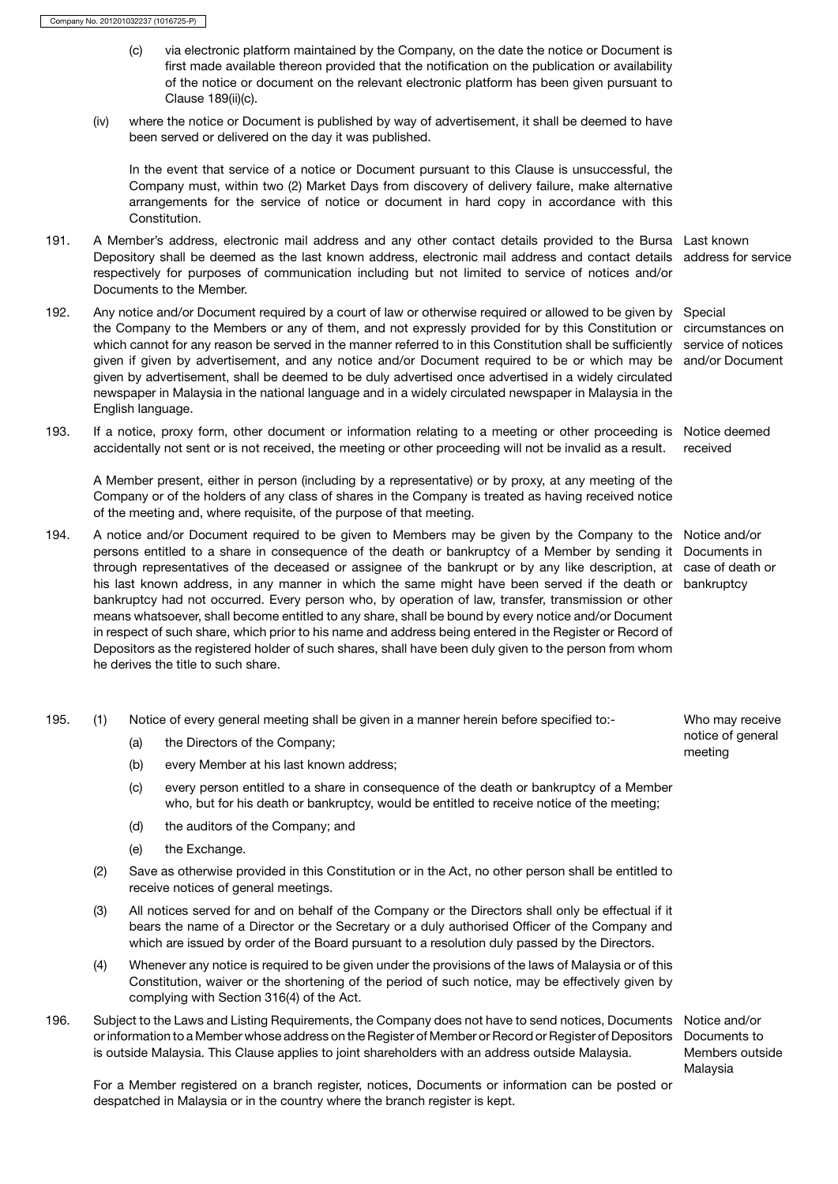(c) via electronic platform maintained by the Company, on the date the notice or Document is first made available thereon provided that the notification on the publication or availability of the notice or document on the relevant electronic platform has been given pursuant to Clause 189(ii)(c).

(iv) where the notice or Document is published by way of advertisement, it shall be deemed to have been served or delivered on the day it was published.

In the event that service of a notice or Document pursuant to this Clause is unsuccessful, the Company must, within two (2) Market Days from discovery of delivery failure, make alternative arrangements for the service of notice or document in hard copy in accordance with this Constitution.

**Last known address for service**

191. A Member's address, electronic mail address and any other contact details provided to the Bursa Depository shall be deemed as the last known address, electronic mail address and contact details respectively for purposes of communication including but not limited to service of notices and/or Documents to the Member.

**Special circumstances on service of notices and/or Document**

192. Any notice and/or Document required by a court of law or otherwise required or allowed to be given by the Company to the Members or any of them, and not expressly provided for by this Constitution or which cannot for any reason be served in the manner referred to in this Constitution shall be sufficiently given if given by advertisement, and any notice and/or Document required to be or which may be given by advertisement, shall be deemed to be duly advertised once advertised in a widely circulated newspaper in Malaysia in the national language and in a widely circulated newspaper in Malaysia in the English language.

**Notice deemed received**

193. If a notice, proxy form, other document or information relating to a meeting or other proceeding is accidentally not sent or is not received, the meeting or other proceeding will not be invalid as a result.

A Member present, either in person (including by a representative) or by proxy, at any meeting of the Company or of the holders of any class of shares in the Company is treated as having received notice of the meeting and, where requisite, of the purpose of that meeting.

**Notice and/or Documents in case of death or bankruptcy**

194. A notice and/or Document required to be given to Members may be given by the Company to the persons entitled to a share in consequence of the death or bankruptcy of a Member by sending it through representatives of the deceased or assignee of the bankrupt or by any like description, at his last known address, in any manner in which the same might have been served if the death or bankruptcy had not occurred. Every person who, by operation of law, transfer, transmission or other means whatsoever, shall become entitled to any share, shall be bound by every notice and/or Document in respect of such share, which prior to his name and address being entered in the Register or Record of Depositors as the registered holder of such shares, shall have been duly given to the person from whom he derives the title to such share.

**Who may receive notice of general meeting**

195. (1) Notice of every general meeting shall be given in a manner herein before specified to:-

(a) the Directors of the Company;

(b) every Member at his last known address;

(c) every person entitled to a share in consequence of the death or bankruptcy of a Member who, but for his death or bankruptcy, would be entitled to receive notice of the meeting;

(d) the auditors of the Company; and

(e) the Exchange.

(2) Save as otherwise provided in this Constitution or in the Act, no other person shall be entitled to receive notices of general meetings.

(3) All notices served for and on behalf of the Company or the Directors shall only be effectual if it bears the name of a Director or the Secretary or a duly authorised Officer of the Company and which are issued by order of the Board pursuant to a resolution duly passed by the Directors.

(4) Whenever any notice is required to be given under the provisions of the laws of Malaysia or of this Constitution, waiver or the shortening of the period of such notice, may be effectively given by complying with Section 316(4) of the Act.

**Notice and/or Documents to Members outside Malaysia**

196. Subject to the Laws and Listing Requirements, the Company does not have to send notices, Documents or information to a Member whose address on the Register of Member or Record or Register of Depositors is outside Malaysia. This Clause applies to joint shareholders with an address outside Malaysia.

For a Member registered on a branch register, notices, Documents or information can be posted or despatched in Malaysia or in the country where the branch register is kept.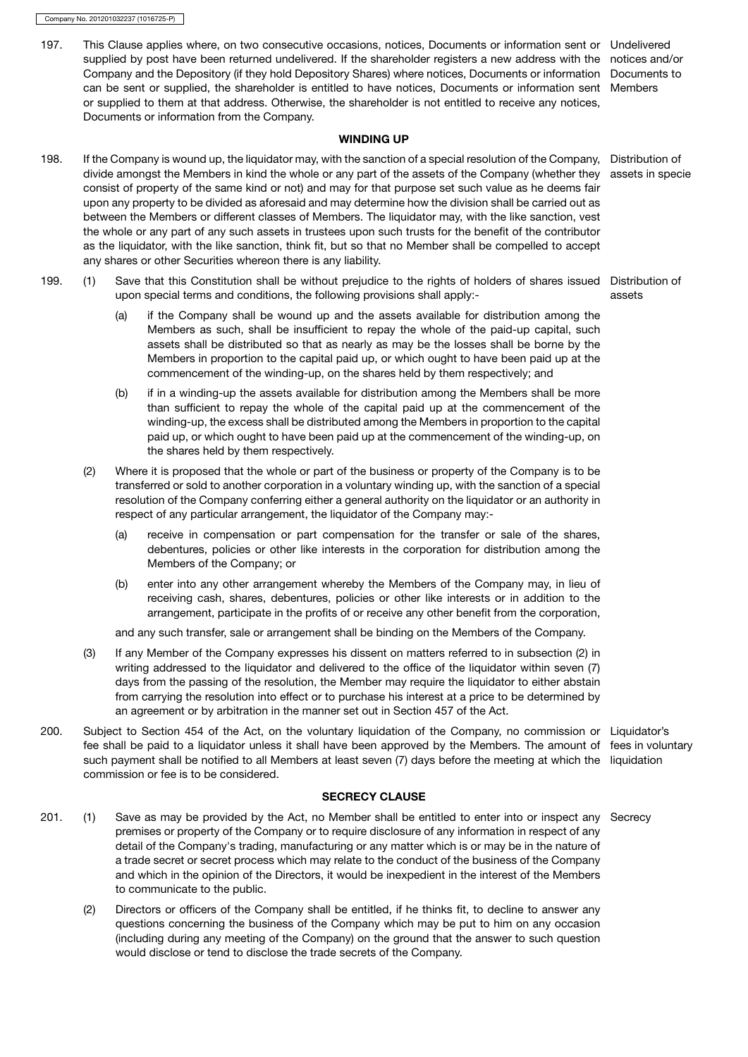197. This Clause applies where, on two consecutive occasions, notices, Documents or information sent or supplied by post have been returned undelivered. If the shareholder registers a new address with the Company and the Depository (if they hold Depository Shares) where notices, Documents or information can be sent or supplied, the shareholder is entitled to have notices, Documents or information sent or supplied to them at that address. Otherwise, the shareholder is not entitled to receive any notices, Documents or information from the Company.

*Undelivered notices and/or Documents to Members*

## WINDING UP

198. If the Company is wound up, the liquidator may, with the sanction of a special resolution of the Company, divide amongst the Members in kind the whole or any part of the assets of the Company (whether they consist of property of the same kind or not) and may for that purpose set such value as he deems fair upon any property to be divided as aforesaid and may determine how the division shall be carried out as between the Members or different classes of Members. The liquidator may, with the like sanction, vest the whole or any part of any such assets in trustees upon such trusts for the benefit of the contributor as the liquidator, with the like sanction, think fit, but so that no Member shall be compelled to accept any shares or other Securities whereon there is any liability.

*Distribution of assets in specie*

199. (1) Save that this Constitution shall be without prejudice to the rights of holders of shares issued upon special terms and conditions, the following provisions shall apply:-

*Distribution of assets*

(a) if the Company shall be wound up and the assets available for distribution among the Members as such, shall be insufficient to repay the whole of the paid-up capital, such assets shall be distributed so that as nearly as may be the losses shall be borne by the Members in proportion to the capital paid up, or which ought to have been paid up at the commencement of the winding-up, on the shares held by them respectively; and

(b) if in a winding-up the assets available for distribution among the Members shall be more than sufficient to repay the whole of the capital paid up at the commencement of the winding-up, the excess shall be distributed among the Members in proportion to the capital paid up, or which ought to have been paid up at the commencement of the winding-up, on the shares held by them respectively.

(2) Where it is proposed that the whole or part of the business or property of the Company is to be transferred or sold to another corporation in a voluntary winding up, with the sanction of a special resolution of the Company conferring either a general authority on the liquidator or an authority in respect of any particular arrangement, the liquidator of the Company may:-

(a) receive in compensation or part compensation for the transfer or sale of the shares, debentures, policies or other like interests in the corporation for distribution among the Members of the Company; or

(b) enter into any other arrangement whereby the Members of the Company may, in lieu of receiving cash, shares, debentures, policies or other like interests or in addition to the arrangement, participate in the profits of or receive any other benefit from the corporation,

and any such transfer, sale or arrangement shall be binding on the Members of the Company.

(3) If any Member of the Company expresses his dissent on matters referred to in subsection (2) in writing addressed to the liquidator and delivered to the office of the liquidator within seven (7) days from the passing of the resolution, the Member may require the liquidator to either abstain from carrying the resolution into effect or to purchase his interest at a price to be determined by an agreement or by arbitration in the manner set out in Section 457 of the Act.

200. Subject to Section 454 of the Act, on the voluntary liquidation of the Company, no commission or fee shall be paid to a liquidator unless it shall have been approved by the Members. The amount of such payment shall be notified to all Members at least seven (7) days before the meeting at which the commission or fee is to be considered.

*Liquidator's fees in voluntary liquidation*

## SECRECY CLAUSE

201. (1) Save as may be provided by the Act, no Member shall be entitled to enter into or inspect any premises or property of the Company or to require disclosure of any information in respect of any detail of the Company's trading, manufacturing or any matter which is or may be in the nature of a trade secret or secret process which may relate to the conduct of the business of the Company and which in the opinion of the Directors, it would be inexpedient in the interest of the Members to communicate to the public.

*Secrecy*

(2) Directors or officers of the Company shall be entitled, if he thinks fit, to decline to answer any questions concerning the business of the Company which may be put to him on any occasion (including during any meeting of the Company) on the ground that the answer to such question would disclose or tend to disclose the trade secrets of the Company.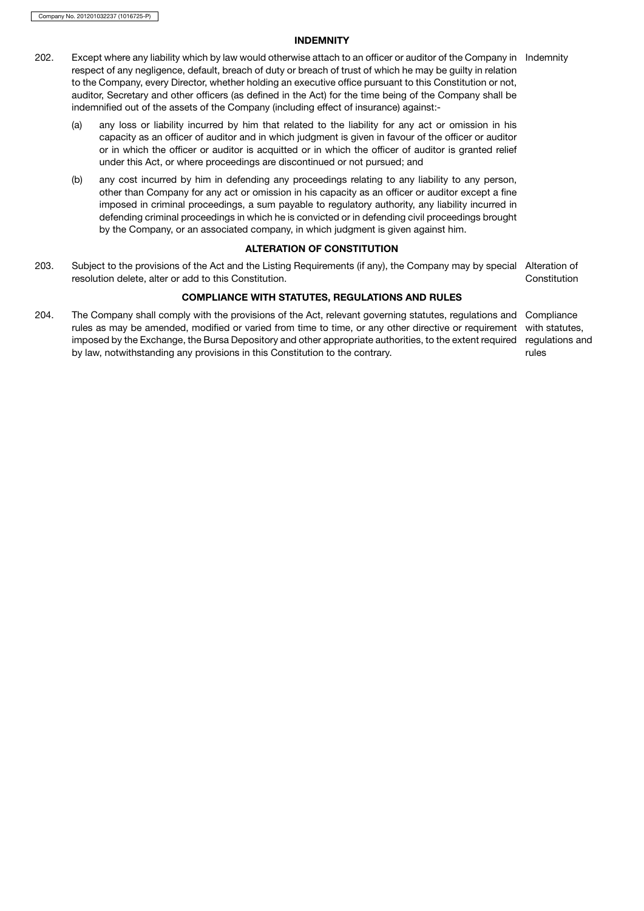## INDEMNITY

202. Except where any liability which by law would otherwise attach to an officer or auditor of the Company in respect of any negligence, default, breach of duty or breach of trust of which he may be guilty in relation to the Company, every Director, whether holding an executive office pursuant to this Constitution or not, auditor, Secretary and other officers (as defined in the Act) for the time being of the Company shall be indemnified out of the assets of the Company (including effect of insurance) against:-

Indemnity

(a) any loss or liability incurred by him that related to the liability for any act or omission in his capacity as an officer of auditor and in which judgment is given in favour of the officer or auditor or in which the officer or auditor is acquitted or in which the officer of auditor is granted relief under this Act, or where proceedings are discontinued or not pursued; and

(b) any cost incurred by him in defending any proceedings relating to any liability to any person, other than Company for any act or omission in his capacity as an officer or auditor except a fine imposed in criminal proceedings, a sum payable to regulatory authority, any liability incurred in defending criminal proceedings in which he is convicted or in defending civil proceedings brought by the Company, or an associated company, in which judgment is given against him.

## ALTERATION OF CONSTITUTION

203. Subject to the provisions of the Act and the Listing Requirements (if any), the Company may by special resolution delete, alter or add to this Constitution.

Alteration of Constitution

## COMPLIANCE WITH STATUTES, REGULATIONS AND RULES

204. The Company shall comply with the provisions of the Act, relevant governing statutes, regulations and rules as may be amended, modified or varied from time to time, or any other directive or requirement imposed by the Exchange, the Bursa Depository and other appropriate authorities, to the extent required by law, notwithstanding any provisions in this Constitution to the contrary.

Compliance with statutes, regulations and rules